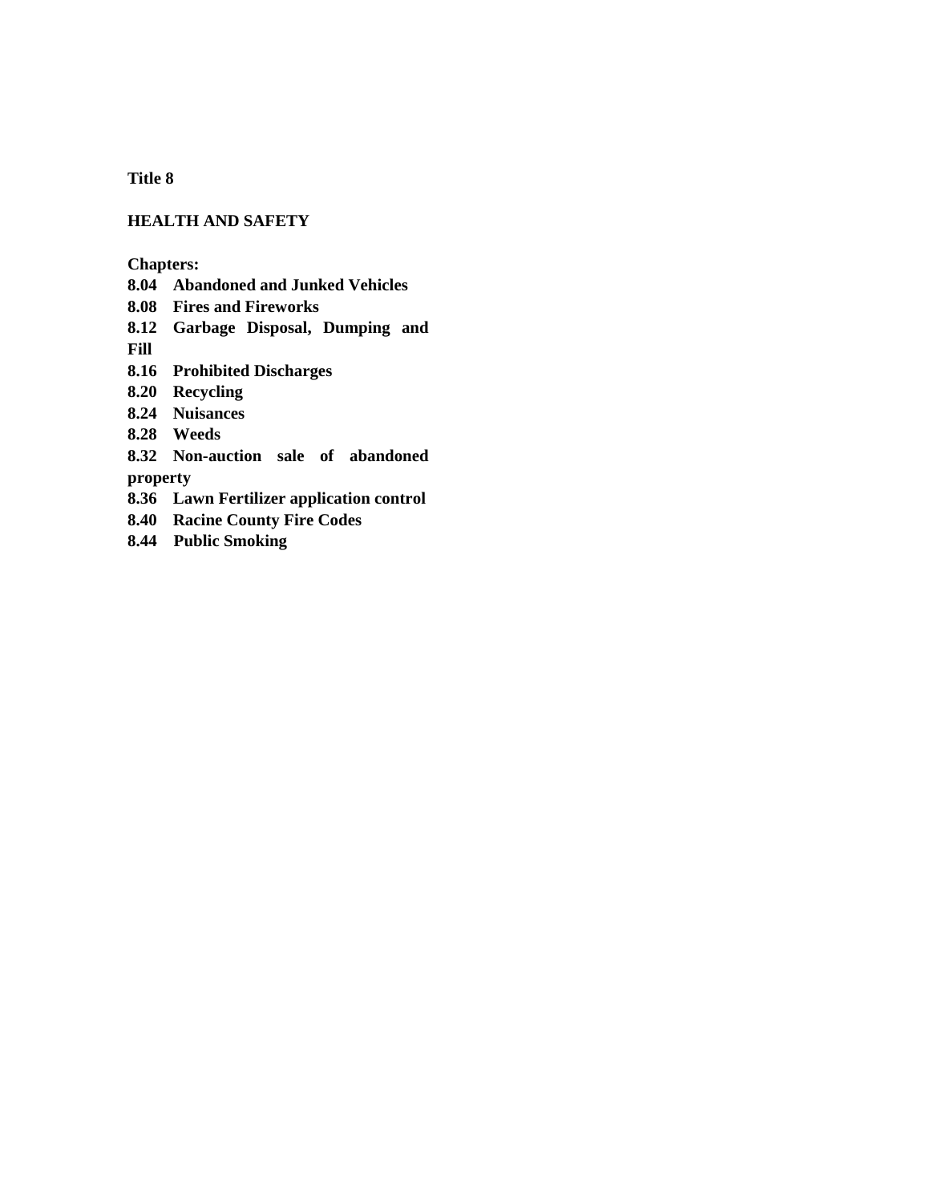# Title 8

## HEALTH AND SAFETY

**Chapters:**

**8.04 Abandoned and Junked Vehicles**
**8.08 Fires and Fireworks**
**8.12 Garbage Disposal, Dumping and Fill**
**8.16 Prohibited Discharges**
**8.20 Recycling**
**8.24 Nuisances**
**8.28 Weeds**
**8.32 Non-auction sale of abandoned property**
**8.36 Lawn Fertilizer application control**
**8.40 Racine County Fire Codes**
**8.44 Public Smoking**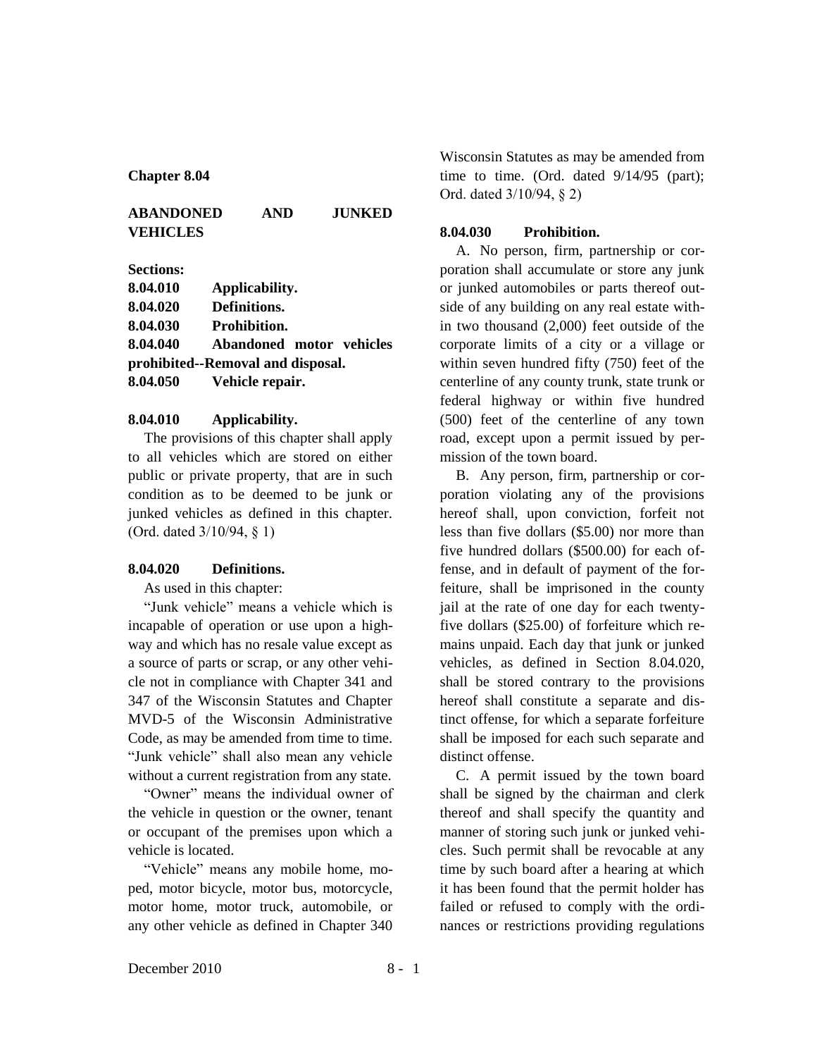## Chapter 8.04

## ABANDONED AND JUNKED VEHICLES

**Sections:**

**8.04.010 Applicability.**
**8.04.020 Definitions.**
**8.04.030 Prohibition.**
**8.04.040 Abandoned motor vehicles prohibited--Removal and disposal.**
**8.04.050 Vehicle repair.**

### 8.04.010 Applicability.

The provisions of this chapter shall apply to all vehicles which are stored on either public or private property, that are in such condition as to be deemed to be junk or junked vehicles as defined in this chapter. (Ord. dated 3/10/94, § 1)

### 8.04.020 Definitions.

As used in this chapter:

"Junk vehicle" means a vehicle which is incapable of operation or use upon a highway and which has no resale value except as a source of parts or scrap, or any other vehicle not in compliance with Chapter 341 and 347 of the Wisconsin Statutes and Chapter MVD-5 of the Wisconsin Administrative Code, as may be amended from time to time. "Junk vehicle" shall also mean any vehicle without a current registration from any state.

"Owner" means the individual owner of the vehicle in question or the owner, tenant or occupant of the premises upon which a vehicle is located.

"Vehicle" means any mobile home, moped, motor bicycle, motor bus, motorcycle, motor home, motor truck, automobile, or any other vehicle as defined in Chapter 340 Wisconsin Statutes as may be amended from time to time. (Ord. dated 9/14/95 (part); Ord. dated 3/10/94, § 2)

### 8.04.030 Prohibition.

A. No person, firm, partnership or corporation shall accumulate or store any junk or junked automobiles or parts thereof outside of any building on any real estate within two thousand (2,000) feet outside of the corporate limits of a city or a village or within seven hundred fifty (750) feet of the centerline of any county trunk, state trunk or federal highway or within five hundred (500) feet of the centerline of any town road, except upon a permit issued by permission of the town board.

B. Any person, firm, partnership or corporation violating any of the provisions hereof shall, upon conviction, forfeit not less than five dollars ($5.00) nor more than five hundred dollars ($500.00) for each offense, and in default of payment of the forfeiture, shall be imprisoned in the county jail at the rate of one day for each twenty-five dollars ($25.00) of forfeiture which remains unpaid. Each day that junk or junked vehicles, as defined in Section 8.04.020, shall be stored contrary to the provisions hereof shall constitute a separate and distinct offense, for which a separate forfeiture shall be imposed for each such separate and distinct offense.

C. A permit issued by the town board shall be signed by the chairman and clerk thereof and shall specify the quantity and manner of storing such junk or junked vehicles. Such permit shall be revocable at any time by such board after a hearing at which it has been found that the permit holder has failed or refused to comply with the ordinances or restrictions providing regulations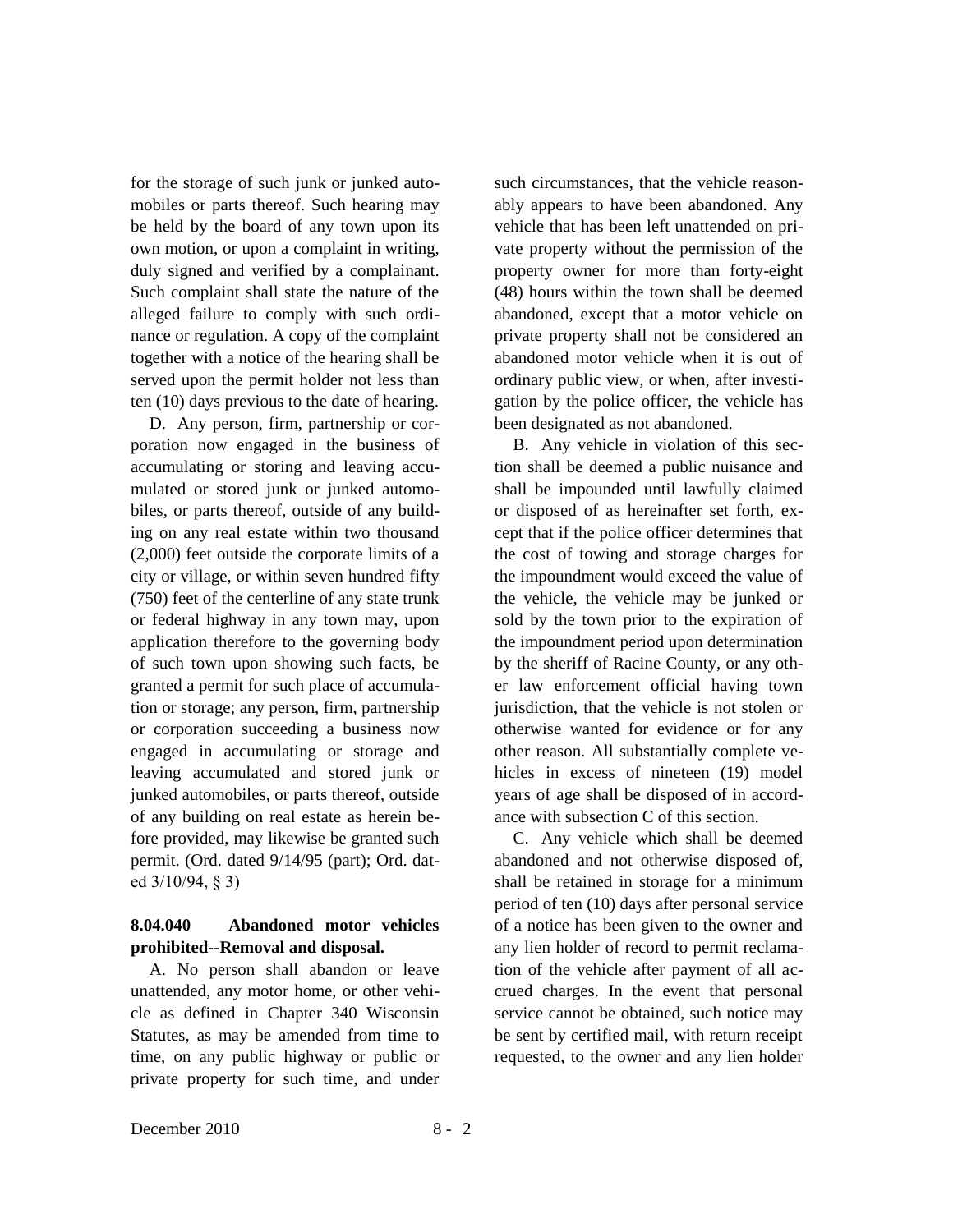for the storage of such junk or junked automobiles or parts thereof. Such hearing may be held by the board of any town upon its own motion, or upon a complaint in writing, duly signed and verified by a complainant. Such complaint shall state the nature of the alleged failure to comply with such ordinance or regulation. A copy of the complaint together with a notice of the hearing shall be served upon the permit holder not less than ten (10) days previous to the date of hearing.

D. Any person, firm, partnership or corporation now engaged in the business of accumulating or storing and leaving accumulated or stored junk or junked automobiles, or parts thereof, outside of any building on any real estate within two thousand (2,000) feet outside the corporate limits of a city or village, or within seven hundred fifty (750) feet of the centerline of any state trunk or federal highway in any town may, upon application therefore to the governing body of such town upon showing such facts, be granted a permit for such place of accumulation or storage; any person, firm, partnership or corporation succeeding a business now engaged in accumulating or storage and leaving accumulated and stored junk or junked automobiles, or parts thereof, outside of any building on real estate as herein before provided, may likewise be granted such permit. (Ord. dated 9/14/95 (part); Ord. dated 3/10/94, § 3)

**8.04.040 Abandoned motor vehicles prohibited--Removal and disposal.**

A. No person shall abandon or leave unattended, any motor home, or other vehicle as defined in Chapter 340 Wisconsin Statutes, as may be amended from time to time, on any public highway or public or private property for such time, and under such circumstances, that the vehicle reasonably appears to have been abandoned. Any vehicle that has been left unattended on private property without the permission of the property owner for more than forty-eight (48) hours within the town shall be deemed abandoned, except that a motor vehicle on private property shall not be considered an abandoned motor vehicle when it is out of ordinary public view, or when, after investigation by the police officer, the vehicle has been designated as not abandoned.

B. Any vehicle in violation of this section shall be deemed a public nuisance and shall be impounded until lawfully claimed or disposed of as hereinafter set forth, except that if the police officer determines that the cost of towing and storage charges for the impoundment would exceed the value of the vehicle, the vehicle may be junked or sold by the town prior to the expiration of the impoundment period upon determination by the sheriff of Racine County, or any other law enforcement official having town jurisdiction, that the vehicle is not stolen or otherwise wanted for evidence or for any other reason. All substantially complete vehicles in excess of nineteen (19) model years of age shall be disposed of in accordance with subsection C of this section.

C. Any vehicle which shall be deemed abandoned and not otherwise disposed of, shall be retained in storage for a minimum period of ten (10) days after personal service of a notice has been given to the owner and any lien holder of record to permit reclamation of the vehicle after payment of all accrued charges. In the event that personal service cannot be obtained, such notice may be sent by certified mail, with return receipt requested, to the owner and any lien holder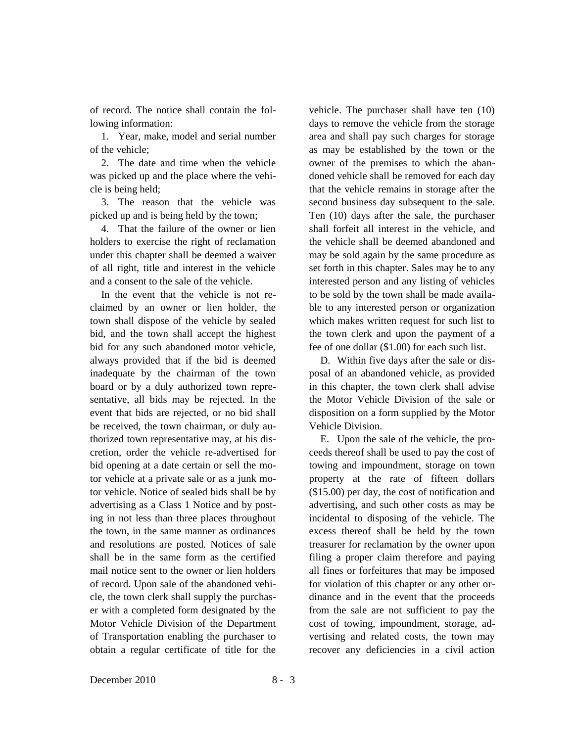of record. The notice shall contain the following information:

1. Year, make, model and serial number of the vehicle;

2. The date and time when the vehicle was picked up and the place where the vehicle is being held;

3. The reason that the vehicle was picked up and is being held by the town;

4. That the failure of the owner or lien holders to exercise the right of reclamation under this chapter shall be deemed a waiver of all right, title and interest in the vehicle and a consent to the sale of the vehicle.

In the event that the vehicle is not reclaimed by an owner or lien holder, the town shall dispose of the vehicle by sealed bid, and the town shall accept the highest bid for any such abandoned motor vehicle, always provided that if the bid is deemed inadequate by the chairman of the town board or by a duly authorized town representative, all bids may be rejected. In the event that bids are rejected, or no bid shall be received, the town chairman, or duly authorized town representative may, at his discretion, order the vehicle re-advertised for bid opening at a date certain or sell the motor vehicle at a private sale or as a junk motor vehicle. Notice of sealed bids shall be by advertising as a Class 1 Notice and by posting in not less than three places throughout the town, in the same manner as ordinances and resolutions are posted. Notices of sale shall be in the same form as the certified mail notice sent to the owner or lien holders of record. Upon sale of the abandoned vehicle, the town clerk shall supply the purchaser with a completed form designated by the Motor Vehicle Division of the Department of Transportation enabling the purchaser to obtain a regular certificate of title for the vehicle. The purchaser shall have ten (10) days to remove the vehicle from the storage area and shall pay such charges for storage as may be established by the town or the owner of the premises to which the abandoned vehicle shall be removed for each day that the vehicle remains in storage after the second business day subsequent to the sale. Ten (10) days after the sale, the purchaser shall forfeit all interest in the vehicle, and the vehicle shall be deemed abandoned and may be sold again by the same procedure as set forth in this chapter. Sales may be to any interested person and any listing of vehicles to be sold by the town shall be made available to any interested person or organization which makes written request for such list to the town clerk and upon the payment of a fee of one dollar ($1.00) for each such list.

D. Within five days after the sale or disposal of an abandoned vehicle, as provided in this chapter, the town clerk shall advise the Motor Vehicle Division of the sale or disposition on a form supplied by the Motor Vehicle Division.

E. Upon the sale of the vehicle, the proceeds thereof shall be used to pay the cost of towing and impoundment, storage on town property at the rate of fifteen dollars ($15.00) per day, the cost of notification and advertising, and such other costs as may be incidental to disposing of the vehicle. The excess thereof shall be held by the town treasurer for reclamation by the owner upon filing a proper claim therefore and paying all fines or forfeitures that may be imposed for violation of this chapter or any other ordinance and in the event that the proceeds from the sale are not sufficient to pay the cost of towing, impoundment, storage, advertising and related costs, the town may recover any deficiencies in a civil action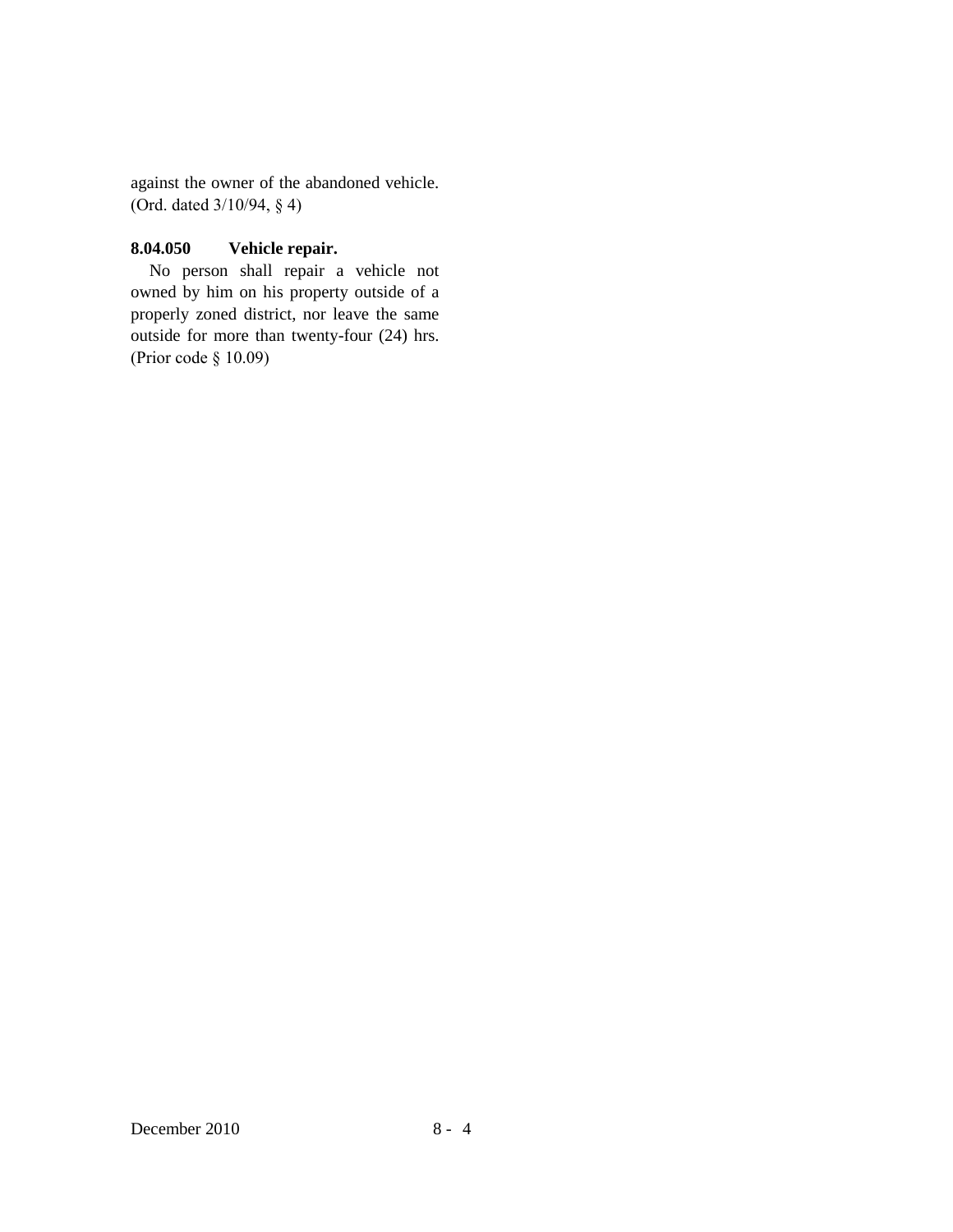against the owner of the abandoned vehicle. (Ord. dated 3/10/94, § 4)

### 8.04.050 Vehicle repair.

No person shall repair a vehicle not owned by him on his property outside of a properly zoned district, nor leave the same outside for more than twenty-four (24) hrs. (Prior code § 10.09)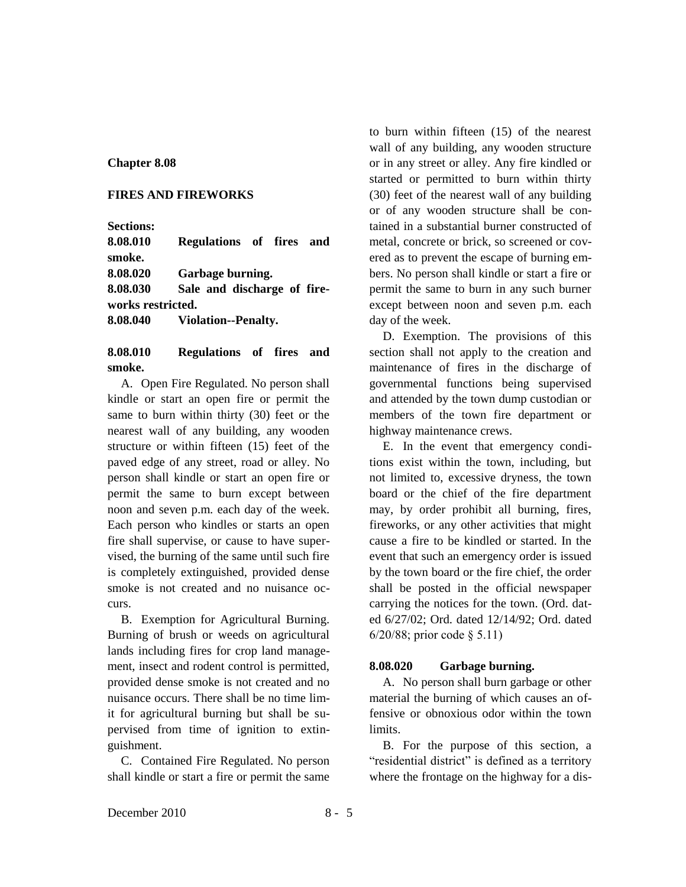## Chapter 8.08

## FIRES AND FIREWORKS

**Sections:**

**8.08.010 Regulations of fires and smoke.**
**8.08.020 Garbage burning.**
**8.08.030 Sale and discharge of fireworks restricted.**
**8.08.040 Violation--Penalty.**

### 8.08.010 Regulations of fires and smoke.

A. Open Fire Regulated. No person shall kindle or start an open fire or permit the same to burn within thirty (30) feet or the nearest wall of any building, any wooden structure or within fifteen (15) feet of the paved edge of any street, road or alley. No person shall kindle or start an open fire or permit the same to burn except between noon and seven p.m. each day of the week. Each person who kindles or starts an open fire shall supervise, or cause to have supervised, the burning of the same until such fire is completely extinguished, provided dense smoke is not created and no nuisance occurs.

B. Exemption for Agricultural Burning. Burning of brush or weeds on agricultural lands including fires for crop land management, insect and rodent control is permitted, provided dense smoke is not created and no nuisance occurs. There shall be no time limit for agricultural burning but shall be supervised from time of ignition to extinguishment.

C. Contained Fire Regulated. No person shall kindle or start a fire or permit the same to burn within fifteen (15) of the nearest wall of any building, any wooden structure or in any street or alley. Any fire kindled or started or permitted to burn within thirty (30) feet of the nearest wall of any building or of any wooden structure shall be contained in a substantial burner constructed of metal, concrete or brick, so screened or covered as to prevent the escape of burning embers. No person shall kindle or start a fire or permit the same to burn in any such burner except between noon and seven p.m. each day of the week.

D. Exemption. The provisions of this section shall not apply to the creation and maintenance of fires in the discharge of governmental functions being supervised and attended by the town dump custodian or members of the town fire department or highway maintenance crews.

E. In the event that emergency conditions exist within the town, including, but not limited to, excessive dryness, the town board or the chief of the fire department may, by order prohibit all burning, fires, fireworks, or any other activities that might cause a fire to be kindled or started. In the event that such an emergency order is issued by the town board or the fire chief, the order shall be posted in the official newspaper carrying the notices for the town. (Ord. dated 6/27/02; Ord. dated 12/14/92; Ord. dated 6/20/88; prior code § 5.11)

### 8.08.020 Garbage burning.

A. No person shall burn garbage or other material the burning of which causes an offensive or obnoxious odor within the town limits.

B. For the purpose of this section, a "residential district" is defined as a territory where the frontage on the highway for a dis-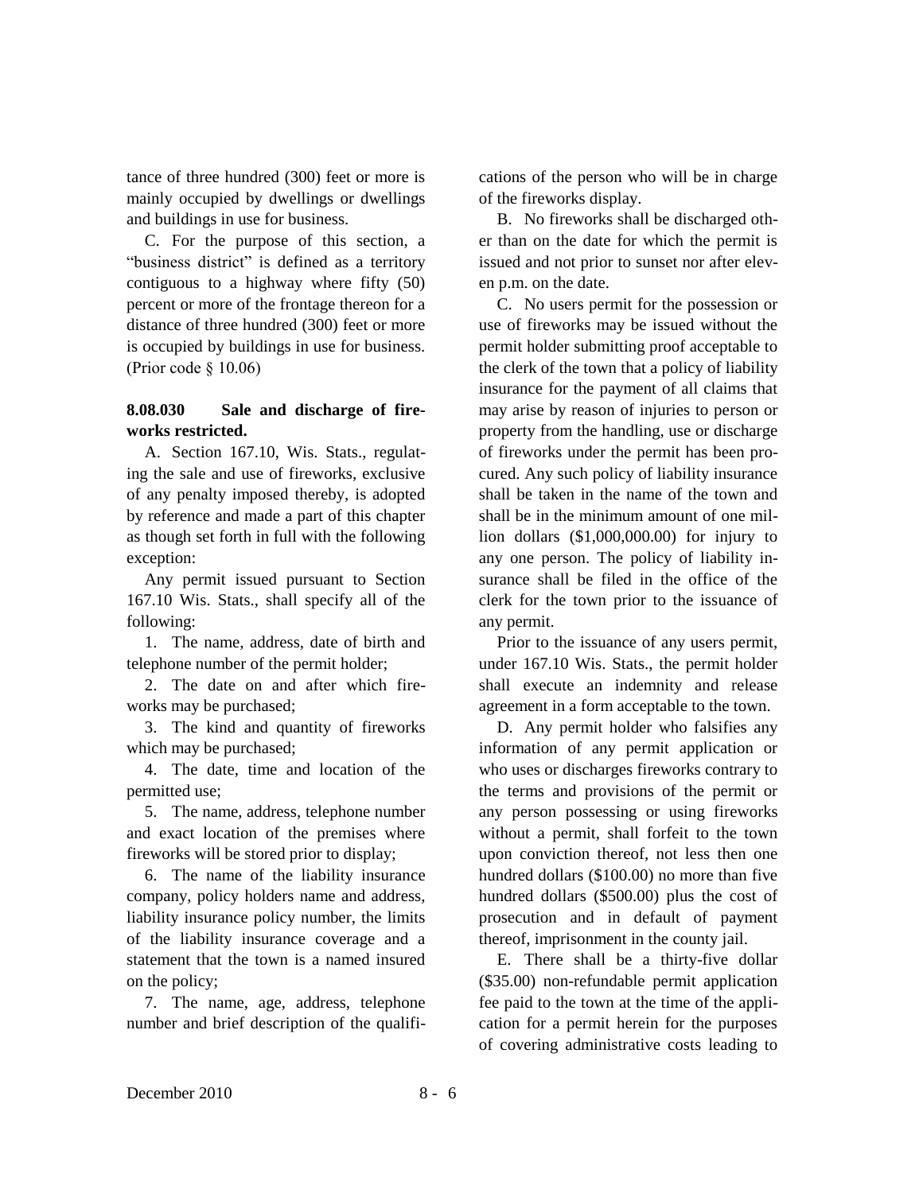tance of three hundred (300) feet or more is mainly occupied by dwellings or dwellings and buildings in use for business.

C. For the purpose of this section, a "business district" is defined as a territory contiguous to a highway where fifty (50) percent or more of the frontage thereon for a distance of three hundred (300) feet or more is occupied by buildings in use for business. (Prior code § 10.06)

**8.08.030 Sale and discharge of fireworks restricted.**

A. Section 167.10, Wis. Stats., regulating the sale and use of fireworks, exclusive of any penalty imposed thereby, is adopted by reference and made a part of this chapter as though set forth in full with the following exception:

Any permit issued pursuant to Section 167.10 Wis. Stats., shall specify all of the following:

1. The name, address, date of birth and telephone number of the permit holder;
2. The date on and after which fireworks may be purchased;
3. The kind and quantity of fireworks which may be purchased;
4. The date, time and location of the permitted use;
5. The name, address, telephone number and exact location of the premises where fireworks will be stored prior to display;
6. The name of the liability insurance company, policy holders name and address, liability insurance policy number, the limits of the liability insurance coverage and a statement that the town is a named insured on the policy;
7. The name, age, address, telephone number and brief description of the qualifications of the person who will be in charge of the fireworks display.

B. No fireworks shall be discharged other than on the date for which the permit is issued and not prior to sunset nor after eleven p.m. on the date.

C. No users permit for the possession or use of fireworks may be issued without the permit holder submitting proof acceptable to the clerk of the town that a policy of liability insurance for the payment of all claims that may arise by reason of injuries to person or property from the handling, use or discharge of fireworks under the permit has been procured. Any such policy of liability insurance shall be taken in the name of the town and shall be in the minimum amount of one million dollars ($1,000,000.00) for injury to any one person. The policy of liability insurance shall be filed in the office of the clerk for the town prior to the issuance of any permit.

Prior to the issuance of any users permit, under 167.10 Wis. Stats., the permit holder shall execute an indemnity and release agreement in a form acceptable to the town.

D. Any permit holder who falsifies any information of any permit application or who uses or discharges fireworks contrary to the terms and provisions of the permit or any person possessing or using fireworks without a permit, shall forfeit to the town upon conviction thereof, not less then one hundred dollars ($100.00) no more than five hundred dollars ($500.00) plus the cost of prosecution and in default of payment thereof, imprisonment in the county jail.

E. There shall be a thirty-five dollar ($35.00) non-refundable permit application fee paid to the town at the time of the application for a permit herein for the purposes of covering administrative costs leading to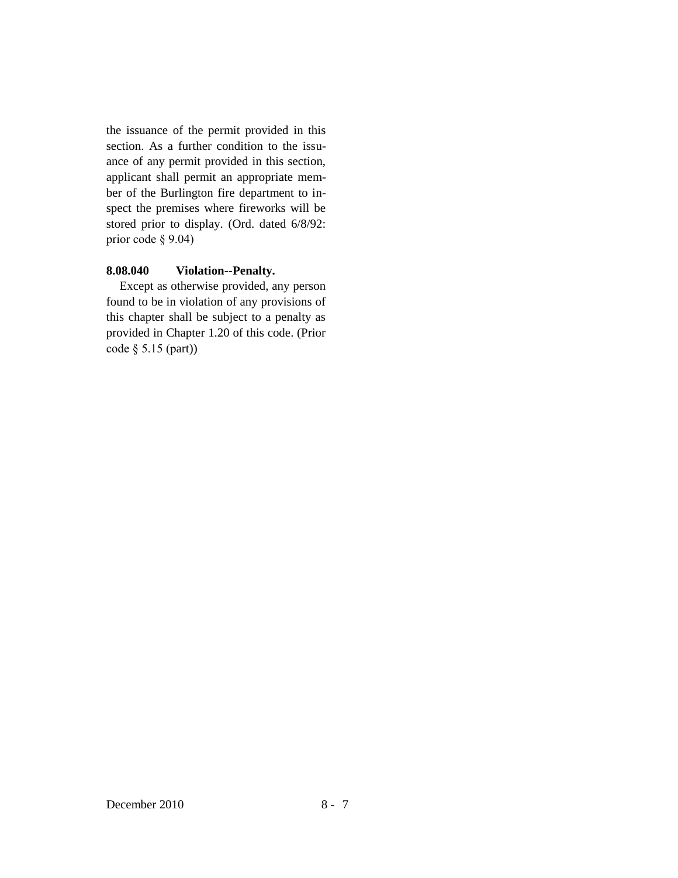the issuance of the permit provided in this section. As a further condition to the issuance of any permit provided in this section, applicant shall permit an appropriate member of the Burlington fire department to inspect the premises where fireworks will be stored prior to display. (Ord. dated 6/8/92: prior code § 9.04)

**8.08.040 Violation--Penalty.**

Except as otherwise provided, any person found to be in violation of any provisions of this chapter shall be subject to a penalty as provided in Chapter 1.20 of this code. (Prior code § 5.15 (part))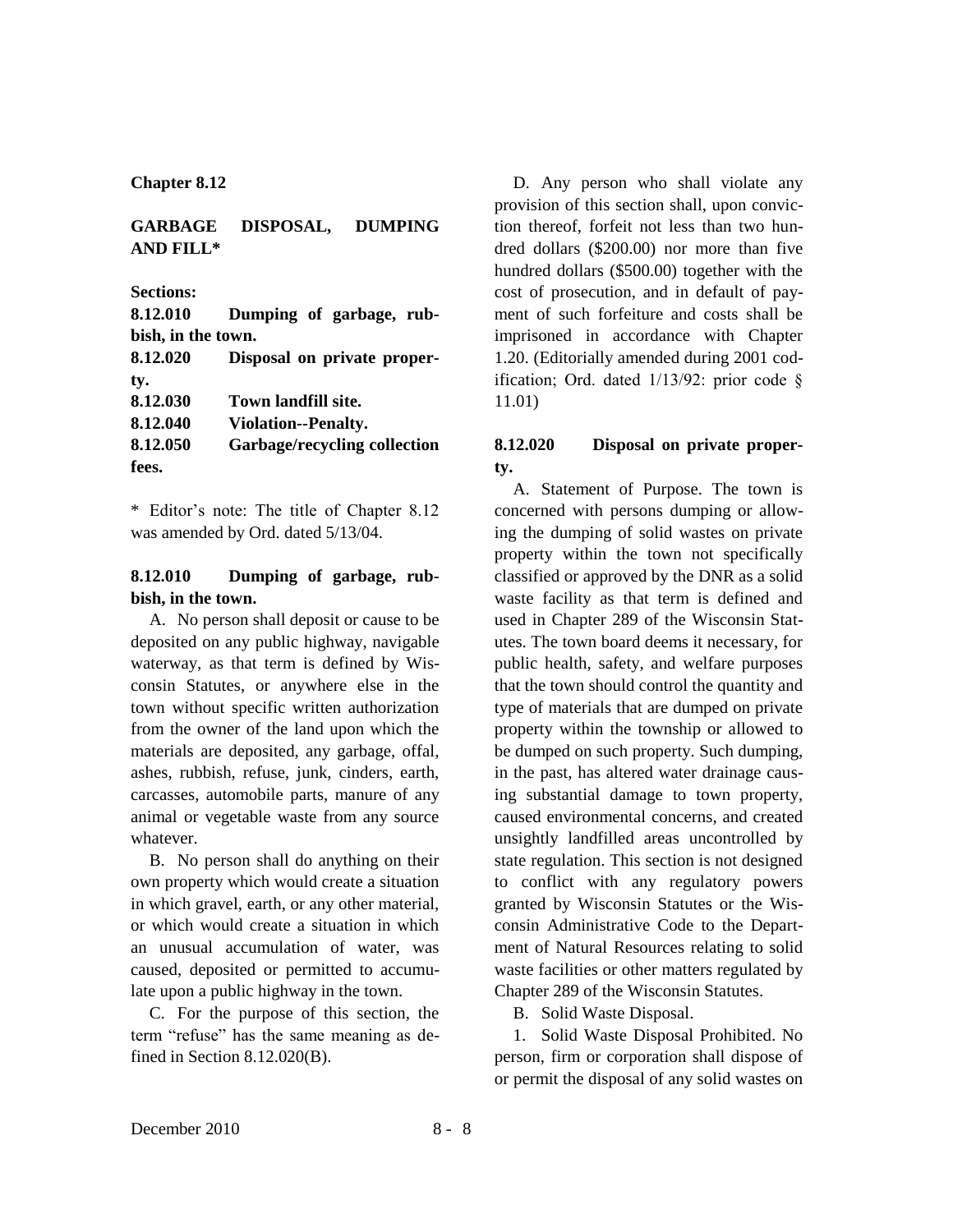## Chapter 8.12

## GARBAGE DISPOSAL, DUMPING AND FILL*

**Sections:**

**8.12.010 Dumping of garbage, rubbish, in the town.**
**8.12.020 Disposal on private property.**
**8.12.030 Town landfill site.**
**8.12.040 Violation--Penalty.**
**8.12.050 Garbage/recycling collection fees.**

* Editor's note: The title of Chapter 8.12 was amended by Ord. dated 5/13/04.

### 8.12.010 Dumping of garbage, rubbish, in the town.

A. No person shall deposit or cause to be deposited on any public highway, navigable waterway, as that term is defined by Wisconsin Statutes, or anywhere else in the town without specific written authorization from the owner of the land upon which the materials are deposited, any garbage, offal, ashes, rubbish, refuse, junk, cinders, earth, carcasses, automobile parts, manure of any animal or vegetable waste from any source whatever.

B. No person shall do anything on their own property which would create a situation in which gravel, earth, or any other material, or which would create a situation in which an unusual accumulation of water, was caused, deposited or permitted to accumulate upon a public highway in the town.

C. For the purpose of this section, the term "refuse" has the same meaning as defined in Section 8.12.020(B).

D. Any person who shall violate any provision of this section shall, upon conviction thereof, forfeit not less than two hundred dollars ($200.00) nor more than five hundred dollars ($500.00) together with the cost of prosecution, and in default of payment of such forfeiture and costs shall be imprisoned in accordance with Chapter 1.20. (Editorially amended during 2001 codification; Ord. dated 1/13/92: prior code § 11.01)

### 8.12.020 Disposal on private property.

A. Statement of Purpose. The town is concerned with persons dumping or allowing the dumping of solid wastes on private property within the town not specifically classified or approved by the DNR as a solid waste facility as that term is defined and used in Chapter 289 of the Wisconsin Statutes. The town board deems it necessary, for public health, safety, and welfare purposes that the town should control the quantity and type of materials that are dumped on private property within the township or allowed to be dumped on such property. Such dumping, in the past, has altered water drainage causing substantial damage to town property, caused environmental concerns, and created unsightly landfilled areas uncontrolled by state regulation. This section is not designed to conflict with any regulatory powers granted by Wisconsin Statutes or the Wisconsin Administrative Code to the Department of Natural Resources relating to solid waste facilities or other matters regulated by Chapter 289 of the Wisconsin Statutes.

B. Solid Waste Disposal.

1. Solid Waste Disposal Prohibited. No person, firm or corporation shall dispose of or permit the disposal of any solid wastes on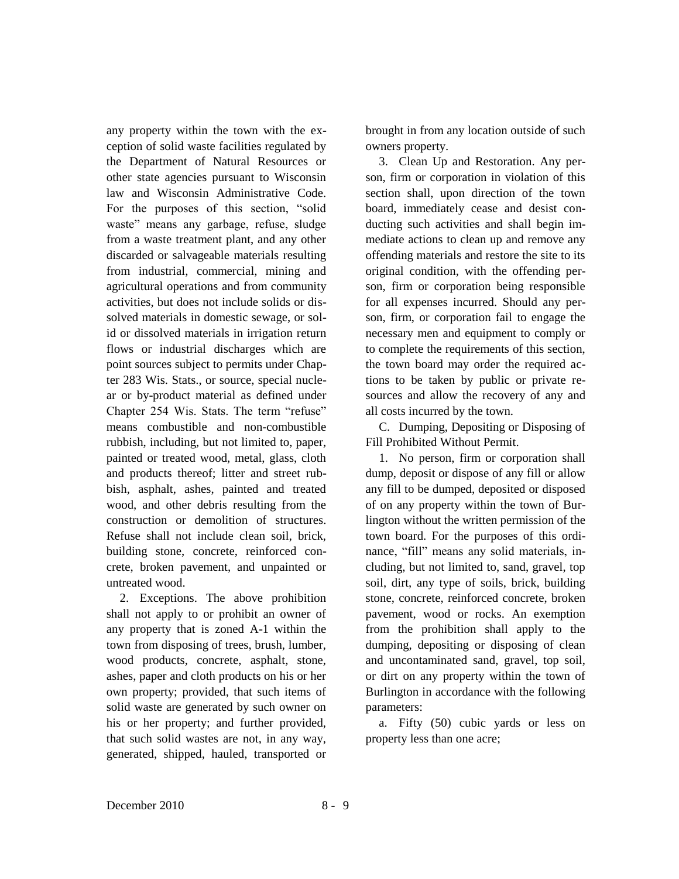any property within the town with the exception of solid waste facilities regulated by the Department of Natural Resources or other state agencies pursuant to Wisconsin law and Wisconsin Administrative Code. For the purposes of this section, "solid waste" means any garbage, refuse, sludge from a waste treatment plant, and any other discarded or salvageable materials resulting from industrial, commercial, mining and agricultural operations and from community activities, but does not include solids or dissolved materials in domestic sewage, or solid or dissolved materials in irrigation return flows or industrial discharges which are point sources subject to permits under Chapter 283 Wis. Stats., or source, special nuclear or by-product material as defined under Chapter 254 Wis. Stats. The term "refuse" means combustible and non-combustible rubbish, including, but not limited to, paper, painted or treated wood, metal, glass, cloth and products thereof; litter and street rubbish, asphalt, ashes, painted and treated wood, and other debris resulting from the construction or demolition of structures. Refuse shall not include clean soil, brick, building stone, concrete, reinforced concrete, broken pavement, and unpainted or untreated wood.

2. Exceptions. The above prohibition shall not apply to or prohibit an owner of any property that is zoned A-1 within the town from disposing of trees, brush, lumber, wood products, concrete, asphalt, stone, ashes, paper and cloth products on his or her own property; provided, that such items of solid waste are generated by such owner on his or her property; and further provided, that such solid wastes are not, in any way, generated, shipped, hauled, transported or brought in from any location outside of such owners property.

3. Clean Up and Restoration. Any person, firm or corporation in violation of this section shall, upon direction of the town board, immediately cease and desist conducting such activities and shall begin immediate actions to clean up and remove any offending materials and restore the site to its original condition, with the offending person, firm or corporation being responsible for all expenses incurred. Should any person, firm, or corporation fail to engage the necessary men and equipment to comply or to complete the requirements of this section, the town board may order the required actions to be taken by public or private resources and allow the recovery of any and all costs incurred by the town.

C. Dumping, Depositing or Disposing of Fill Prohibited Without Permit.

1. No person, firm or corporation shall dump, deposit or dispose of any fill or allow any fill to be dumped, deposited or disposed of on any property within the town of Burlington without the written permission of the town board. For the purposes of this ordinance, "fill" means any solid materials, including, but not limited to, sand, gravel, top soil, dirt, any type of soils, brick, building stone, concrete, reinforced concrete, broken pavement, wood or rocks. An exemption from the prohibition shall apply to the dumping, depositing or disposing of clean and uncontaminated sand, gravel, top soil, or dirt on any property within the town of Burlington in accordance with the following parameters:

a. Fifty (50) cubic yards or less on property less than one acre;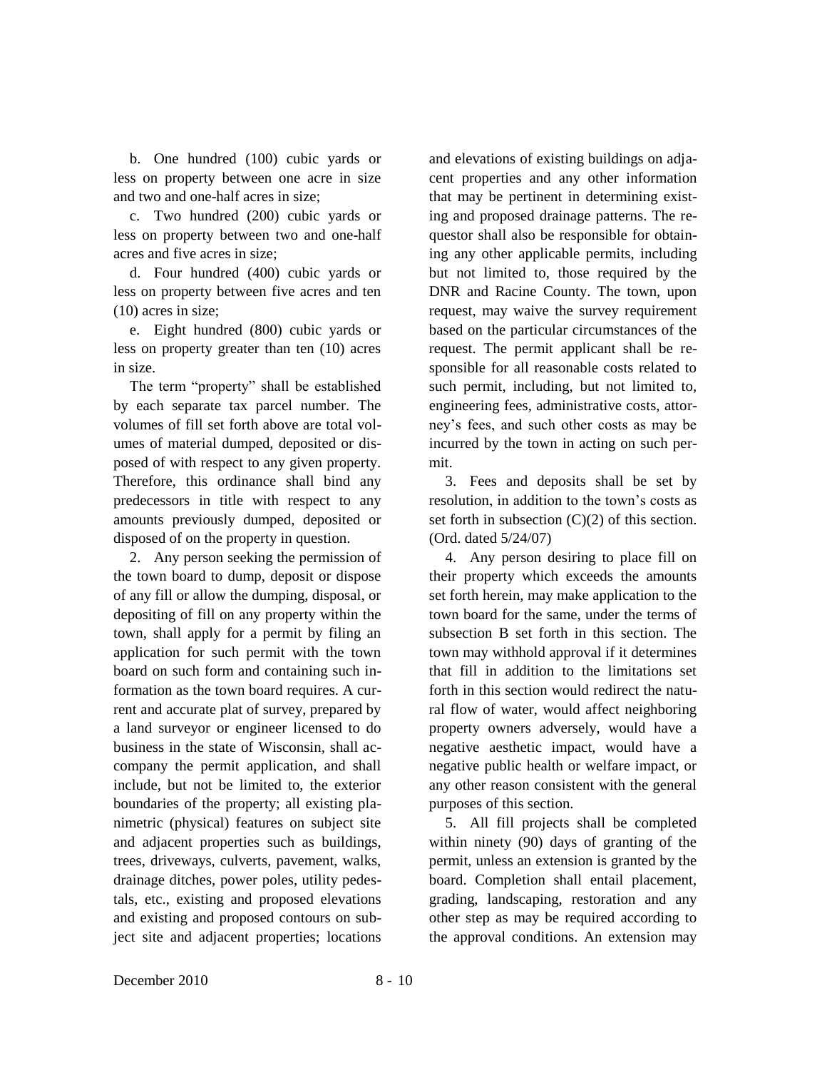b. One hundred (100) cubic yards or less on property between one acre in size and two and one-half acres in size;

c. Two hundred (200) cubic yards or less on property between two and one-half acres and five acres in size;

d. Four hundred (400) cubic yards or less on property between five acres and ten (10) acres in size;

e. Eight hundred (800) cubic yards or less on property greater than ten (10) acres in size.

The term "property" shall be established by each separate tax parcel number. The volumes of fill set forth above are total volumes of material dumped, deposited or disposed of with respect to any given property. Therefore, this ordinance shall bind any predecessors in title with respect to any amounts previously dumped, deposited or disposed of on the property in question.

2. Any person seeking the permission of the town board to dump, deposit or dispose of any fill or allow the dumping, disposal, or depositing of fill on any property within the town, shall apply for a permit by filing an application for such permit with the town board on such form and containing such information as the town board requires. A current and accurate plat of survey, prepared by a land surveyor or engineer licensed to do business in the state of Wisconsin, shall accompany the permit application, and shall include, but not be limited to, the exterior boundaries of the property; all existing planimetric (physical) features on subject site and adjacent properties such as buildings, trees, driveways, culverts, pavement, walks, drainage ditches, power poles, utility pedestals, etc., existing and proposed elevations and existing and proposed contours on subject site and adjacent properties; locations and elevations of existing buildings on adjacent properties and any other information that may be pertinent in determining existing and proposed drainage patterns. The requestor shall also be responsible for obtaining any other applicable permits, including but not limited to, those required by the DNR and Racine County. The town, upon request, may waive the survey requirement based on the particular circumstances of the request. The permit applicant shall be responsible for all reasonable costs related to such permit, including, but not limited to, engineering fees, administrative costs, attorney's fees, and such other costs as may be incurred by the town in acting on such permit.

3. Fees and deposits shall be set by resolution, in addition to the town's costs as set forth in subsection (C)(2) of this section. (Ord. dated 5/24/07)

4. Any person desiring to place fill on their property which exceeds the amounts set forth herein, may make application to the town board for the same, under the terms of subsection B set forth in this section. The town may withhold approval if it determines that fill in addition to the limitations set forth in this section would redirect the natural flow of water, would affect neighboring property owners adversely, would have a negative aesthetic impact, would have a negative public health or welfare impact, or any other reason consistent with the general purposes of this section.

5. All fill projects shall be completed within ninety (90) days of granting of the permit, unless an extension is granted by the board. Completion shall entail placement, grading, landscaping, restoration and any other step as may be required according to the approval conditions. An extension may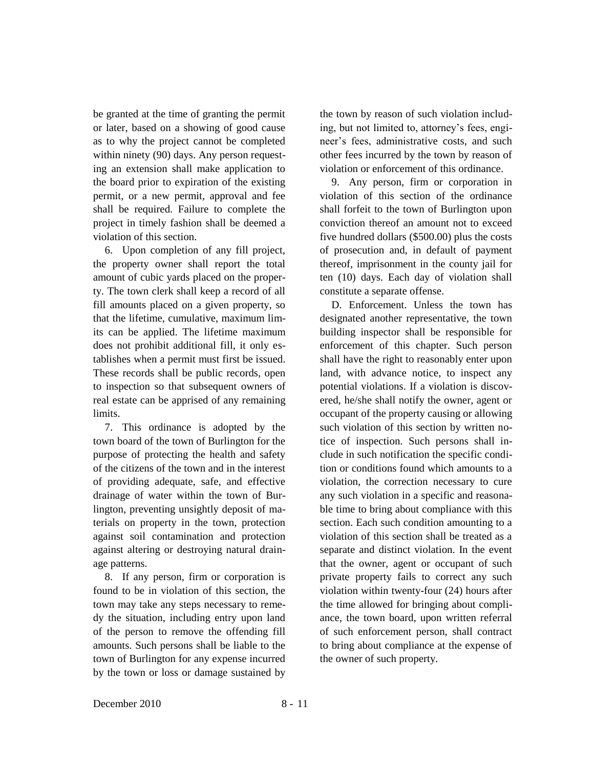be granted at the time of granting the permit or later, based on a showing of good cause as to why the project cannot be completed within ninety (90) days. Any person requesting an extension shall make application to the board prior to expiration of the existing permit, or a new permit, approval and fee shall be required. Failure to complete the project in timely fashion shall be deemed a violation of this section.

6. Upon completion of any fill project, the property owner shall report the total amount of cubic yards placed on the property. The town clerk shall keep a record of all fill amounts placed on a given property, so that the lifetime, cumulative, maximum limits can be applied. The lifetime maximum does not prohibit additional fill, it only establishes when a permit must first be issued. These records shall be public records, open to inspection so that subsequent owners of real estate can be apprised of any remaining limits.

7. This ordinance is adopted by the town board of the town of Burlington for the purpose of protecting the health and safety of the citizens of the town and in the interest of providing adequate, safe, and effective drainage of water within the town of Burlington, preventing unsightly deposit of materials on property in the town, protection against soil contamination and protection against altering or destroying natural drainage patterns.

8. If any person, firm or corporation is found to be in violation of this section, the town may take any steps necessary to remedy the situation, including entry upon land of the person to remove the offending fill amounts. Such persons shall be liable to the town of Burlington for any expense incurred by the town or loss or damage sustained by the town by reason of such violation including, but not limited to, attorney's fees, engineer's fees, administrative costs, and such other fees incurred by the town by reason of violation or enforcement of this ordinance.

9. Any person, firm or corporation in violation of this section of the ordinance shall forfeit to the town of Burlington upon conviction thereof an amount not to exceed five hundred dollars ($500.00) plus the costs of prosecution and, in default of payment thereof, imprisonment in the county jail for ten (10) days. Each day of violation shall constitute a separate offense.

D. Enforcement. Unless the town has designated another representative, the town building inspector shall be responsible for enforcement of this chapter. Such person shall have the right to reasonably enter upon land, with advance notice, to inspect any potential violations. If a violation is discovered, he/she shall notify the owner, agent or occupant of the property causing or allowing such violation of this section by written notice of inspection. Such persons shall include in such notification the specific condition or conditions found which amounts to a violation, the correction necessary to cure any such violation in a specific and reasonable time to bring about compliance with this section. Each such condition amounting to a violation of this section shall be treated as a separate and distinct violation. In the event that the owner, agent or occupant of such private property fails to correct any such violation within twenty-four (24) hours after the time allowed for bringing about compliance, the town board, upon written referral of such enforcement person, shall contract to bring about compliance at the expense of the owner of such property.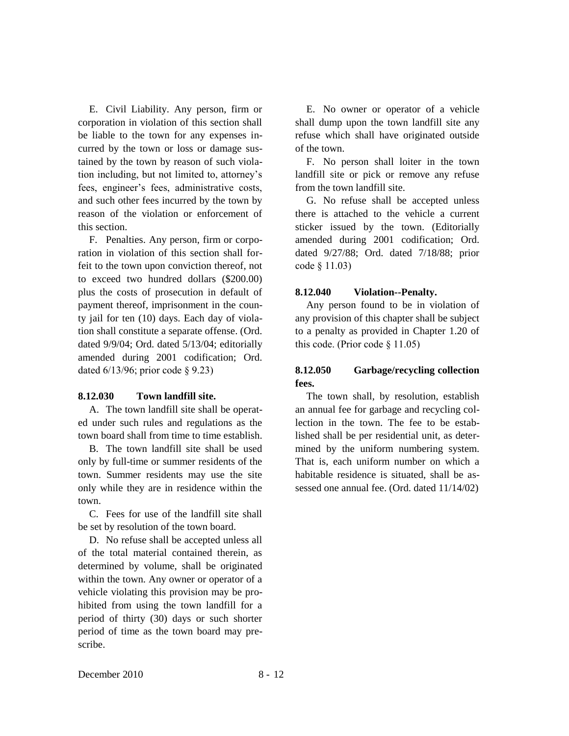E. Civil Liability. Any person, firm or corporation in violation of this section shall be liable to the town for any expenses incurred by the town or loss or damage sustained by the town by reason of such violation including, but not limited to, attorney's fees, engineer's fees, administrative costs, and such other fees incurred by the town by reason of the violation or enforcement of this section.

F. Penalties. Any person, firm or corporation in violation of this section shall forfeit to the town upon conviction thereof, not to exceed two hundred dollars ($200.00) plus the costs of prosecution in default of payment thereof, imprisonment in the county jail for ten (10) days. Each day of violation shall constitute a separate offense. (Ord. dated 9/9/04; Ord. dated 5/13/04; editorially amended during 2001 codification; Ord. dated 6/13/96; prior code § 9.23)

**8.12.030 Town landfill site.**

A. The town landfill site shall be operated under such rules and regulations as the town board shall from time to time establish.

B. The town landfill site shall be used only by full-time or summer residents of the town. Summer residents may use the site only while they are in residence within the town.

C. Fees for use of the landfill site shall be set by resolution of the town board.

D. No refuse shall be accepted unless all of the total material contained therein, as determined by volume, shall be originated within the town. Any owner or operator of a vehicle violating this provision may be prohibited from using the town landfill for a period of thirty (30) days or such shorter period of time as the town board may prescribe.

E. No owner or operator of a vehicle shall dump upon the town landfill site any refuse which shall have originated outside of the town.

F. No person shall loiter in the town landfill site or pick or remove any refuse from the town landfill site.

G. No refuse shall be accepted unless there is attached to the vehicle a current sticker issued by the town. (Editorially amended during 2001 codification; Ord. dated 9/27/88; Ord. dated 7/18/88; prior code § 11.03)

**8.12.040 Violation--Penalty.**

Any person found to be in violation of any provision of this chapter shall be subject to a penalty as provided in Chapter 1.20 of this code. (Prior code § 11.05)

**8.12.050 Garbage/recycling collection fees.**

The town shall, by resolution, establish an annual fee for garbage and recycling collection in the town. The fee to be established shall be per residential unit, as determined by the uniform numbering system. That is, each uniform number on which a habitable residence is situated, shall be assessed one annual fee. (Ord. dated 11/14/02)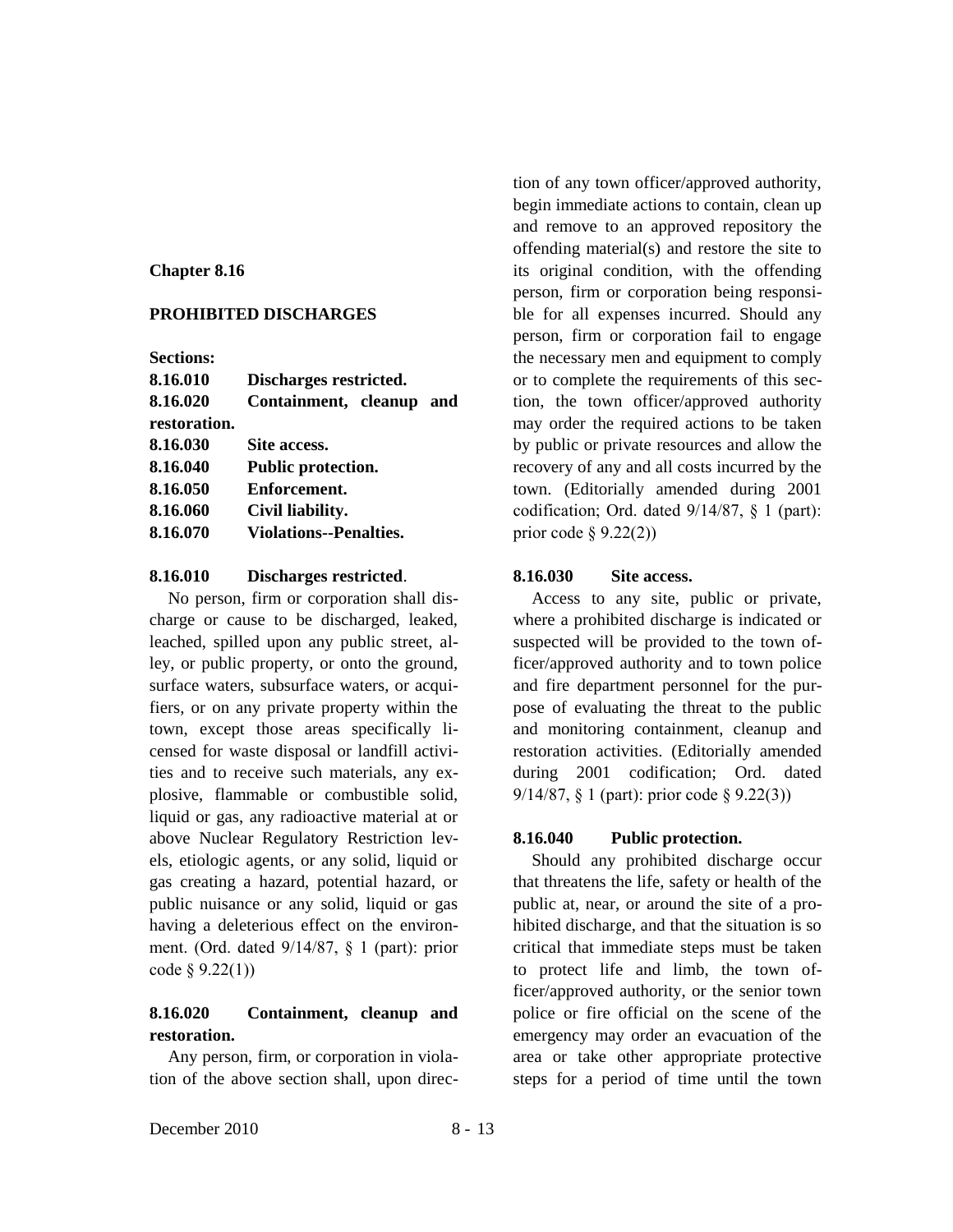# Chapter 8.16

## PROHIBITED DISCHARGES

**Sections:**

| | |
|---|---|
| **8.16.010** | **Discharges restricted.** |
| **8.16.020** | **Containment, cleanup and restoration.** |
| **8.16.030** | **Site access.** |
| **8.16.040** | **Public protection.** |
| **8.16.050** | **Enforcement.** |
| **8.16.060** | **Civil liability.** |
| **8.16.070** | **Violations--Penalties.** |

### 8.16.010 Discharges restricted.

No person, firm or corporation shall discharge or cause to be discharged, leaked, leached, spilled upon any public street, alley, or public property, or onto the ground, surface waters, subsurface waters, or acquifiers, or on any private property within the town, except those areas specifically licensed for waste disposal or landfill activities and to receive such materials, any explosive, flammable or combustible solid, liquid or gas, any radioactive material at or above Nuclear Regulatory Restriction levels, etiologic agents, or any solid, liquid or gas creating a hazard, potential hazard, or public nuisance or any solid, liquid or gas having a deleterious effect on the environment. (Ord. dated 9/14/87, § 1 (part): prior code § 9.22(1))

### 8.16.020 Containment, cleanup and restoration.

Any person, firm, or corporation in violation of the above section shall, upon direction of any town officer/approved authority, begin immediate actions to contain, clean up and remove to an approved repository the offending material(s) and restore the site to its original condition, with the offending person, firm or corporation being responsible for all expenses incurred. Should any person, firm or corporation fail to engage the necessary men and equipment to comply or to complete the requirements of this section, the town officer/approved authority may order the required actions to be taken by public or private resources and allow the recovery of any and all costs incurred by the town. (Editorially amended during 2001 codification; Ord. dated 9/14/87, § 1 (part): prior code § 9.22(2))

### 8.16.030 Site access.

Access to any site, public or private, where a prohibited discharge is indicated or suspected will be provided to the town officer/approved authority and to town police and fire department personnel for the purpose of evaluating the threat to the public and monitoring containment, cleanup and restoration activities. (Editorially amended during 2001 codification; Ord. dated 9/14/87, § 1 (part): prior code § 9.22(3))

### 8.16.040 Public protection.

Should any prohibited discharge occur that threatens the life, safety or health of the public at, near, or around the site of a prohibited discharge, and that the situation is so critical that immediate steps must be taken to protect life and limb, the town officer/approved authority, or the senior town police or fire official on the scene of the emergency may order an evacuation of the area or take other appropriate protective steps for a period of time until the town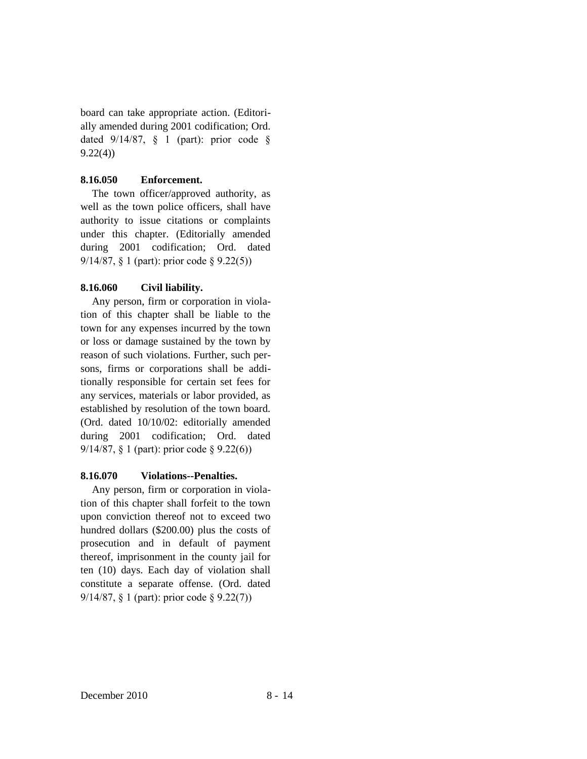board can take appropriate action. (Editorially amended during 2001 codification; Ord. dated 9/14/87, § 1 (part): prior code § 9.22(4))

### 8.16.050 Enforcement.

The town officer/approved authority, as well as the town police officers, shall have authority to issue citations or complaints under this chapter. (Editorially amended during 2001 codification; Ord. dated 9/14/87, § 1 (part): prior code § 9.22(5))

### 8.16.060 Civil liability.

Any person, firm or corporation in violation of this chapter shall be liable to the town for any expenses incurred by the town or loss or damage sustained by the town by reason of such violations. Further, such persons, firms or corporations shall be additionally responsible for certain set fees for any services, materials or labor provided, as established by resolution of the town board. (Ord. dated 10/10/02: editorially amended during 2001 codification; Ord. dated 9/14/87, § 1 (part): prior code § 9.22(6))

### 8.16.070 Violations--Penalties.

Any person, firm or corporation in violation of this chapter shall forfeit to the town upon conviction thereof not to exceed two hundred dollars ($200.00) plus the costs of prosecution and in default of payment thereof, imprisonment in the county jail for ten (10) days. Each day of violation shall constitute a separate offense. (Ord. dated 9/14/87, § 1 (part): prior code § 9.22(7))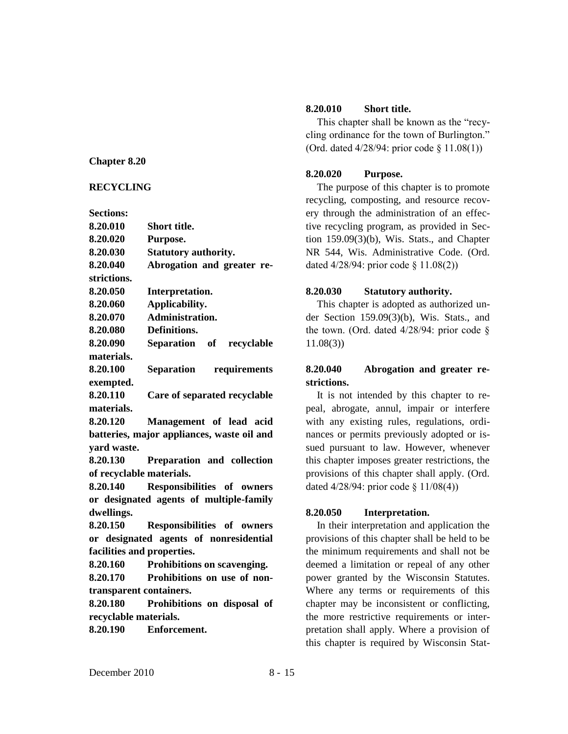## Chapter 8.20

## RECYCLING

**Sections:**

**8.20.010 Short title.**
**8.20.020 Purpose.**
**8.20.030 Statutory authority.**
**8.20.040 Abrogation and greater restrictions.**
**8.20.050 Interpretation.**
**8.20.060 Applicability.**
**8.20.070 Administration.**
**8.20.080 Definitions.**
**8.20.090 Separation of recyclable materials.**
**8.20.100 Separation requirements exempted.**
**8.20.110 Care of separated recyclable materials.**
**8.20.120 Management of lead acid batteries, major appliances, waste oil and yard waste.**
**8.20.130 Preparation and collection of recyclable materials.**
**8.20.140 Responsibilities of owners or designated agents of multiple-family dwellings.**
**8.20.150 Responsibilities of owners or designated agents of nonresidential facilities and properties.**
**8.20.160 Prohibitions on scavenging.**
**8.20.170 Prohibitions on use of non-transparent containers.**
**8.20.180 Prohibitions on disposal of recyclable materials.**
**8.20.190 Enforcement.**

### 8.20.010 Short title.

This chapter shall be known as the "recycling ordinance for the town of Burlington." (Ord. dated 4/28/94: prior code § 11.08(1))

### 8.20.020 Purpose.

The purpose of this chapter is to promote recycling, composting, and resource recovery through the administration of an effective recycling program, as provided in Section 159.09(3)(b), Wis. Stats., and Chapter NR 544, Wis. Administrative Code. (Ord. dated 4/28/94: prior code § 11.08(2))

### 8.20.030 Statutory authority.

This chapter is adopted as authorized under Section 159.09(3)(b), Wis. Stats., and the town. (Ord. dated 4/28/94: prior code § 11.08(3))

### 8.20.040 Abrogation and greater restrictions.

It is not intended by this chapter to repeal, abrogate, annul, impair or interfere with any existing rules, regulations, ordinances or permits previously adopted or issued pursuant to law. However, whenever this chapter imposes greater restrictions, the provisions of this chapter shall apply. (Ord. dated 4/28/94: prior code § 11/08(4))

### 8.20.050 Interpretation.

In their interpretation and application the provisions of this chapter shall be held to be the minimum requirements and shall not be deemed a limitation or repeal of any other power granted by the Wisconsin Statutes. Where any terms or requirements of this chapter may be inconsistent or conflicting, the more restrictive requirements or interpretation shall apply. Where a provision of this chapter is required by Wisconsin Stat-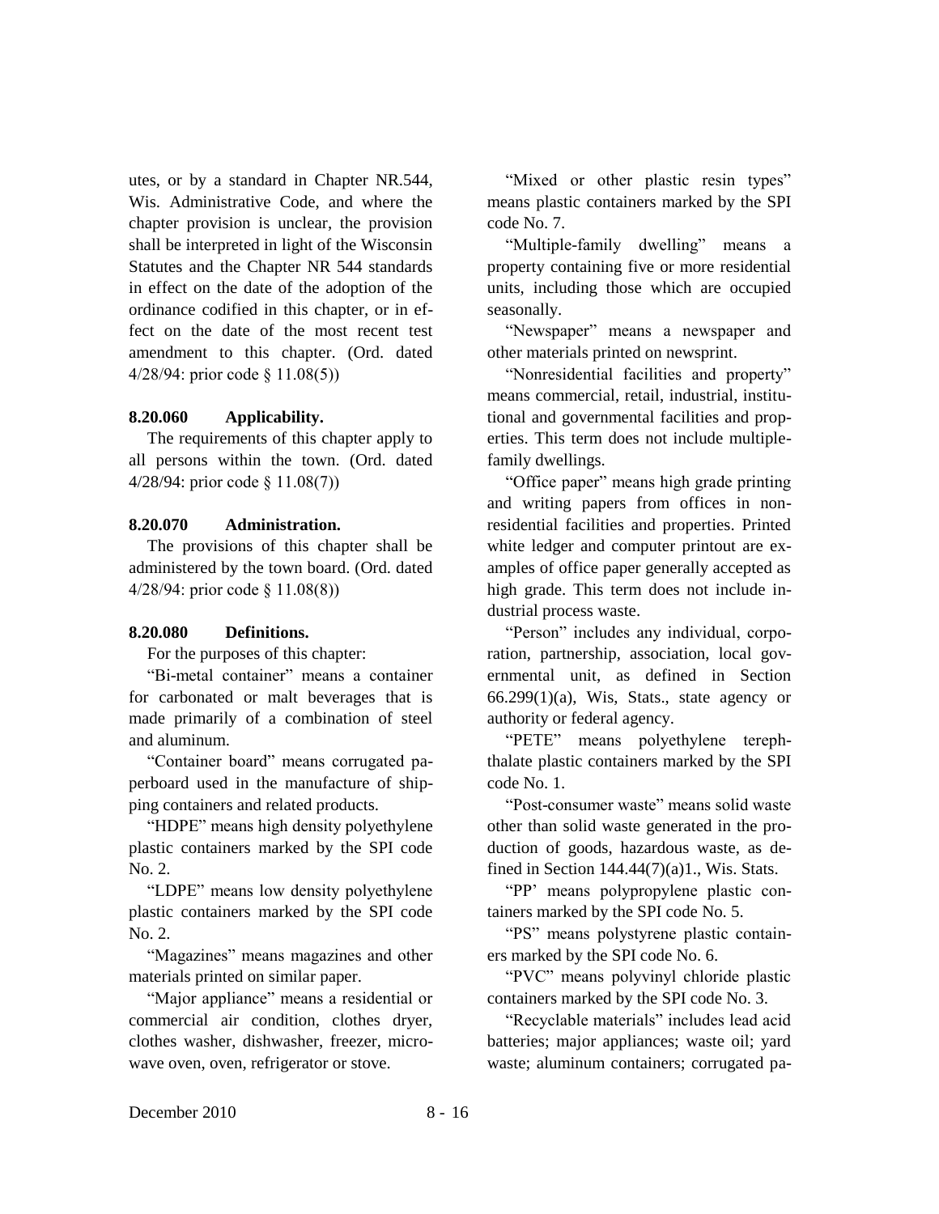utes, or by a standard in Chapter NR.544, Wis. Administrative Code, and where the chapter provision is unclear, the provision shall be interpreted in light of the Wisconsin Statutes and the Chapter NR 544 standards in effect on the date of the adoption of the ordinance codified in this chapter, or in effect on the date of the most recent test amendment to this chapter. (Ord. dated 4/28/94: prior code § 11.08(5))

**8.20.060 Applicability.**

The requirements of this chapter apply to all persons within the town. (Ord. dated 4/28/94: prior code § 11.08(7))

**8.20.070 Administration.**

The provisions of this chapter shall be administered by the town board. (Ord. dated 4/28/94: prior code § 11.08(8))

**8.20.080 Definitions.**

For the purposes of this chapter:

"Bi-metal container" means a container for carbonated or malt beverages that is made primarily of a combination of steel and aluminum.

"Container board" means corrugated paperboard used in the manufacture of shipping containers and related products.

"HDPE" means high density polyethylene plastic containers marked by the SPI code No. 2.

"LDPE" means low density polyethylene plastic containers marked by the SPI code No. 2.

"Magazines" means magazines and other materials printed on similar paper.

"Major appliance" means a residential or commercial air condition, clothes dryer, clothes washer, dishwasher, freezer, microwave oven, oven, refrigerator or stove.

"Mixed or other plastic resin types" means plastic containers marked by the SPI code No. 7.

"Multiple-family dwelling" means a property containing five or more residential units, including those which are occupied seasonally.

"Newspaper" means a newspaper and other materials printed on newsprint.

"Nonresidential facilities and property" means commercial, retail, industrial, institutional and governmental facilities and properties. This term does not include multiple-family dwellings.

"Office paper" means high grade printing and writing papers from offices in nonresidential facilities and properties. Printed white ledger and computer printout are examples of office paper generally accepted as high grade. This term does not include industrial process waste.

"Person" includes any individual, corporation, partnership, association, local governmental unit, as defined in Section 66.299(1)(a), Wis, Stats., state agency or authority or federal agency.

"PETE" means polyethylene terephthalate plastic containers marked by the SPI code No. 1.

"Post-consumer waste" means solid waste other than solid waste generated in the production of goods, hazardous waste, as defined in Section 144.44(7)(a)1., Wis. Stats.

"PP' means polypropylene plastic containers marked by the SPI code No. 5.

"PS" means polystyrene plastic containers marked by the SPI code No. 6.

"PVC" means polyvinyl chloride plastic containers marked by the SPI code No. 3.

"Recyclable materials" includes lead acid batteries; major appliances; waste oil; yard waste; aluminum containers; corrugated pa-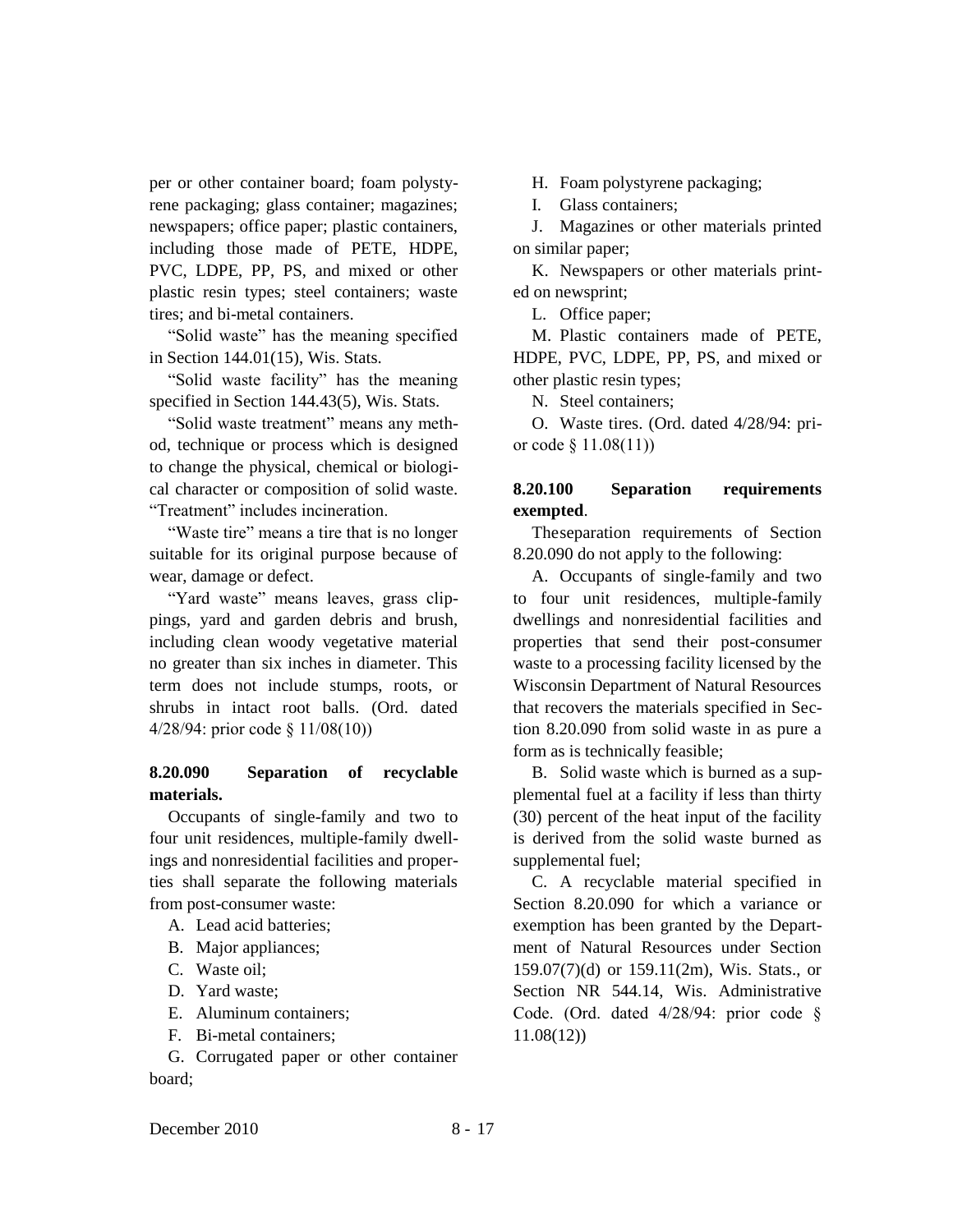per or other container board; foam polystyrene packaging; glass container; magazines; newspapers; office paper; plastic containers, including those made of PETE, HDPE, PVC, LDPE, PP, PS, and mixed or other plastic resin types; steel containers; waste tires; and bi-metal containers.

"Solid waste" has the meaning specified in Section 144.01(15), Wis. Stats.

"Solid waste facility" has the meaning specified in Section 144.43(5), Wis. Stats.

"Solid waste treatment" means any method, technique or process which is designed to change the physical, chemical or biological character or composition of solid waste. "Treatment" includes incineration.

"Waste tire" means a tire that is no longer suitable for its original purpose because of wear, damage or defect.

"Yard waste" means leaves, grass clippings, yard and garden debris and brush, including clean woody vegetative material no greater than six inches in diameter. This term does not include stumps, roots, or shrubs in intact root balls. (Ord. dated 4/28/94: prior code § 11/08(10))

**8.20.090 Separation of recyclable materials.**

Occupants of single-family and two to four unit residences, multiple-family dwellings and nonresidential facilities and properties shall separate the following materials from post-consumer waste:

A. Lead acid batteries;

B. Major appliances;

C. Waste oil;

D. Yard waste;

E. Aluminum containers;

F. Bi-metal containers;

G. Corrugated paper or other container board;

H. Foam polystyrene packaging;

I. Glass containers;

J. Magazines or other materials printed on similar paper;

K. Newspapers or other materials printed on newsprint;

L. Office paper;

M. Plastic containers made of PETE, HDPE, PVC, LDPE, PP, PS, and mixed or other plastic resin types;

N. Steel containers;

O. Waste tires. (Ord. dated 4/28/94: prior code § 11.08(11))

**8.20.100 Separation requirements exempted.**

Theseparation requirements of Section 8.20.090 do not apply to the following:

A. Occupants of single-family and two to four unit residences, multiple-family dwellings and nonresidential facilities and properties that send their post-consumer waste to a processing facility licensed by the Wisconsin Department of Natural Resources that recovers the materials specified in Section 8.20.090 from solid waste in as pure a form as is technically feasible;

B. Solid waste which is burned as a supplemental fuel at a facility if less than thirty (30) percent of the heat input of the facility is derived from the solid waste burned as supplemental fuel;

C. A recyclable material specified in Section 8.20.090 for which a variance or exemption has been granted by the Department of Natural Resources under Section 159.07(7)(d) or 159.11(2m), Wis. Stats., or Section NR 544.14, Wis. Administrative Code. (Ord. dated 4/28/94: prior code § 11.08(12))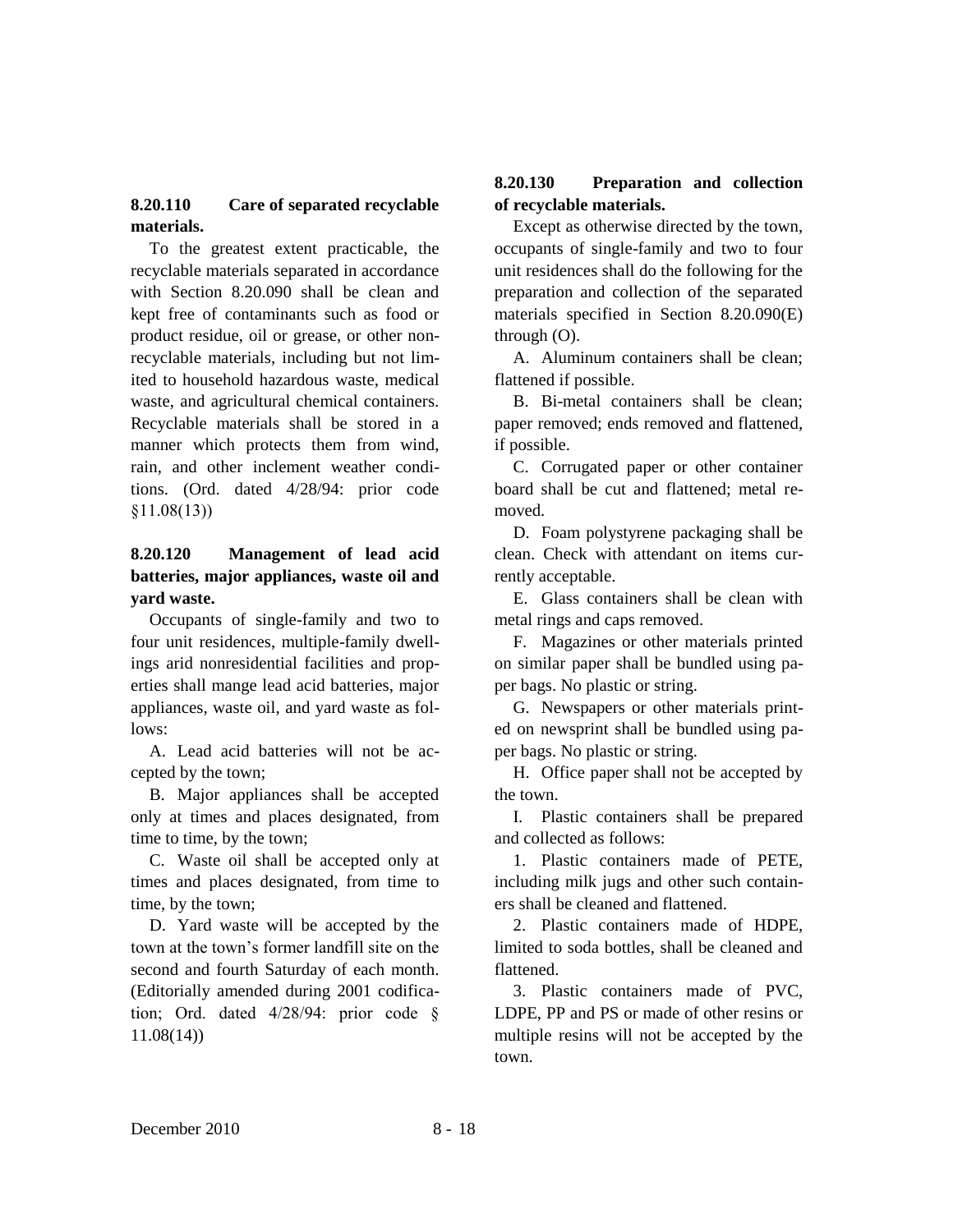### 8.20.110 Care of separated recyclable materials.

To the greatest extent practicable, the recyclable materials separated in accordance with Section 8.20.090 shall be clean and kept free of contaminants such as food or product residue, oil or grease, or other nonrecyclable materials, including but not limited to household hazardous waste, medical waste, and agricultural chemical containers. Recyclable materials shall be stored in a manner which protects them from wind, rain, and other inclement weather conditions. (Ord. dated 4/28/94: prior code §11.08(13))

### 8.20.120 Management of lead acid batteries, major appliances, waste oil and yard waste.

Occupants of single-family and two to four unit residences, multiple-family dwellings arid nonresidential facilities and properties shall mange lead acid batteries, major appliances, waste oil, and yard waste as follows:

A. Lead acid batteries will not be accepted by the town;

B. Major appliances shall be accepted only at times and places designated, from time to time, by the town;

C. Waste oil shall be accepted only at times and places designated, from time to time, by the town;

D. Yard waste will be accepted by the town at the town's former landfill site on the second and fourth Saturday of each month. (Editorially amended during 2001 codification; Ord. dated 4/28/94: prior code § 11.08(14))

### 8.20.130 Preparation and collection of recyclable materials.

Except as otherwise directed by the town, occupants of single-family and two to four unit residences shall do the following for the preparation and collection of the separated materials specified in Section 8.20.090(E) through (O).

A. Aluminum containers shall be clean; flattened if possible.

B. Bi-metal containers shall be clean; paper removed; ends removed and flattened, if possible.

C. Corrugated paper or other container board shall be cut and flattened; metal removed.

D. Foam polystyrene packaging shall be clean. Check with attendant on items currently acceptable.

E. Glass containers shall be clean with metal rings and caps removed.

F. Magazines or other materials printed on similar paper shall be bundled using paper bags. No plastic or string.

G. Newspapers or other materials printed on newsprint shall be bundled using paper bags. No plastic or string.

H. Office paper shall not be accepted by the town.

I. Plastic containers shall be prepared and collected as follows:

1. Plastic containers made of PETE, including milk jugs and other such containers shall be cleaned and flattened.

2. Plastic containers made of HDPE, limited to soda bottles, shall be cleaned and flattened.

3. Plastic containers made of PVC, LDPE, PP and PS or made of other resins or multiple resins will not be accepted by the town.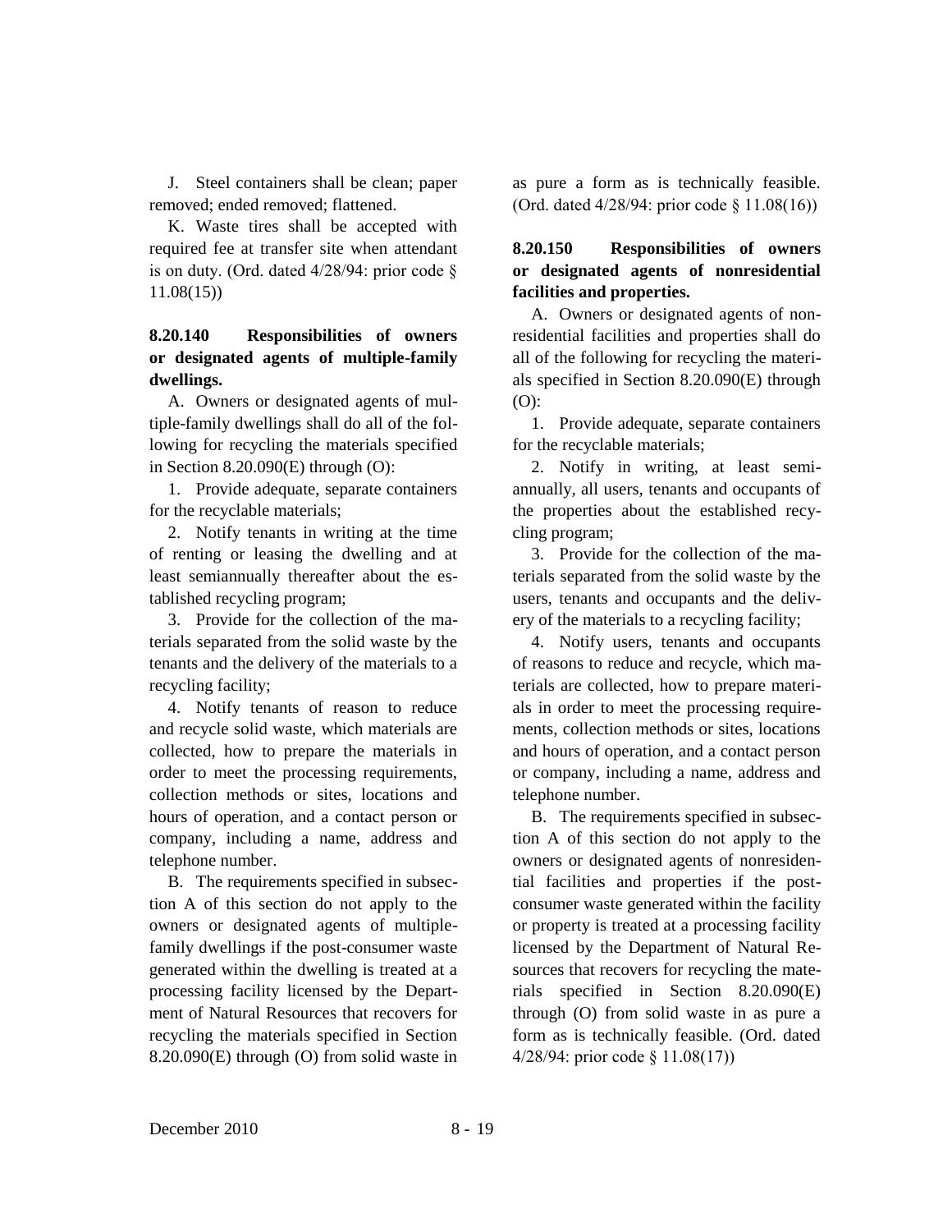J. Steel containers shall be clean; paper removed; ended removed; flattened.

K. Waste tires shall be accepted with required fee at transfer site when attendant is on duty. (Ord. dated 4/28/94: prior code § 11.08(15))

**8.20.140 Responsibilities of owners or designated agents of multiple-family dwellings.**

A. Owners or designated agents of multiple-family dwellings shall do all of the following for recycling the materials specified in Section 8.20.090(E) through (O):

1. Provide adequate, separate containers for the recyclable materials;

2. Notify tenants in writing at the time of renting or leasing the dwelling and at least semiannually thereafter about the established recycling program;

3. Provide for the collection of the materials separated from the solid waste by the tenants and the delivery of the materials to a recycling facility;

4. Notify tenants of reason to reduce and recycle solid waste, which materials are collected, how to prepare the materials in order to meet the processing requirements, collection methods or sites, locations and hours of operation, and a contact person or company, including a name, address and telephone number.

B. The requirements specified in subsection A of this section do not apply to the owners or designated agents of multiple-family dwellings if the post-consumer waste generated within the dwelling is treated at a processing facility licensed by the Department of Natural Resources that recovers for recycling the materials specified in Section 8.20.090(E) through (O) from solid waste in as pure a form as is technically feasible. (Ord. dated 4/28/94: prior code § 11.08(16))

**8.20.150 Responsibilities of owners or designated agents of nonresidential facilities and properties.**

A. Owners or designated agents of nonresidential facilities and properties shall do all of the following for recycling the materials specified in Section 8.20.090(E) through (O):

1. Provide adequate, separate containers for the recyclable materials;

2. Notify in writing, at least semiannually, all users, tenants and occupants of the properties about the established recycling program;

3. Provide for the collection of the materials separated from the solid waste by the users, tenants and occupants and the delivery of the materials to a recycling facility;

4. Notify users, tenants and occupants of reasons to reduce and recycle, which materials are collected, how to prepare materials in order to meet the processing requirements, collection methods or sites, locations and hours of operation, and a contact person or company, including a name, address and telephone number.

B. The requirements specified in subsection A of this section do not apply to the owners or designated agents of nonresidential facilities and properties if the post-consumer waste generated within the facility or property is treated at a processing facility licensed by the Department of Natural Resources that recovers for recycling the materials specified in Section 8.20.090(E) through (O) from solid waste in as pure a form as is technically feasible. (Ord. dated 4/28/94: prior code § 11.08(17))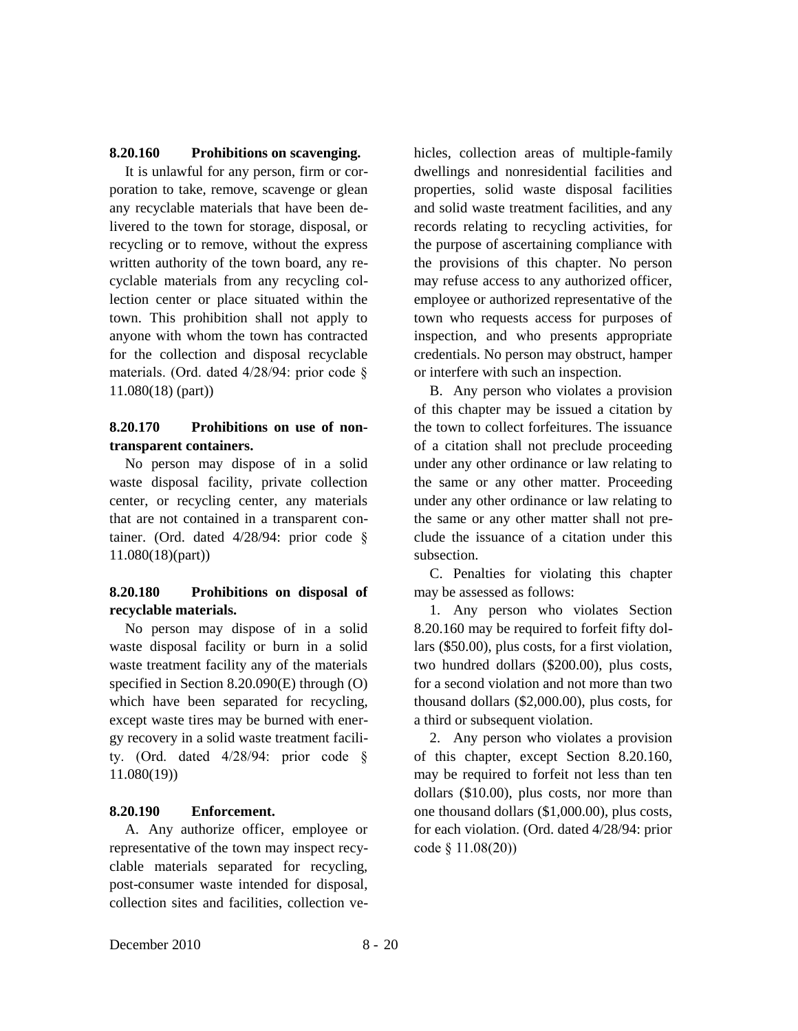### 8.20.160 Prohibitions on scavenging.

It is unlawful for any person, firm or corporation to take, remove, scavenge or glean any recyclable materials that have been delivered to the town for storage, disposal, or recycling or to remove, without the express written authority of the town board, any recyclable materials from any recycling collection center or place situated within the town. This prohibition shall not apply to anyone with whom the town has contracted for the collection and disposal recyclable materials. (Ord. dated 4/28/94: prior code § 11.080(18) (part))

### 8.20.170 Prohibitions on use of nontransparent containers.

No person may dispose of in a solid waste disposal facility, private collection center, or recycling center, any materials that are not contained in a transparent container. (Ord. dated 4/28/94: prior code § 11.080(18)(part))

### 8.20.180 Prohibitions on disposal of recyclable materials.

No person may dispose of in a solid waste disposal facility or burn in a solid waste treatment facility any of the materials specified in Section 8.20.090(E) through (O) which have been separated for recycling, except waste tires may be burned with energy recovery in a solid waste treatment facility. (Ord. dated 4/28/94: prior code § 11.080(19))

### 8.20.190 Enforcement.

A. Any authorize officer, employee or representative of the town may inspect recyclable materials separated for recycling, post-consumer waste intended for disposal, collection sites and facilities, collection vehicles, collection areas of multiple-family dwellings and nonresidential facilities and properties, solid waste disposal facilities and solid waste treatment facilities, and any records relating to recycling activities, for the purpose of ascertaining compliance with the provisions of this chapter. No person may refuse access to any authorized officer, employee or authorized representative of the town who requests access for purposes of inspection, and who presents appropriate credentials. No person may obstruct, hamper or interfere with such an inspection.

B. Any person who violates a provision of this chapter may be issued a citation by the town to collect forfeitures. The issuance of a citation shall not preclude proceeding under any other ordinance or law relating to the same or any other matter. Proceeding under any other ordinance or law relating to the same or any other matter shall not preclude the issuance of a citation under this subsection.

C. Penalties for violating this chapter may be assessed as follows:

1. Any person who violates Section 8.20.160 may be required to forfeit fifty dollars ($50.00), plus costs, for a first violation, two hundred dollars ($200.00), plus costs, for a second violation and not more than two thousand dollars ($2,000.00), plus costs, for a third or subsequent violation.

2. Any person who violates a provision of this chapter, except Section 8.20.160, may be required to forfeit not less than ten dollars ($10.00), plus costs, nor more than one thousand dollars ($1,000.00), plus costs, for each violation. (Ord. dated 4/28/94: prior code § 11.08(20))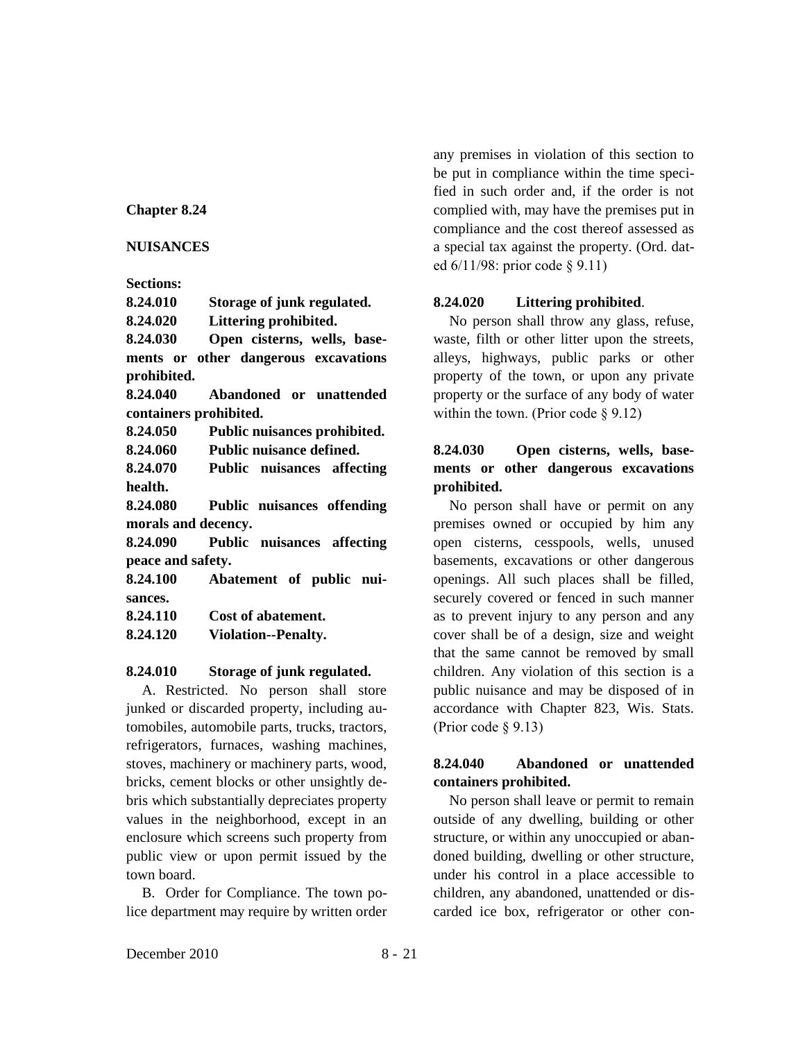## Chapter 8.24

## NUISANCES

**Sections:**

**8.24.010 Storage of junk regulated.**
**8.24.020 Littering prohibited.**
**8.24.030 Open cisterns, wells, basements or other dangerous excavations prohibited.**
**8.24.040 Abandoned or unattended containers prohibited.**
**8.24.050 Public nuisances prohibited.**
**8.24.060 Public nuisance defined.**
**8.24.070 Public nuisances affecting health.**
**8.24.080 Public nuisances offending morals and decency.**
**8.24.090 Public nuisances affecting peace and safety.**
**8.24.100 Abatement of public nuisances.**
**8.24.110 Cost of abatement.**
**8.24.120 Violation--Penalty.**

### 8.24.010 Storage of junk regulated.

A. Restricted. No person shall store junked or discarded property, including automobiles, automobile parts, trucks, tractors, refrigerators, furnaces, washing machines, stoves, machinery or machinery parts, wood, bricks, cement blocks or other unsightly debris which substantially depreciates property values in the neighborhood, except in an enclosure which screens such property from public view or upon permit issued by the town board.

B. Order for Compliance. The town police department may require by written order any premises in violation of this section to be put in compliance within the time specified in such order and, if the order is not complied with, may have the premises put in compliance and the cost thereof assessed as a special tax against the property. (Ord. dated 6/11/98: prior code § 9.11)

### 8.24.020 Littering prohibited.

No person shall throw any glass, refuse, waste, filth or other litter upon the streets, alleys, highways, public parks or other property of the town, or upon any private property or the surface of any body of water within the town. (Prior code § 9.12)

### 8.24.030 Open cisterns, wells, basements or other dangerous excavations prohibited.

No person shall have or permit on any premises owned or occupied by him any open cisterns, cesspools, wells, unused basements, excavations or other dangerous openings. All such places shall be filled, securely covered or fenced in such manner as to prevent injury to any person and any cover shall be of a design, size and weight that the same cannot be removed by small children. Any violation of this section is a public nuisance and may be disposed of in accordance with Chapter 823, Wis. Stats. (Prior code § 9.13)

### 8.24.040 Abandoned or unattended containers prohibited.

No person shall leave or permit to remain outside of any dwelling, building or other structure, or within any unoccupied or abandoned building, dwelling or other structure, under his control in a place accessible to children, any abandoned, unattended or discarded ice box, refrigerator or other con-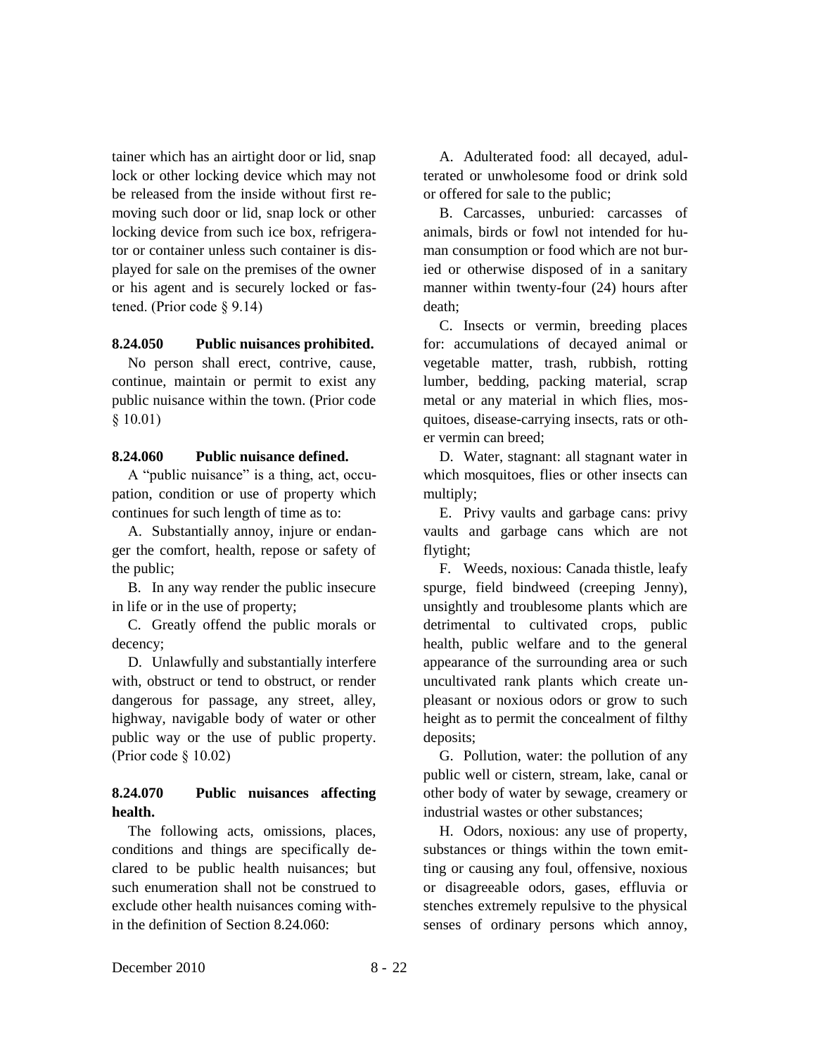tainer which has an airtight door or lid, snap lock or other locking device which may not be released from the inside without first removing such door or lid, snap lock or other locking device from such ice box, refrigerator or container unless such container is displayed for sale on the premises of the owner or his agent and is securely locked or fastened. (Prior code § 9.14)

**8.24.050 Public nuisances prohibited.**

No person shall erect, contrive, cause, continue, maintain or permit to exist any public nuisance within the town. (Prior code § 10.01)

**8.24.060 Public nuisance defined.**

A "public nuisance" is a thing, act, occupation, condition or use of property which continues for such length of time as to:

A. Substantially annoy, injure or endanger the comfort, health, repose or safety of the public;

B. In any way render the public insecure in life or in the use of property;

C. Greatly offend the public morals or decency;

D. Unlawfully and substantially interfere with, obstruct or tend to obstruct, or render dangerous for passage, any street, alley, highway, navigable body of water or other public way or the use of public property. (Prior code § 10.02)

**8.24.070 Public nuisances affecting health.**

The following acts, omissions, places, conditions and things are specifically declared to be public health nuisances; but such enumeration shall not be construed to exclude other health nuisances coming within the definition of Section 8.24.060:

A. Adulterated food: all decayed, adulterated or unwholesome food or drink sold or offered for sale to the public;

B. Carcasses, unburied: carcasses of animals, birds or fowl not intended for human consumption or food which are not buried or otherwise disposed of in a sanitary manner within twenty-four (24) hours after death;

C. Insects or vermin, breeding places for: accumulations of decayed animal or vegetable matter, trash, rubbish, rotting lumber, bedding, packing material, scrap metal or any material in which flies, mosquitoes, disease-carrying insects, rats or other vermin can breed;

D. Water, stagnant: all stagnant water in which mosquitoes, flies or other insects can multiply;

E. Privy vaults and garbage cans: privy vaults and garbage cans which are not flytight;

F. Weeds, noxious: Canada thistle, leafy spurge, field bindweed (creeping Jenny), unsightly and troublesome plants which are detrimental to cultivated crops, public health, public welfare and to the general appearance of the surrounding area or such uncultivated rank plants which create unpleasant or noxious odors or grow to such height as to permit the concealment of filthy deposits;

G. Pollution, water: the pollution of any public well or cistern, stream, lake, canal or other body of water by sewage, creamery or industrial wastes or other substances;

H. Odors, noxious: any use of property, substances or things within the town emitting or causing any foul, offensive, noxious or disagreeable odors, gases, effluvia or stenches extremely repulsive to the physical senses of ordinary persons which annoy,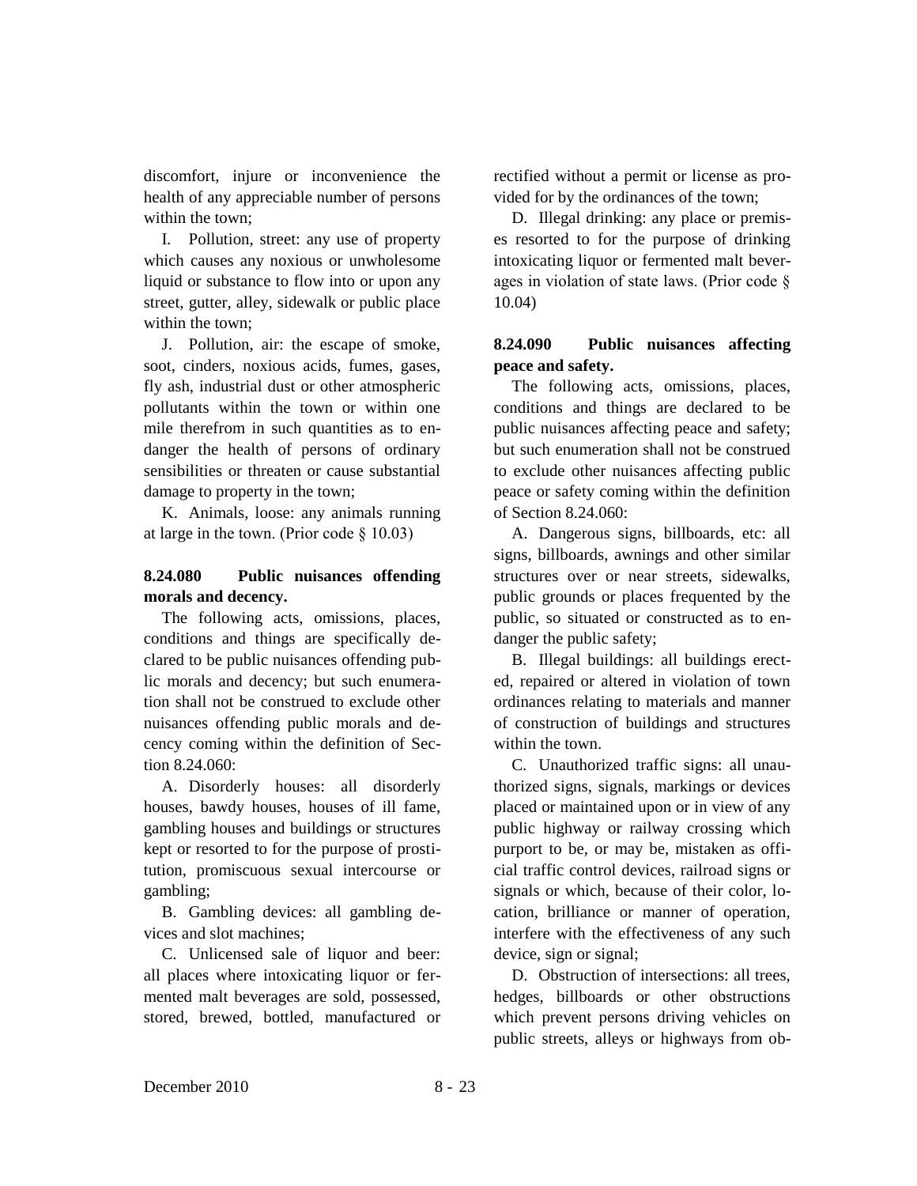discomfort, injure or inconvenience the health of any appreciable number of persons within the town;

I. Pollution, street: any use of property which causes any noxious or unwholesome liquid or substance to flow into or upon any street, gutter, alley, sidewalk or public place within the town;

J. Pollution, air: the escape of smoke, soot, cinders, noxious acids, fumes, gases, fly ash, industrial dust or other atmospheric pollutants within the town or within one mile therefrom in such quantities as to endanger the health of persons of ordinary sensibilities or threaten or cause substantial damage to property in the town;

K. Animals, loose: any animals running at large in the town. (Prior code § 10.03)

### 8.24.080 Public nuisances offending morals and decency.

The following acts, omissions, places, conditions and things are specifically declared to be public nuisances offending public morals and decency; but such enumeration shall not be construed to exclude other nuisances offending public morals and decency coming within the definition of Section 8.24.060:

A. Disorderly houses: all disorderly houses, bawdy houses, houses of ill fame, gambling houses and buildings or structures kept or resorted to for the purpose of prostitution, promiscuous sexual intercourse or gambling;

B. Gambling devices: all gambling devices and slot machines;

C. Unlicensed sale of liquor and beer: all places where intoxicating liquor or fermented malt beverages are sold, possessed, stored, brewed, bottled, manufactured or rectified without a permit or license as provided for by the ordinances of the town;

D. Illegal drinking: any place or premises resorted to for the purpose of drinking intoxicating liquor or fermented malt beverages in violation of state laws. (Prior code § 10.04)

### 8.24.090 Public nuisances affecting peace and safety.

The following acts, omissions, places, conditions and things are declared to be public nuisances affecting peace and safety; but such enumeration shall not be construed to exclude other nuisances affecting public peace or safety coming within the definition of Section 8.24.060:

A. Dangerous signs, billboards, etc: all signs, billboards, awnings and other similar structures over or near streets, sidewalks, public grounds or places frequented by the public, so situated or constructed as to endanger the public safety;

B. Illegal buildings: all buildings erected, repaired or altered in violation of town ordinances relating to materials and manner of construction of buildings and structures within the town.

C. Unauthorized traffic signs: all unauthorized signs, signals, markings or devices placed or maintained upon or in view of any public highway or railway crossing which purport to be, or may be, mistaken as official traffic control devices, railroad signs or signals or which, because of their color, location, brilliance or manner of operation, interfere with the effectiveness of any such device, sign or signal;

D. Obstruction of intersections: all trees, hedges, billboards or other obstructions which prevent persons driving vehicles on public streets, alleys or highways from ob-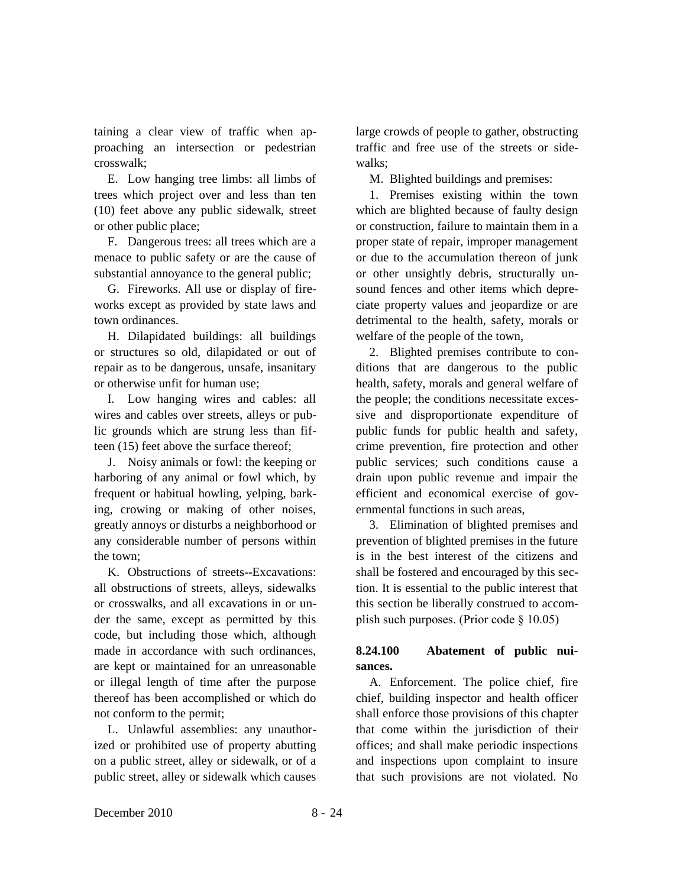taining a clear view of traffic when approaching an intersection or pedestrian crosswalk;

E. Low hanging tree limbs: all limbs of trees which project over and less than ten (10) feet above any public sidewalk, street or other public place;

F. Dangerous trees: all trees which are a menace to public safety or are the cause of substantial annoyance to the general public;

G. Fireworks. All use or display of fireworks except as provided by state laws and town ordinances.

H. Dilapidated buildings: all buildings or structures so old, dilapidated or out of repair as to be dangerous, unsafe, insanitary or otherwise unfit for human use;

I. Low hanging wires and cables: all wires and cables over streets, alleys or public grounds which are strung less than fifteen (15) feet above the surface thereof;

J. Noisy animals or fowl: the keeping or harboring of any animal or fowl which, by frequent or habitual howling, yelping, barking, crowing or making of other noises, greatly annoys or disturbs a neighborhood or any considerable number of persons within the town;

K. Obstructions of streets--Excavations: all obstructions of streets, alleys, sidewalks or crosswalks, and all excavations in or under the same, except as permitted by this code, but including those which, although made in accordance with such ordinances, are kept or maintained for an unreasonable or illegal length of time after the purpose thereof has been accomplished or which do not conform to the permit;

L. Unlawful assemblies: any unauthorized or prohibited use of property abutting on a public street, alley or sidewalk, or of a public street, alley or sidewalk which causes large crowds of people to gather, obstructing traffic and free use of the streets or sidewalks;

M. Blighted buildings and premises:

1. Premises existing within the town which are blighted because of faulty design or construction, failure to maintain them in a proper state of repair, improper management or due to the accumulation thereon of junk or other unsightly debris, structurally unsound fences and other items which depreciate property values and jeopardize or are detrimental to the health, safety, morals or welfare of the people of the town,

2. Blighted premises contribute to conditions that are dangerous to the public health, safety, morals and general welfare of the people; the conditions necessitate excessive and disproportionate expenditure of public funds for public health and safety, crime prevention, fire protection and other public services; such conditions cause a drain upon public revenue and impair the efficient and economical exercise of governmental functions in such areas,

3. Elimination of blighted premises and prevention of blighted premises in the future is in the best interest of the citizens and shall be fostered and encouraged by this section. It is essential to the public interest that this section be liberally construed to accomplish such purposes. (Prior code § 10.05)

### 8.24.100 Abatement of public nuisances.

A. Enforcement. The police chief, fire chief, building inspector and health officer shall enforce those provisions of this chapter that come within the jurisdiction of their offices; and shall make periodic inspections and inspections upon complaint to insure that such provisions are not violated. No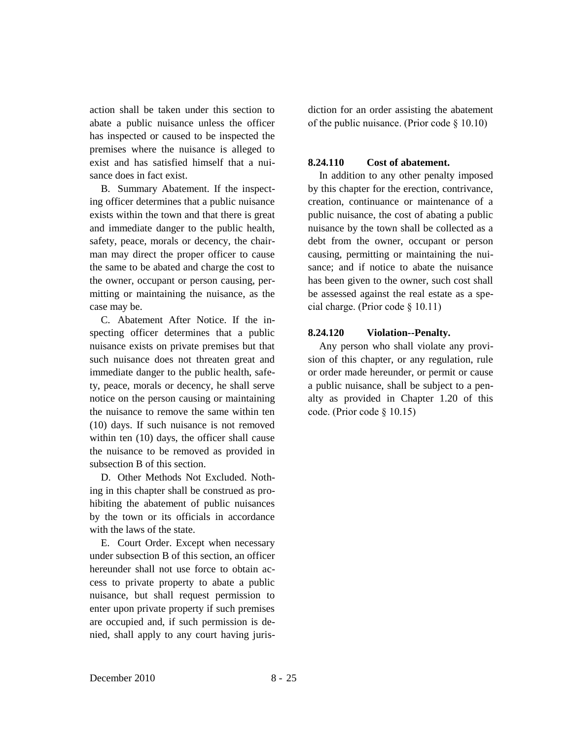action shall be taken under this section to abate a public nuisance unless the officer has inspected or caused to be inspected the premises where the nuisance is alleged to exist and has satisfied himself that a nuisance does in fact exist.

B. Summary Abatement. If the inspecting officer determines that a public nuisance exists within the town and that there is great and immediate danger to the public health, safety, peace, morals or decency, the chairman may direct the proper officer to cause the same to be abated and charge the cost to the owner, occupant or person causing, permitting or maintaining the nuisance, as the case may be.

C. Abatement After Notice. If the inspecting officer determines that a public nuisance exists on private premises but that such nuisance does not threaten great and immediate danger to the public health, safety, peace, morals or decency, he shall serve notice on the person causing or maintaining the nuisance to remove the same within ten (10) days. If such nuisance is not removed within ten (10) days, the officer shall cause the nuisance to be removed as provided in subsection B of this section.

D. Other Methods Not Excluded. Nothing in this chapter shall be construed as prohibiting the abatement of public nuisances by the town or its officials in accordance with the laws of the state.

E. Court Order. Except when necessary under subsection B of this section, an officer hereunder shall not use force to obtain access to private property to abate a public nuisance, but shall request permission to enter upon private property if such premises are occupied and, if such permission is denied, shall apply to any court having jurisdiction for an order assisting the abatement of the public nuisance. (Prior code § 10.10)

### 8.24.110 Cost of abatement.

In addition to any other penalty imposed by this chapter for the erection, contrivance, creation, continuance or maintenance of a public nuisance, the cost of abating a public nuisance by the town shall be collected as a debt from the owner, occupant or person causing, permitting or maintaining the nuisance; and if notice to abate the nuisance has been given to the owner, such cost shall be assessed against the real estate as a special charge. (Prior code § 10.11)

### 8.24.120 Violation--Penalty.

Any person who shall violate any provision of this chapter, or any regulation, rule or order made hereunder, or permit or cause a public nuisance, shall be subject to a penalty as provided in Chapter 1.20 of this code. (Prior code § 10.15)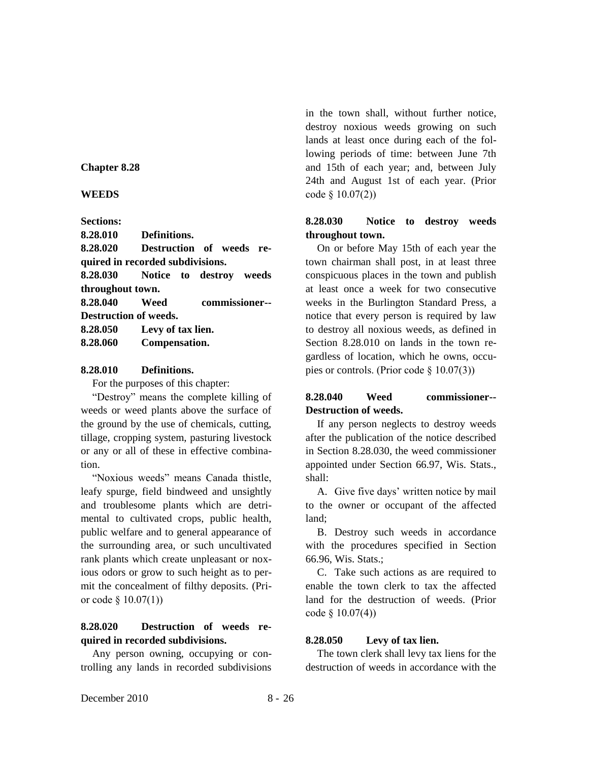# Chapter 8.28

## WEEDS

**Sections:**

**8.28.010 Definitions.**
**8.28.020 Destruction of weeds required in recorded subdivisions.**
**8.28.030 Notice to destroy weeds throughout town.**
**8.28.040 Weed commissioner--Destruction of weeds.**
**8.28.050 Levy of tax lien.**
**8.28.060 Compensation.**

### 8.28.010 Definitions.

For the purposes of this chapter:

"Destroy" means the complete killing of weeds or weed plants above the surface of the ground by the use of chemicals, cutting, tillage, cropping system, pasturing livestock or any or all of these in effective combination.

"Noxious weeds" means Canada thistle, leafy spurge, field bindweed and unsightly and troublesome plants which are detrimental to cultivated crops, public health, public welfare and to general appearance of the surrounding area, or such uncultivated rank plants which create unpleasant or noxious odors or grow to such height as to permit the concealment of filthy deposits. (Prior code § 10.07(1))

### 8.28.020 Destruction of weeds required in recorded subdivisions.

Any person owning, occupying or controlling any lands in recorded subdivisions in the town shall, without further notice, destroy noxious weeds growing on such lands at least once during each of the following periods of time: between June 7th and 15th of each year; and, between July 24th and August 1st of each year. (Prior code § 10.07(2))

### 8.28.030 Notice to destroy weeds throughout town.

On or before May 15th of each year the town chairman shall post, in at least three conspicuous places in the town and publish at least once a week for two consecutive weeks in the Burlington Standard Press, a notice that every person is required by law to destroy all noxious weeds, as defined in Section 8.28.010 on lands in the town regardless of location, which he owns, occupies or controls. (Prior code § 10.07(3))

### 8.28.040 Weed commissioner--Destruction of weeds.

If any person neglects to destroy weeds after the publication of the notice described in Section 8.28.030, the weed commissioner appointed under Section 66.97, Wis. Stats., shall:

A. Give five days' written notice by mail to the owner or occupant of the affected land;

B. Destroy such weeds in accordance with the procedures specified in Section 66.96, Wis. Stats.;

C. Take such actions as are required to enable the town clerk to tax the affected land for the destruction of weeds. (Prior code § 10.07(4))

### 8.28.050 Levy of tax lien.

The town clerk shall levy tax liens for the destruction of weeds in accordance with the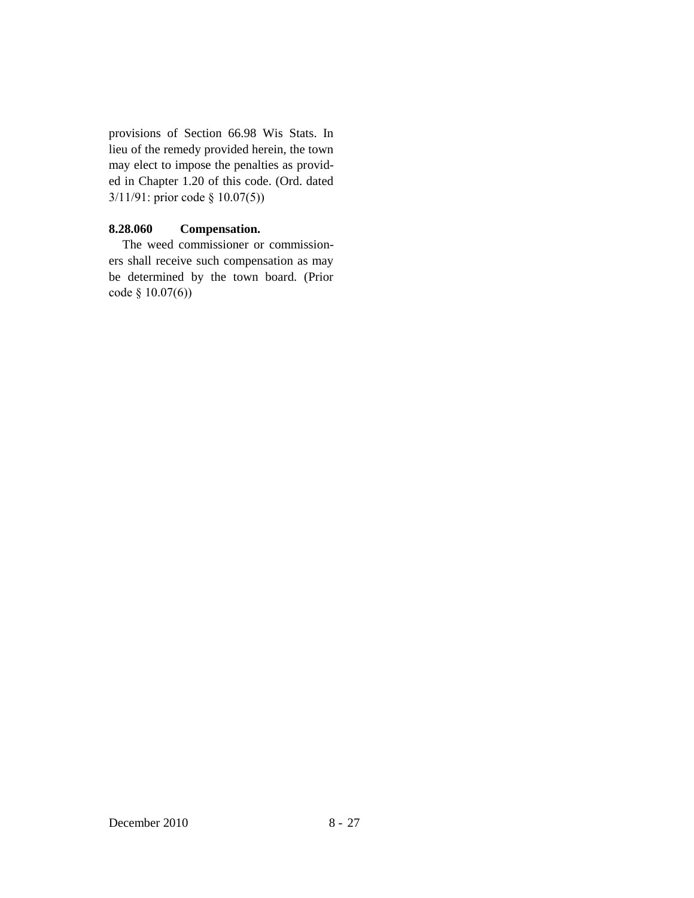provisions of Section 66.98 Wis Stats. In lieu of the remedy provided herein, the town may elect to impose the penalties as provided in Chapter 1.20 of this code. (Ord. dated 3/11/91: prior code § 10.07(5))

**8.28.060 Compensation.**

The weed commissioner or commissioners shall receive such compensation as may be determined by the town board. (Prior code § 10.07(6))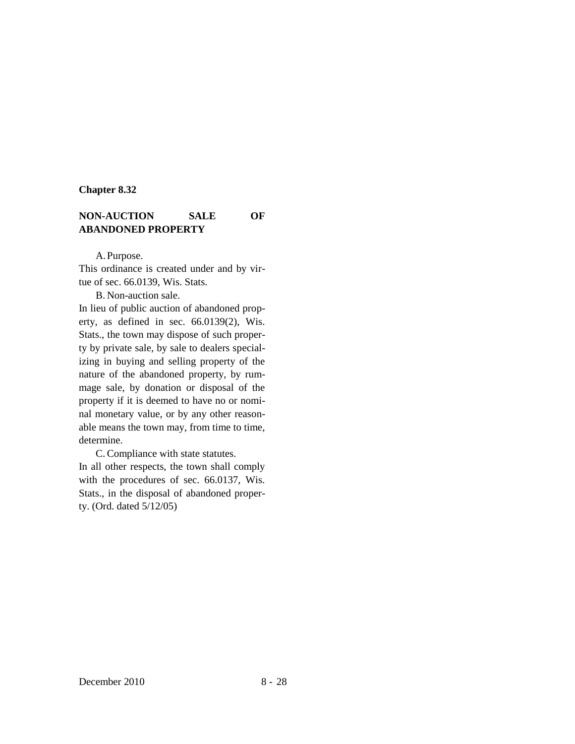**Chapter 8.32**

## NON-AUCTION SALE OF ABANDONED PROPERTY

A. Purpose.

This ordinance is created under and by virtue of sec. 66.0139, Wis. Stats.

B. Non-auction sale.

In lieu of public auction of abandoned property, as defined in sec. 66.0139(2), Wis. Stats., the town may dispose of such property by private sale, by sale to dealers specializing in buying and selling property of the nature of the abandoned property, by rummage sale, by donation or disposal of the property if it is deemed to have no or nominal monetary value, or by any other reasonable means the town may, from time to time, determine.

C. Compliance with state statutes.

In all other respects, the town shall comply with the procedures of sec. 66.0137, Wis. Stats., in the disposal of abandoned property. (Ord. dated 5/12/05)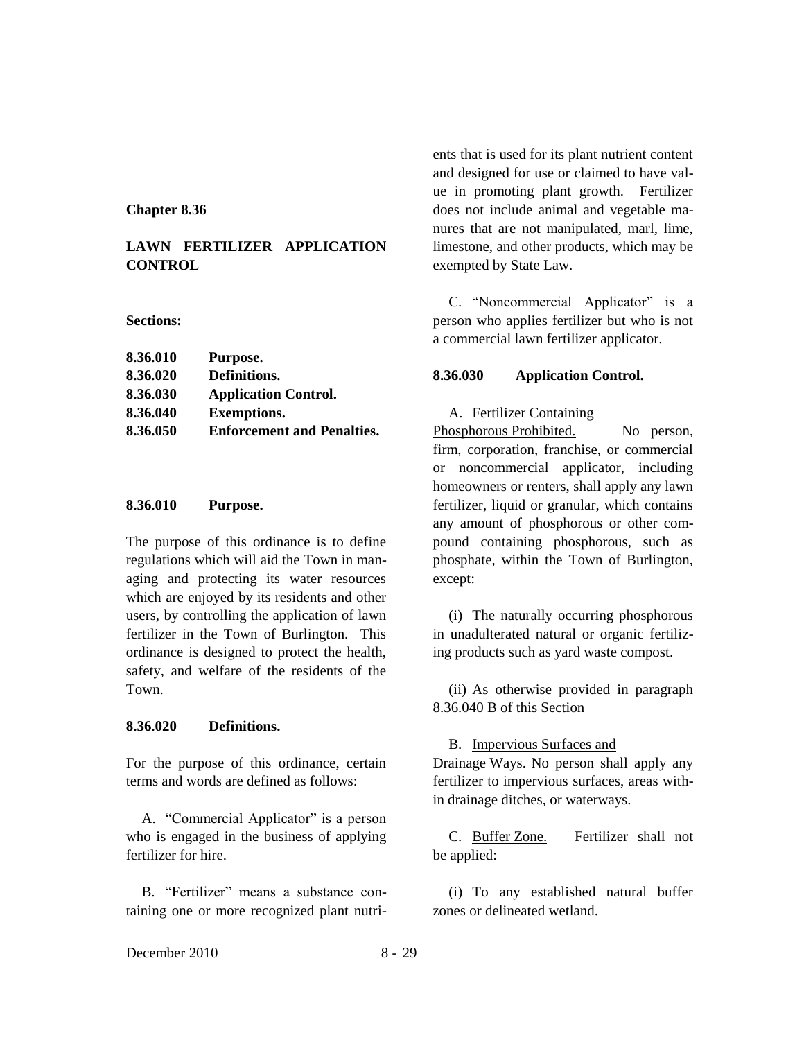## Chapter 8.36

## LAWN FERTILIZER APPLICATION CONTROL

**Sections:**

| | |
|---|---|
| **8.36.010** | **Purpose.** |
| **8.36.020** | **Definitions.** |
| **8.36.030** | **Application Control.** |
| **8.36.040** | **Exemptions.** |
| **8.36.050** | **Enforcement and Penalties.** |

### 8.36.010 Purpose.

The purpose of this ordinance is to define regulations which will aid the Town in managing and protecting its water resources which are enjoyed by its residents and other users, by controlling the application of lawn fertilizer in the Town of Burlington. This ordinance is designed to protect the health, safety, and welfare of the residents of the Town.

### 8.36.020 Definitions.

For the purpose of this ordinance, certain terms and words are defined as follows:

A. "Commercial Applicator" is a person who is engaged in the business of applying fertilizer for hire.

B. "Fertilizer" means a substance containing one or more recognized plant nutrients that is used for its plant nutrient content and designed for use or claimed to have value in promoting plant growth. Fertilizer does not include animal and vegetable manures that are not manipulated, marl, lime, limestone, and other products, which may be exempted by State Law.

C. "Noncommercial Applicator" is a person who applies fertilizer but who is not a commercial lawn fertilizer applicator.

### 8.36.030 Application Control.

A. Fertilizer Containing Phosphorous Prohibited. No person, firm, corporation, franchise, or commercial or noncommercial applicator, including homeowners or renters, shall apply any lawn fertilizer, liquid or granular, which contains any amount of phosphorous or other compound containing phosphorous, such as phosphate, within the Town of Burlington, except:

(i) The naturally occurring phosphorous in unadulterated natural or organic fertilizing products such as yard waste compost.

(ii) As otherwise provided in paragraph 8.36.040 B of this Section

B. Impervious Surfaces and Drainage Ways. No person shall apply any fertilizer to impervious surfaces, areas within drainage ditches, or waterways.

C. Buffer Zone. Fertilizer shall not be applied:

(i) To any established natural buffer zones or delineated wetland.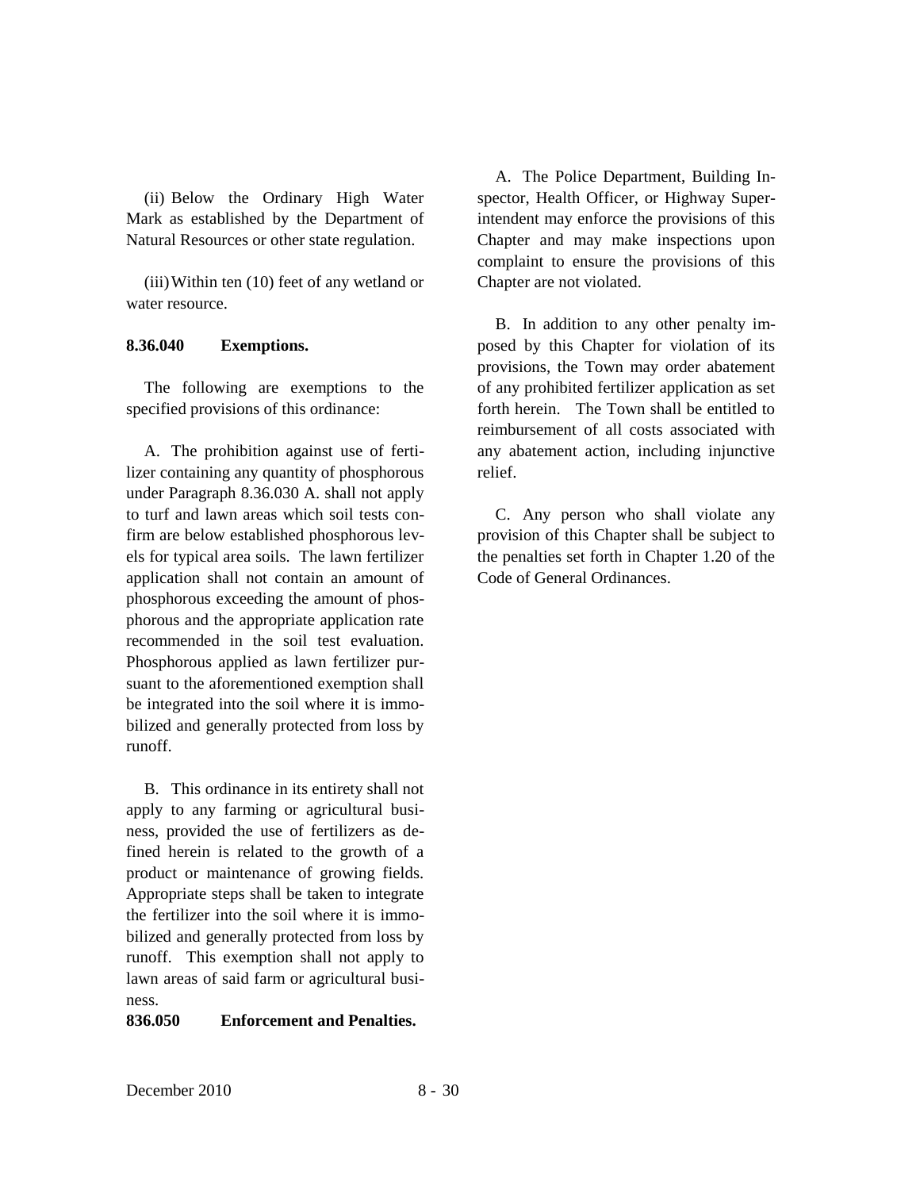(ii) Below the Ordinary High Water Mark as established by the Department of Natural Resources or other state regulation.

(iii) Within ten (10) feet of any wetland or water resource.

**8.36.040 Exemptions.**

The following are exemptions to the specified provisions of this ordinance:

A. The prohibition against use of fertilizer containing any quantity of phosphorous under Paragraph 8.36.030 A. shall not apply to turf and lawn areas which soil tests confirm are below established phosphorous levels for typical area soils. The lawn fertilizer application shall not contain an amount of phosphorous exceeding the amount of phosphorous and the appropriate application rate recommended in the soil test evaluation. Phosphorous applied as lawn fertilizer pursuant to the aforementioned exemption shall be integrated into the soil where it is immobilized and generally protected from loss by runoff.

B. This ordinance in its entirety shall not apply to any farming or agricultural business, provided the use of fertilizers as defined herein is related to the growth of a product or maintenance of growing fields. Appropriate steps shall be taken to integrate the fertilizer into the soil where it is immobilized and generally protected from loss by runoff. This exemption shall not apply to lawn areas of said farm or agricultural business.

**836.050 Enforcement and Penalties.**

A. The Police Department, Building Inspector, Health Officer, or Highway Superintendent may enforce the provisions of this Chapter and may make inspections upon complaint to ensure the provisions of this Chapter are not violated.

B. In addition to any other penalty imposed by this Chapter for violation of its provisions, the Town may order abatement of any prohibited fertilizer application as set forth herein. The Town shall be entitled to reimbursement of all costs associated with any abatement action, including injunctive relief.

C. Any person who shall violate any provision of this Chapter shall be subject to the penalties set forth in Chapter 1.20 of the Code of General Ordinances.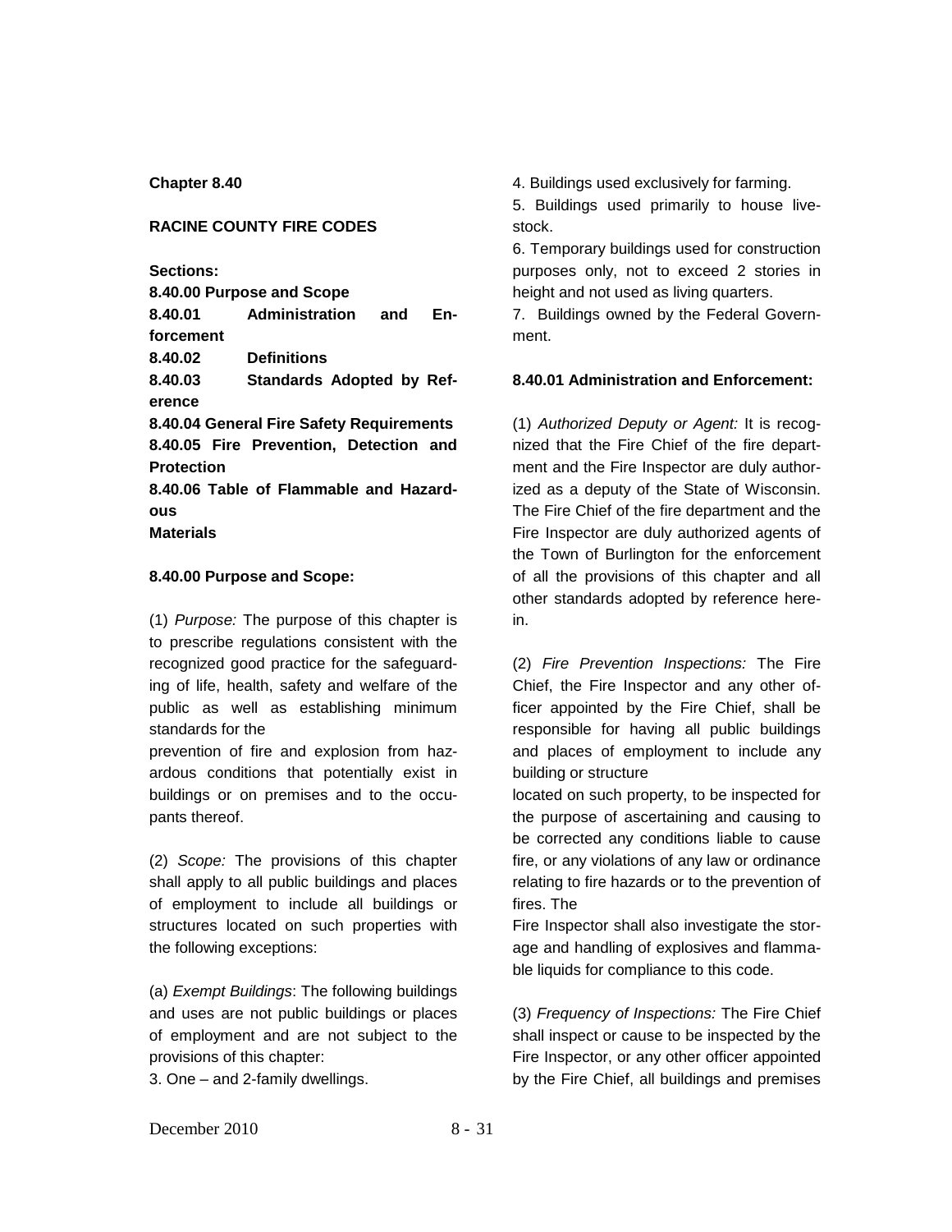**Chapter 8.40**

**RACINE COUNTY FIRE CODES**

**Sections:**

**8.40.00 Purpose and Scope**
**8.40.01 Administration and Enforcement**
**8.40.02 Definitions**
**8.40.03 Standards Adopted by Reference**
**8.40.04 General Fire Safety Requirements**
**8.40.05 Fire Prevention, Detection and Protection**
**8.40.06 Table of Flammable and Hazardous Materials**

**8.40.00 Purpose and Scope:**

(1) *Purpose:* The purpose of this chapter is to prescribe regulations consistent with the recognized good practice for the safeguarding of life, health, safety and welfare of the public as well as establishing minimum standards for the prevention of fire and explosion from hazardous conditions that potentially exist in buildings or on premises and to the occupants thereof.

(2) *Scope:* The provisions of this chapter shall apply to all public buildings and places of employment to include all buildings or structures located on such properties with the following exceptions:

(a) *Exempt Buildings*: The following buildings and uses are not public buildings or places of employment and are not subject to the provisions of this chapter:

3. One – and 2-family dwellings.

4. Buildings used exclusively for farming.

5. Buildings used primarily to house livestock.

6. Temporary buildings used for construction purposes only, not to exceed 2 stories in height and not used as living quarters.

7. Buildings owned by the Federal Government.

**8.40.01 Administration and Enforcement:**

(1) *Authorized Deputy or Agent:* It is recognized that the Fire Chief of the fire department and the Fire Inspector are duly authorized as a deputy of the State of Wisconsin. The Fire Chief of the fire department and the Fire Inspector are duly authorized agents of the Town of Burlington for the enforcement of all the provisions of this chapter and all other standards adopted by reference herein.

(2) *Fire Prevention Inspections:* The Fire Chief, the Fire Inspector and any other officer appointed by the Fire Chief, shall be responsible for having all public buildings and places of employment to include any building or structure located on such property, to be inspected for the purpose of ascertaining and causing to be corrected any conditions liable to cause fire, or any violations of any law or ordinance relating to fire hazards or to the prevention of fires. The Fire Inspector shall also investigate the storage and handling of explosives and flammable liquids for compliance to this code.

(3) *Frequency of Inspections:* The Fire Chief shall inspect or cause to be inspected by the Fire Inspector, or any other officer appointed by the Fire Chief, all buildings and premises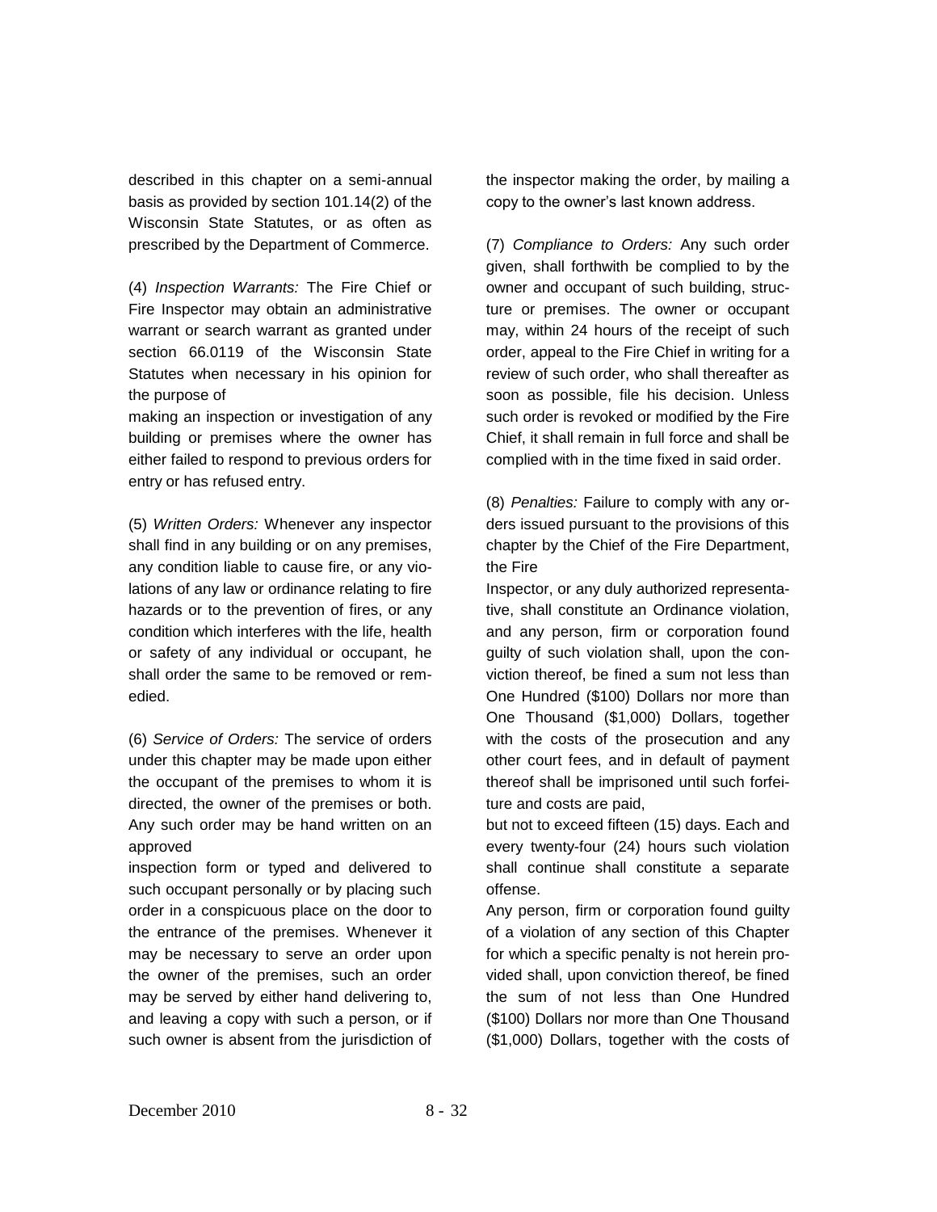described in this chapter on a semi-annual basis as provided by section 101.14(2) of the Wisconsin State Statutes, or as often as prescribed by the Department of Commerce.

(4) *Inspection Warrants:* The Fire Chief or Fire Inspector may obtain an administrative warrant or search warrant as granted under section 66.0119 of the Wisconsin State Statutes when necessary in his opinion for the purpose of making an inspection or investigation of any building or premises where the owner has either failed to respond to previous orders for entry or has refused entry.

(5) *Written Orders:* Whenever any inspector shall find in any building or on any premises, any condition liable to cause fire, or any violations of any law or ordinance relating to fire hazards or to the prevention of fires, or any condition which interferes with the life, health or safety of any individual or occupant, he shall order the same to be removed or remedied.

(6) *Service of Orders:* The service of orders under this chapter may be made upon either the occupant of the premises to whom it is directed, the owner of the premises or both. Any such order may be hand written on an approved inspection form or typed and delivered to such occupant personally or by placing such order in a conspicuous place on the door to the entrance of the premises. Whenever it may be necessary to serve an order upon the owner of the premises, such an order may be served by either hand delivering to, and leaving a copy with such a person, or if such owner is absent from the jurisdiction of the inspector making the order, by mailing a copy to the owner's last known address.

(7) *Compliance to Orders:* Any such order given, shall forthwith be complied to by the owner and occupant of such building, structure or premises. The owner or occupant may, within 24 hours of the receipt of such order, appeal to the Fire Chief in writing for a review of such order, who shall thereafter as soon as possible, file his decision. Unless such order is revoked or modified by the Fire Chief, it shall remain in full force and shall be complied with in the time fixed in said order.

(8) *Penalties:* Failure to comply with any orders issued pursuant to the provisions of this chapter by the Chief of the Fire Department, the Fire Inspector, or any duly authorized representative, shall constitute an Ordinance violation, and any person, firm or corporation found guilty of such violation shall, upon the conviction thereof, be fined a sum not less than One Hundred ($100) Dollars nor more than One Thousand ($1,000) Dollars, together with the costs of the prosecution and any other court fees, and in default of payment thereof shall be imprisoned until such forfeiture and costs are paid, but not to exceed fifteen (15) days. Each and every twenty-four (24) hours such violation shall continue shall constitute a separate offense.

Any person, firm or corporation found guilty of a violation of any section of this Chapter for which a specific penalty is not herein provided shall, upon conviction thereof, be fined the sum of not less than One Hundred ($100) Dollars nor more than One Thousand ($1,000) Dollars, together with the costs of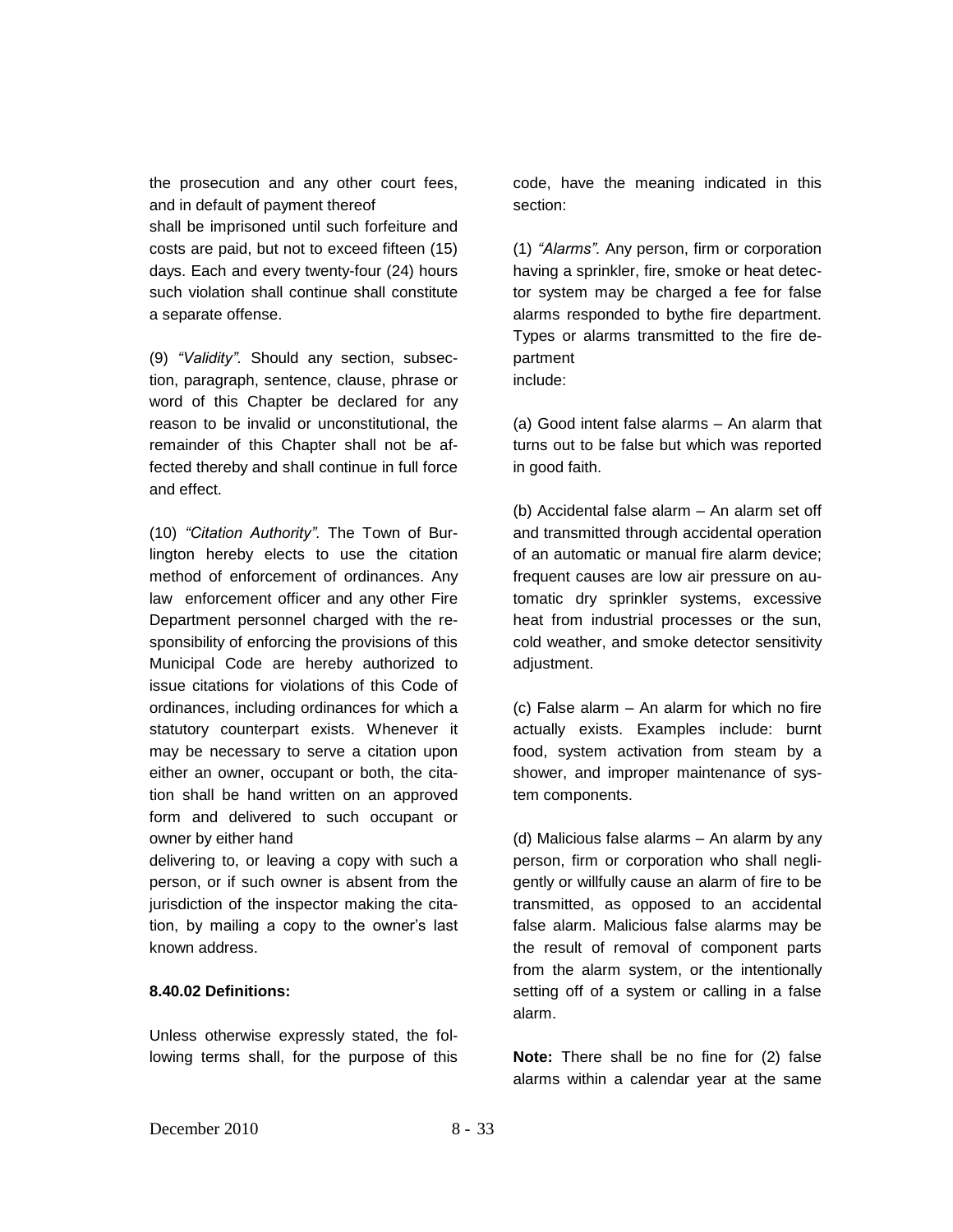the prosecution and any other court fees, and in default of payment thereof shall be imprisoned until such forfeiture and costs are paid, but not to exceed fifteen (15) days. Each and every twenty-four (24) hours such violation shall continue shall constitute a separate offense.

(9) *"Validity"*. Should any section, subsection, paragraph, sentence, clause, phrase or word of this Chapter be declared for any reason to be invalid or unconstitutional, the remainder of this Chapter shall not be affected thereby and shall continue in full force and effect.

(10) *"Citation Authority"*. The Town of Burlington hereby elects to use the citation method of enforcement of ordinances. Any law enforcement officer and any other Fire Department personnel charged with the responsibility of enforcing the provisions of this Municipal Code are hereby authorized to issue citations for violations of this Code of ordinances, including ordinances for which a statutory counterpart exists. Whenever it may be necessary to serve a citation upon either an owner, occupant or both, the citation shall be hand written on an approved form and delivered to such occupant or owner by either hand delivering to, or leaving a copy with such a person, or if such owner is absent from the jurisdiction of the inspector making the citation, by mailing a copy to the owner's last known address.

**8.40.02 Definitions:**

Unless otherwise expressly stated, the following terms shall, for the purpose of this code, have the meaning indicated in this section:

(1) *"Alarms"*. Any person, firm or corporation having a sprinkler, fire, smoke or heat detector system may be charged a fee for false alarms responded to bythe fire department. Types or alarms transmitted to the fire department include:

(a) Good intent false alarms – An alarm that turns out to be false but which was reported in good faith.

(b) Accidental false alarm – An alarm set off and transmitted through accidental operation of an automatic or manual fire alarm device; frequent causes are low air pressure on automatic dry sprinkler systems, excessive heat from industrial processes or the sun, cold weather, and smoke detector sensitivity adjustment.

(c) False alarm – An alarm for which no fire actually exists. Examples include: burnt food, system activation from steam by a shower, and improper maintenance of system components.

(d) Malicious false alarms – An alarm by any person, firm or corporation who shall negligently or willfully cause an alarm of fire to be transmitted, as opposed to an accidental false alarm. Malicious false alarms may be the result of removal of component parts from the alarm system, or the intentionally setting off of a system or calling in a false alarm.

**Note:** There shall be no fine for (2) false alarms within a calendar year at the same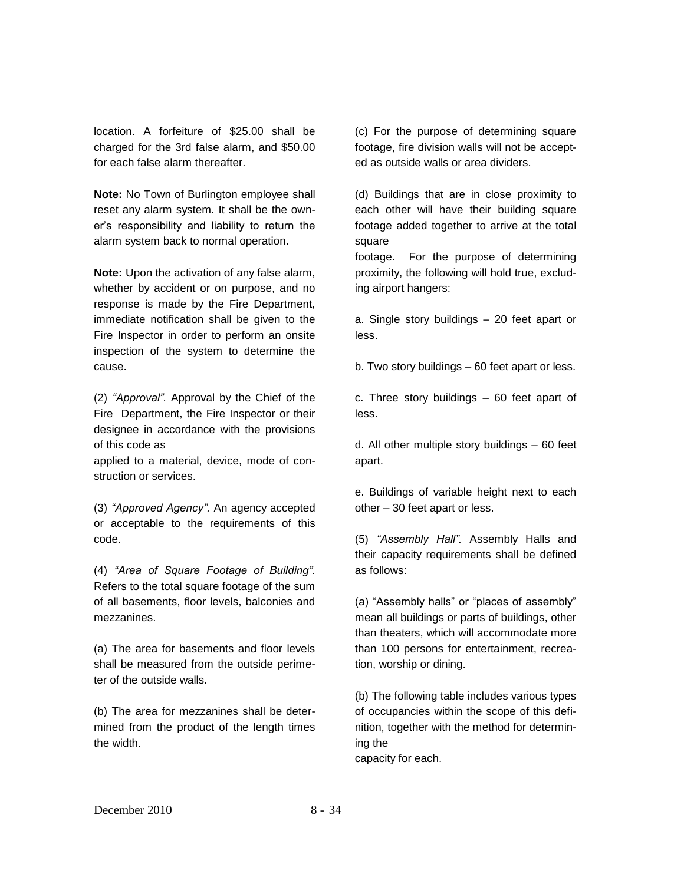location. A forfeiture of $25.00 shall be charged for the 3rd false alarm, and $50.00 for each false alarm thereafter.

**Note:** No Town of Burlington employee shall reset any alarm system. It shall be the owner's responsibility and liability to return the alarm system back to normal operation.

**Note:** Upon the activation of any false alarm, whether by accident or on purpose, and no response is made by the Fire Department, immediate notification shall be given to the Fire Inspector in order to perform an onsite inspection of the system to determine the cause.

(2) *"Approval".* Approval by the Chief of the Fire Department, the Fire Inspector or their designee in accordance with the provisions of this code as applied to a material, device, mode of construction or services.

(3) *"Approved Agency".* An agency accepted or acceptable to the requirements of this code.

(4) *"Area of Square Footage of Building".* Refers to the total square footage of the sum of all basements, floor levels, balconies and mezzanines.

(a) The area for basements and floor levels shall be measured from the outside perimeter of the outside walls.

(b) The area for mezzanines shall be determined from the product of the length times the width.

(c) For the purpose of determining square footage, fire division walls will not be accepted as outside walls or area dividers.

(d) Buildings that are in close proximity to each other will have their building square footage added together to arrive at the total square footage. For the purpose of determining proximity, the following will hold true, excluding airport hangers:

a. Single story buildings – 20 feet apart or less.

b. Two story buildings – 60 feet apart or less.

c. Three story buildings – 60 feet apart of less.

d. All other multiple story buildings – 60 feet apart.

e. Buildings of variable height next to each other – 30 feet apart or less.

(5) *"Assembly Hall".* Assembly Halls and their capacity requirements shall be defined as follows:

(a) "Assembly halls" or "places of assembly" mean all buildings or parts of buildings, other than theaters, which will accommodate more than 100 persons for entertainment, recreation, worship or dining.

(b) The following table includes various types of occupancies within the scope of this definition, together with the method for determining the capacity for each.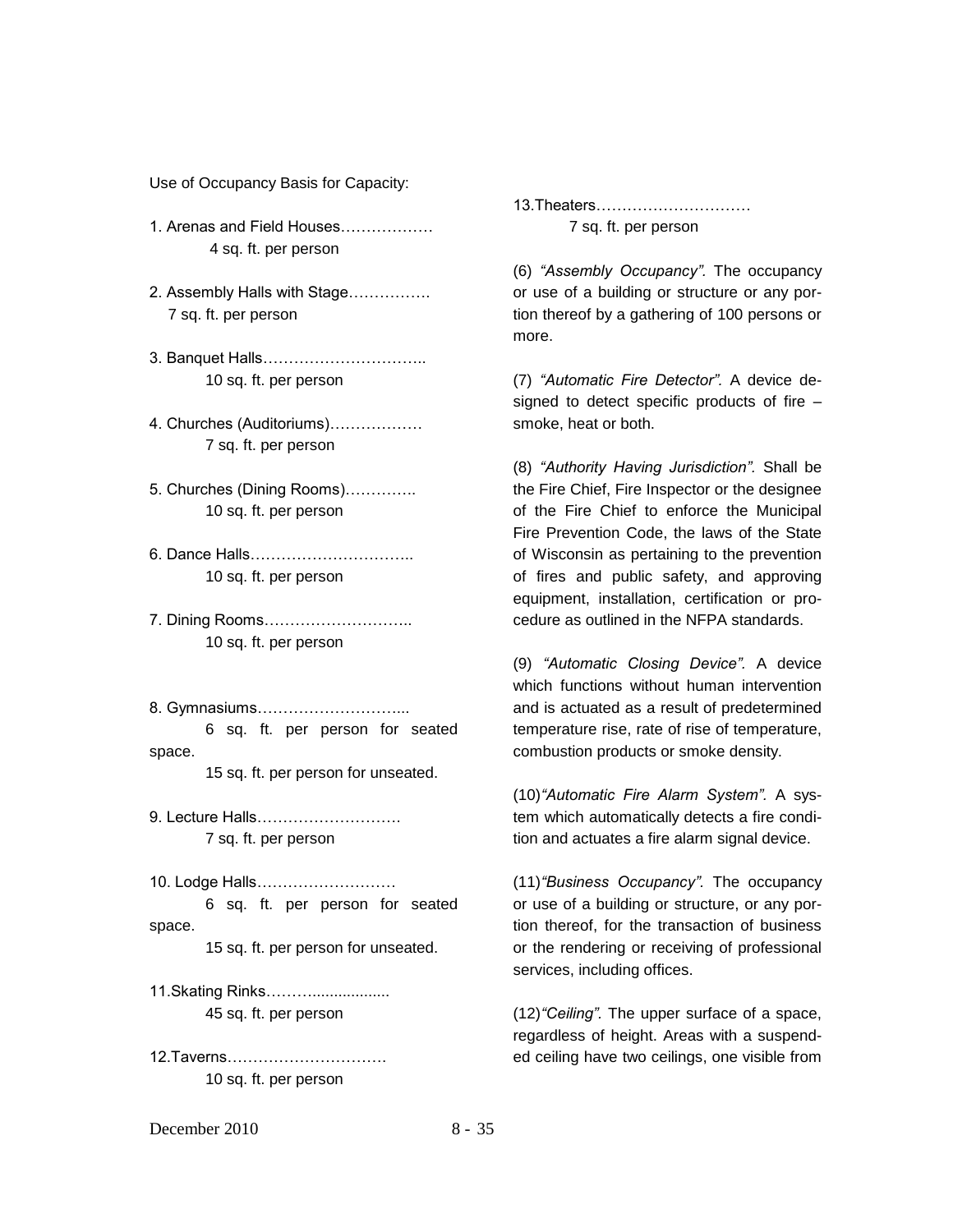Use of Occupancy Basis for Capacity:

1. Arenas and Field Houses……………… 4 sq. ft. per person

2. Assembly Halls with Stage……………. 7 sq. ft. per person

3. Banquet Halls………………………….. 10 sq. ft. per person

4. Churches (Auditoriums)……………… 7 sq. ft. per person

5. Churches (Dining Rooms)…………. 10 sq. ft. per person

6. Dance Halls………………………….. 10 sq. ft. per person

7. Dining Rooms……………………….. 10 sq. ft. per person

8. Gymnasiums………………………... 6 sq. ft. per person for seated space. 15 sq. ft. per person for unseated.

9. Lecture Halls………………………. 7 sq. ft. per person

10. Lodge Halls……………………… 6 sq. ft. per person for seated space. 15 sq. ft. per person for unseated.

11. Skating Rinks……….................. 45 sq. ft. per person

12. Taverns………………………… 10 sq. ft. per person

13. Theaters………………………… 7 sq. ft. per person

(6) *"Assembly Occupancy".* The occupancy or use of a building or structure or any portion thereof by a gathering of 100 persons or more.

(7) *"Automatic Fire Detector".* A device designed to detect specific products of fire – smoke, heat or both.

(8) *"Authority Having Jurisdiction".* Shall be the Fire Chief, Fire Inspector or the designee of the Fire Chief to enforce the Municipal Fire Prevention Code, the laws of the State of Wisconsin as pertaining to the prevention of fires and public safety, and approving equipment, installation, certification or procedure as outlined in the NFPA standards.

(9) *"Automatic Closing Device".* A device which functions without human intervention and is actuated as a result of predetermined temperature rise, rate of rise of temperature, combustion products or smoke density.

(10) *"Automatic Fire Alarm System".* A system which automatically detects a fire condition and actuates a fire alarm signal device.

(11) *"Business Occupancy".* The occupancy or use of a building or structure, or any portion thereof, for the transaction of business or the rendering or receiving of professional services, including offices.

(12) *"Ceiling".* The upper surface of a space, regardless of height. Areas with a suspended ceiling have two ceilings, one visible from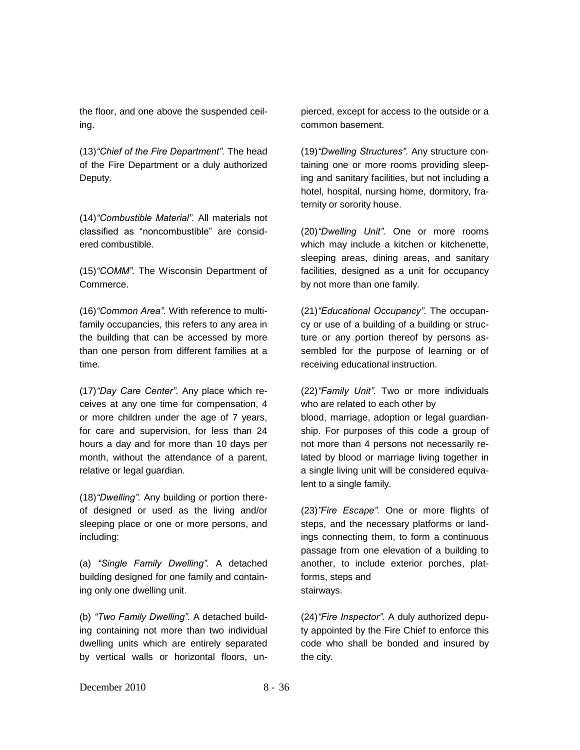the floor, and one above the suspended ceiling.

(13) *"Chief of the Fire Department".* The head of the Fire Department or a duly authorized Deputy.

(14) *"Combustible Material".* All materials not classified as "noncombustible" are considered combustible.

(15) *"COMM".* The Wisconsin Department of Commerce.

(16) *"Common Area".* With reference to multi-family occupancies, this refers to any area in the building that can be accessed by more than one person from different families at a time.

(17) *"Day Care Center".* Any place which receives at any one time for compensation, 4 or more children under the age of 7 years, for care and supervision, for less than 24 hours a day and for more than 10 days per month, without the attendance of a parent, relative or legal guardian.

(18) *"Dwelling".* Any building or portion thereof designed or used as the living and/or sleeping place or one or more persons, and including:

(a) *"Single Family Dwelling".* A detached building designed for one family and containing only one dwelling unit.

(b) *"Two Family Dwelling".* A detached building containing not more than two individual dwelling units which are entirely separated by vertical walls or horizontal floors, unpierced, except for access to the outside or a common basement.

(19) *"Dwelling Structures".* Any structure containing one or more rooms providing sleeping and sanitary facilities, but not including a hotel, hospital, nursing home, dormitory, fraternity or sorority house.

(20) *"Dwelling Unit".* One or more rooms which may include a kitchen or kitchenette, sleeping areas, dining areas, and sanitary facilities, designed as a unit for occupancy by not more than one family.

(21) *"Educational Occupancy".* The occupancy or use of a building of a building or structure or any portion thereof by persons assembled for the purpose of learning or of receiving educational instruction.

(22) *"Family Unit".* Two or more individuals who are related to each other by blood, marriage, adoption or legal guardianship. For purposes of this code a group of not more than 4 persons not necessarily related by blood or marriage living together in a single living unit will be considered equivalent to a single family.

(23) *"Fire Escape".* One or more flights of steps, and the necessary platforms or landings connecting them, to form a continuous passage from one elevation of a building to another, to include exterior porches, platforms, steps and stairways.

(24) *"Fire Inspector".* A duly authorized deputy appointed by the Fire Chief to enforce this code who shall be bonded and insured by the city.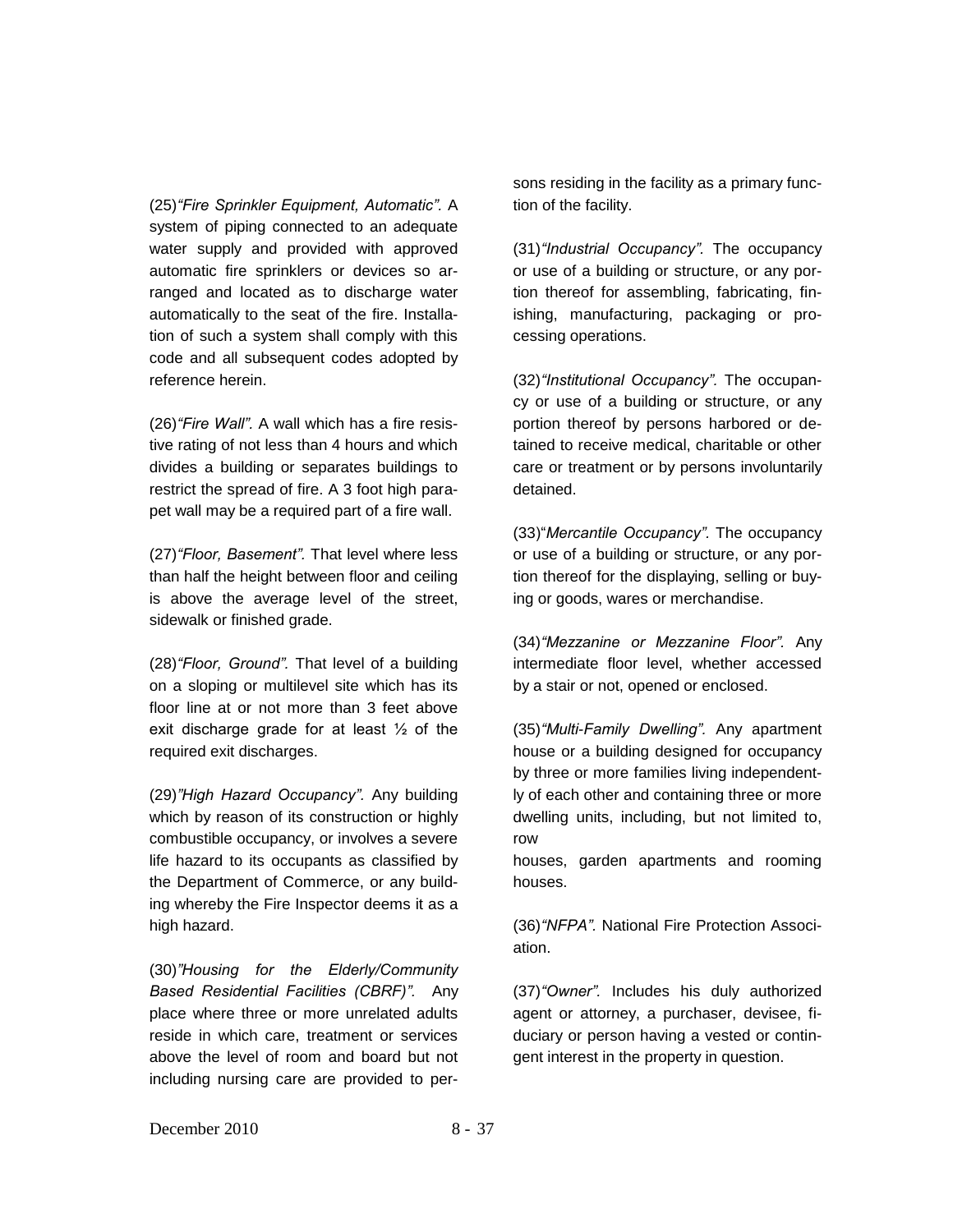(25)*"Fire Sprinkler Equipment, Automatic"*. A system of piping connected to an adequate water supply and provided with approved automatic fire sprinklers or devices so arranged and located as to discharge water automatically to the seat of the fire. Installation of such a system shall comply with this code and all subsequent codes adopted by reference herein.

(26)*"Fire Wall".* A wall which has a fire resistive rating of not less than 4 hours and which divides a building or separates buildings to restrict the spread of fire. A 3 foot high parapet wall may be a required part of a fire wall.

(27)*"Floor, Basement".* That level where less than half the height between floor and ceiling is above the average level of the street, sidewalk or finished grade.

(28)*"Floor, Ground".* That level of a building on a sloping or multilevel site which has its floor line at or not more than 3 feet above exit discharge grade for at least ½ of the required exit discharges.

(29)*"High Hazard Occupancy".* Any building which by reason of its construction or highly combustible occupancy, or involves a severe life hazard to its occupants as classified by the Department of Commerce, or any building whereby the Fire Inspector deems it as a high hazard.

(30)*"Housing for the Elderly/Community Based Residential Facilities (CBRF)".* Any place where three or more unrelated adults reside in which care, treatment or services above the level of room and board but not including nursing care are provided to persons residing in the facility as a primary function of the facility.

(31)*"Industrial Occupancy".* The occupancy or use of a building or structure, or any portion thereof for assembling, fabricating, finishing, manufacturing, packaging or processing operations.

(32)*"Institutional Occupancy".* The occupancy or use of a building or structure, or any portion thereof by persons harbored or detained to receive medical, charitable or other care or treatment or by persons involuntarily detained.

(33)"*Mercantile Occupancy"*. The occupancy or use of a building or structure, or any portion thereof for the displaying, selling or buying or goods, wares or merchandise.

(34)*"Mezzanine or Mezzanine Floor".* Any intermediate floor level, whether accessed by a stair or not, opened or enclosed.

(35)*"Multi-Family Dwelling".* Any apartment house or a building designed for occupancy by three or more families living independently of each other and containing three or more dwelling units, including, but not limited to, row houses, garden apartments and rooming houses.

(36)*"NFPA".* National Fire Protection Association.

(37)*"Owner".* Includes his duly authorized agent or attorney, a purchaser, devisee, fiduciary or person having a vested or contingent interest in the property in question.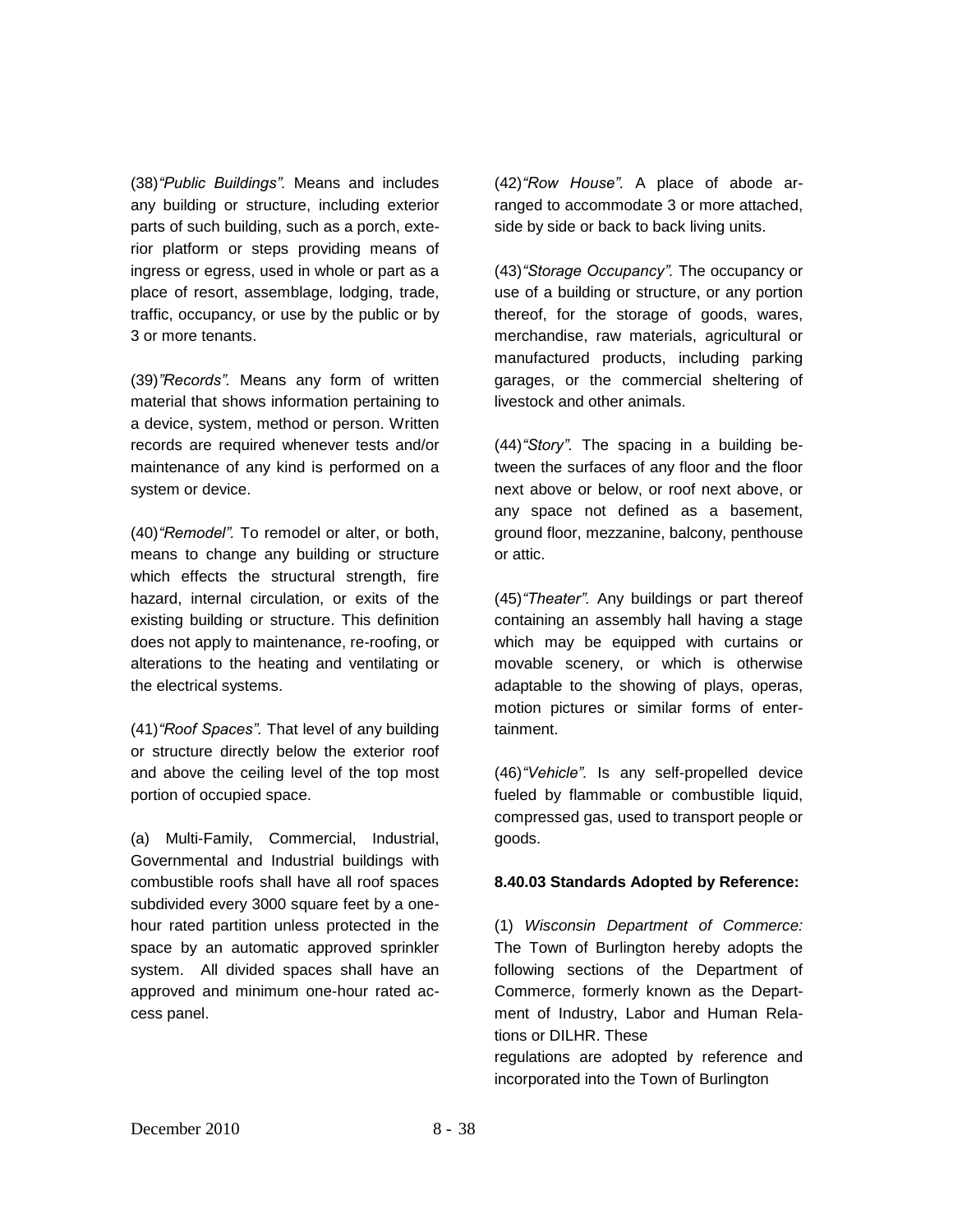(38)*"Public Buildings".* Means and includes any building or structure, including exterior parts of such building, such as a porch, exterior platform or steps providing means of ingress or egress, used in whole or part as a place of resort, assemblage, lodging, trade, traffic, occupancy, or use by the public or by 3 or more tenants.

(39)*"Records".* Means any form of written material that shows information pertaining to a device, system, method or person. Written records are required whenever tests and/or maintenance of any kind is performed on a system or device.

(40)*"Remodel".* To remodel or alter, or both, means to change any building or structure which effects the structural strength, fire hazard, internal circulation, or exits of the existing building or structure. This definition does not apply to maintenance, re-roofing, or alterations to the heating and ventilating or the electrical systems.

(41)*"Roof Spaces".* That level of any building or structure directly below the exterior roof and above the ceiling level of the top most portion of occupied space.

(a) Multi-Family, Commercial, Industrial, Governmental and Industrial buildings with combustible roofs shall have all roof spaces subdivided every 3000 square feet by a one-hour rated partition unless protected in the space by an automatic approved sprinkler system. All divided spaces shall have an approved and minimum one-hour rated access panel.

(42)*"Row House".* A place of abode arranged to accommodate 3 or more attached, side by side or back to back living units.

(43)*"Storage Occupancy".* The occupancy or use of a building or structure, or any portion thereof, for the storage of goods, wares, merchandise, raw materials, agricultural or manufactured products, including parking garages, or the commercial sheltering of livestock and other animals.

(44)*"Story".* The spacing in a building between the surfaces of any floor and the floor next above or below, or roof next above, or any space not defined as a basement, ground floor, mezzanine, balcony, penthouse or attic.

(45)*"Theater".* Any buildings or part thereof containing an assembly hall having a stage which may be equipped with curtains or movable scenery, or which is otherwise adaptable to the showing of plays, operas, motion pictures or similar forms of entertainment.

(46)*"Vehicle".* Is any self-propelled device fueled by flammable or combustible liquid, compressed gas, used to transport people or goods.

**8.40.03 Standards Adopted by Reference:**

(1) *Wisconsin Department of Commerce:* The Town of Burlington hereby adopts the following sections of the Department of Commerce, formerly known as the Department of Industry, Labor and Human Relations or DILHR. These regulations are adopted by reference and incorporated into the Town of Burlington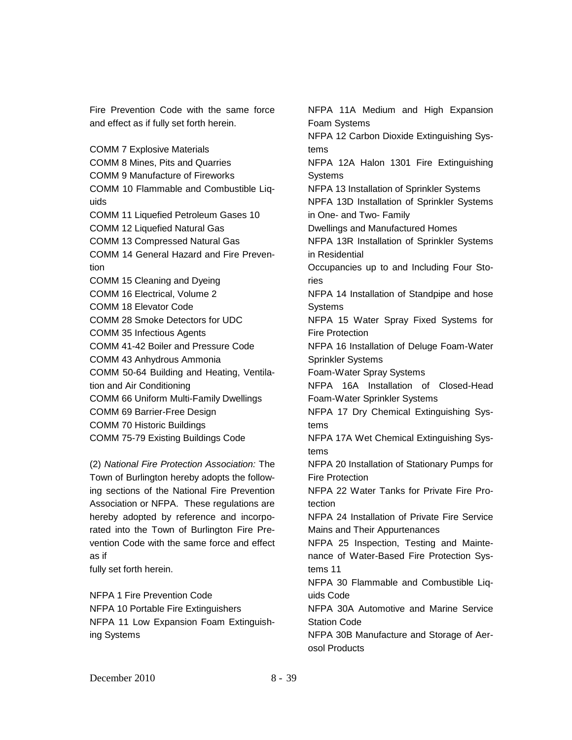Fire Prevention Code with the same force and effect as if fully set forth herein.

COMM 7 Explosive Materials
COMM 8 Mines, Pits and Quarries
COMM 9 Manufacture of Fireworks
COMM 10 Flammable and Combustible Liquids
COMM 11 Liquefied Petroleum Gases 10
COMM 12 Liquefied Natural Gas
COMM 13 Compressed Natural Gas
COMM 14 General Hazard and Fire Prevention
COMM 15 Cleaning and Dyeing
COMM 16 Electrical, Volume 2
COMM 18 Elevator Code
COMM 28 Smoke Detectors for UDC
COMM 35 Infectious Agents
COMM 41-42 Boiler and Pressure Code
COMM 43 Anhydrous Ammonia
COMM 50-64 Building and Heating, Ventilation and Air Conditioning
COMM 66 Uniform Multi-Family Dwellings
COMM 69 Barrier-Free Design
COMM 70 Historic Buildings
COMM 75-79 Existing Buildings Code

(2) *National Fire Protection Association:* The Town of Burlington hereby adopts the following sections of the National Fire Prevention Association or NFPA. These regulations are hereby adopted by reference and incorporated into the Town of Burlington Fire Prevention Code with the same force and effect as if
fully set forth herein.

NFPA 1 Fire Prevention Code
NFPA 10 Portable Fire Extinguishers
NFPA 11 Low Expansion Foam Extinguishing Systems
NFPA 11A Medium and High Expansion Foam Systems
NFPA 12 Carbon Dioxide Extinguishing Systems
NFPA 12A Halon 1301 Fire Extinguishing Systems
NFPA 13 Installation of Sprinkler Systems
NPFA 13D Installation of Sprinkler Systems in One- and Two- Family
Dwellings and Manufactured Homes
NFPA 13R Installation of Sprinkler Systems in Residential
Occupancies up to and Including Four Stories
NFPA 14 Installation of Standpipe and hose Systems
NFPA 15 Water Spray Fixed Systems for Fire Protection
NFPA 16 Installation of Deluge Foam-Water Sprinkler Systems
Foam-Water Spray Systems
NFPA 16A Installation of Closed-Head Foam-Water Sprinkler Systems
NFPA 17 Dry Chemical Extinguishing Systems
NFPA 17A Wet Chemical Extinguishing Systems
NFPA 20 Installation of Stationary Pumps for Fire Protection
NFPA 22 Water Tanks for Private Fire Protection
NFPA 24 Installation of Private Fire Service Mains and Their Appurtenances
NFPA 25 Inspection, Testing and Maintenance of Water-Based Fire Protection Systems 11
NFPA 30 Flammable and Combustible Liquids Code
NFPA 30A Automotive and Marine Service Station Code
NFPA 30B Manufacture and Storage of Aerosol Products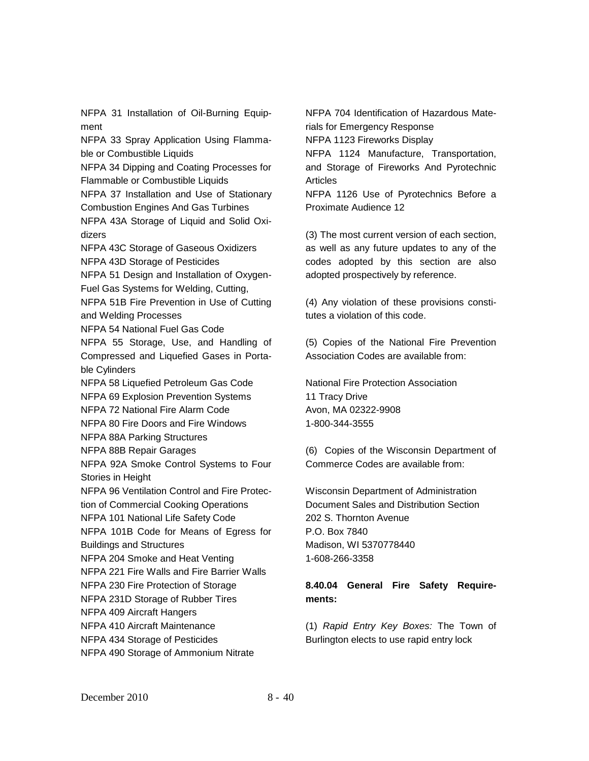NFPA 31 Installation of Oil-Burning Equipment
NFPA 33 Spray Application Using Flammable or Combustible Liquids
NFPA 34 Dipping and Coating Processes for Flammable or Combustible Liquids
NFPA 37 Installation and Use of Stationary Combustion Engines And Gas Turbines
NFPA 43A Storage of Liquid and Solid Oxidizers
NFPA 43C Storage of Gaseous Oxidizers
NFPA 43D Storage of Pesticides
NFPA 51 Design and Installation of Oxygen-Fuel Gas Systems for Welding, Cutting,
NFPA 51B Fire Prevention in Use of Cutting and Welding Processes
NFPA 54 National Fuel Gas Code
NFPA 55 Storage, Use, and Handling of Compressed and Liquefied Gases in Portable Cylinders
NFPA 58 Liquefied Petroleum Gas Code
NFPA 69 Explosion Prevention Systems
NFPA 72 National Fire Alarm Code
NFPA 80 Fire Doors and Fire Windows
NFPA 88A Parking Structures
NFPA 88B Repair Garages
NFPA 92A Smoke Control Systems to Four Stories in Height
NFPA 96 Ventilation Control and Fire Protection of Commercial Cooking Operations
NFPA 101 National Life Safety Code
NFPA 101B Code for Means of Egress for Buildings and Structures
NFPA 204 Smoke and Heat Venting
NFPA 221 Fire Walls and Fire Barrier Walls
NFPA 230 Fire Protection of Storage
NFPA 231D Storage of Rubber Tires
NFPA 409 Aircraft Hangers
NFPA 410 Aircraft Maintenance
NFPA 434 Storage of Pesticides
NFPA 490 Storage of Ammonium Nitrate
NFPA 704 Identification of Hazardous Materials for Emergency Response
NFPA 1123 Fireworks Display
NFPA 1124 Manufacture, Transportation, and Storage of Fireworks And Pyrotechnic Articles
NFPA 1126 Use of Pyrotechnics Before a Proximate Audience 12

(3) The most current version of each section, as well as any future updates to any of the codes adopted by this section are also adopted prospectively by reference.

(4) Any violation of these provisions constitutes a violation of this code.

(5) Copies of the National Fire Prevention Association Codes are available from:

National Fire Protection Association
11 Tracy Drive
Avon, MA 02322-9908
1-800-344-3555

(6) Copies of the Wisconsin Department of Commerce Codes are available from:

Wisconsin Department of Administration
Document Sales and Distribution Section
202 S. Thornton Avenue
P.O. Box 7840
Madison, WI 5370778440
1-608-266-3358

**8.40.04 General Fire Safety Requirements:**

(1) *Rapid Entry Key Boxes:* The Town of Burlington elects to use rapid entry lock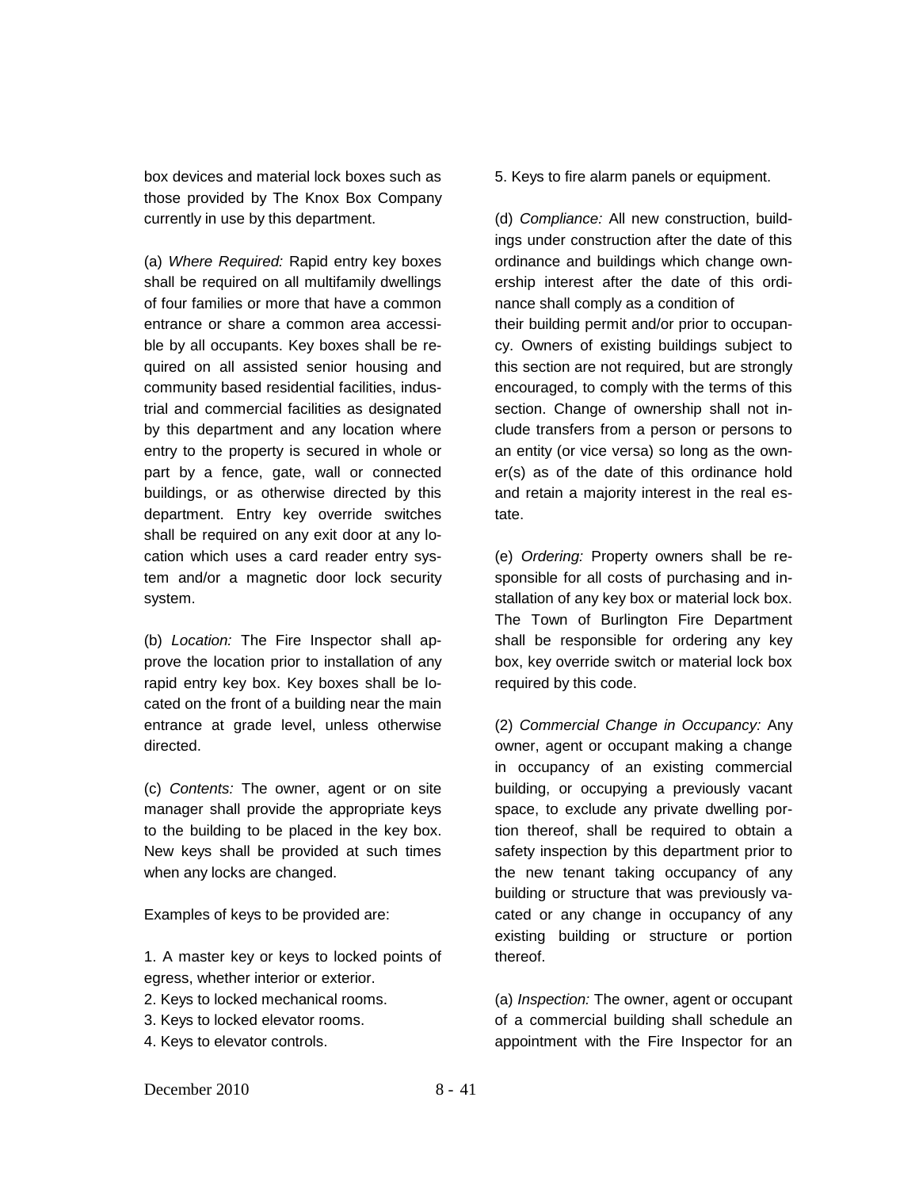box devices and material lock boxes such as those provided by The Knox Box Company currently in use by this department.

(a) *Where Required:* Rapid entry key boxes shall be required on all multifamily dwellings of four families or more that have a common entrance or share a common area accessible by all occupants. Key boxes shall be required on all assisted senior housing and community based residential facilities, industrial and commercial facilities as designated by this department and any location where entry to the property is secured in whole or part by a fence, gate, wall or connected buildings, or as otherwise directed by this department. Entry key override switches shall be required on any exit door at any location which uses a card reader entry system and/or a magnetic door lock security system.

(b) *Location:* The Fire Inspector shall approve the location prior to installation of any rapid entry key box. Key boxes shall be located on the front of a building near the main entrance at grade level, unless otherwise directed.

(c) *Contents:* The owner, agent or on site manager shall provide the appropriate keys to the building to be placed in the key box. New keys shall be provided at such times when any locks are changed.

Examples of keys to be provided are:

1. A master key or keys to locked points of egress, whether interior or exterior.
2. Keys to locked mechanical rooms.
3. Keys to locked elevator rooms.
4. Keys to elevator controls.
5. Keys to fire alarm panels or equipment.

(d) *Compliance:* All new construction, buildings under construction after the date of this ordinance and buildings which change ownership interest after the date of this ordinance shall comply as a condition of their building permit and/or prior to occupancy. Owners of existing buildings subject to this section are not required, but are strongly encouraged, to comply with the terms of this section. Change of ownership shall not include transfers from a person or persons to an entity (or vice versa) so long as the owner(s) as of the date of this ordinance hold and retain a majority interest in the real estate.

(e) *Ordering:* Property owners shall be responsible for all costs of purchasing and installation of any key box or material lock box. The Town of Burlington Fire Department shall be responsible for ordering any key box, key override switch or material lock box required by this code.

(2) *Commercial Change in Occupancy:* Any owner, agent or occupant making a change in occupancy of an existing commercial building, or occupying a previously vacant space, to exclude any private dwelling portion thereof, shall be required to obtain a safety inspection by this department prior to the new tenant taking occupancy of any building or structure that was previously vacated or any change in occupancy of any existing building or structure or portion thereof.

(a) *Inspection:* The owner, agent or occupant of a commercial building shall schedule an appointment with the Fire Inspector for an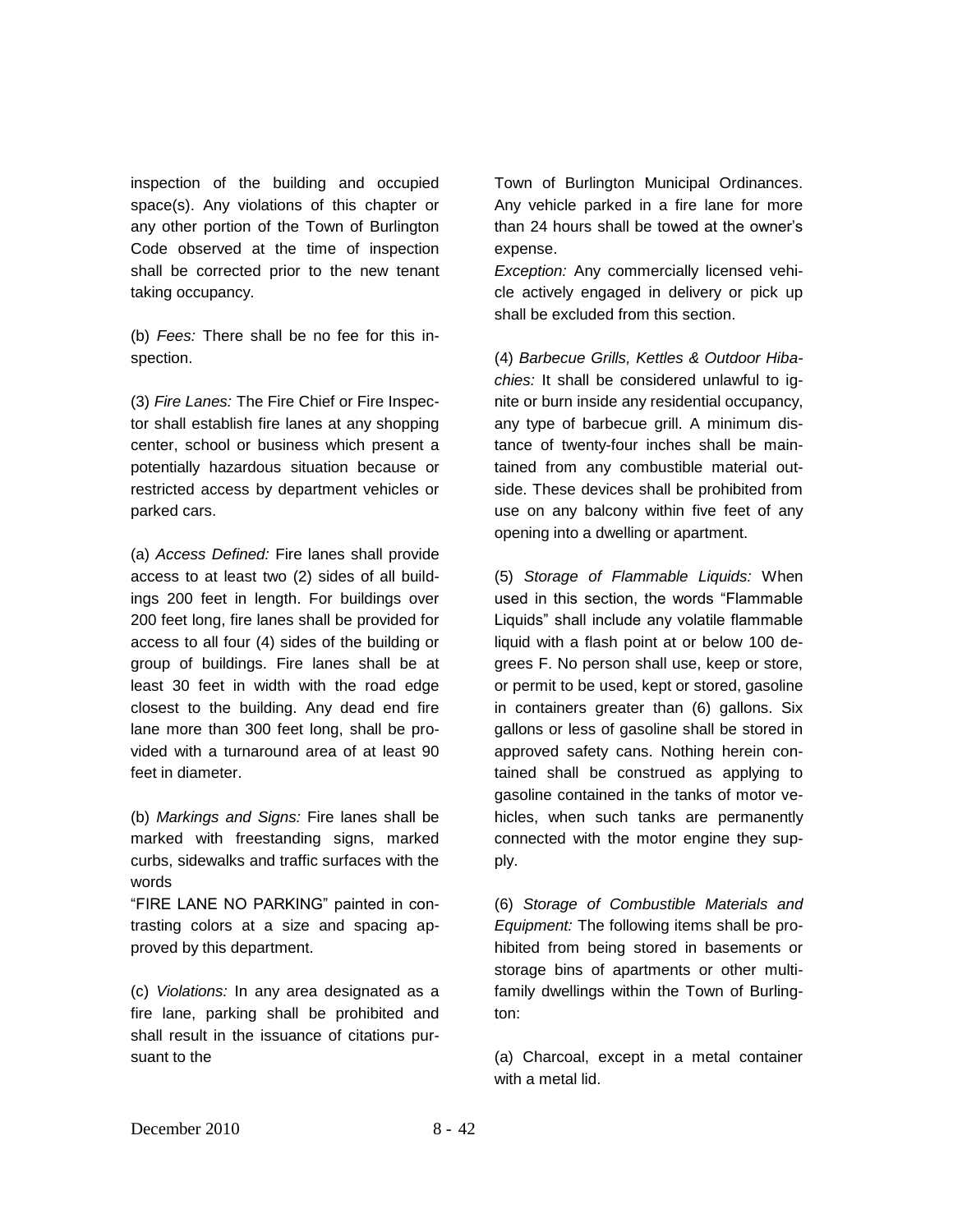inspection of the building and occupied space(s). Any violations of this chapter or any other portion of the Town of Burlington Code observed at the time of inspection shall be corrected prior to the new tenant taking occupancy.

(b) *Fees:* There shall be no fee for this inspection.

(3) *Fire Lanes:* The Fire Chief or Fire Inspector shall establish fire lanes at any shopping center, school or business which present a potentially hazardous situation because or restricted access by department vehicles or parked cars.

(a) *Access Defined:* Fire lanes shall provide access to at least two (2) sides of all buildings 200 feet in length. For buildings over 200 feet long, fire lanes shall be provided for access to all four (4) sides of the building or group of buildings. Fire lanes shall be at least 30 feet in width with the road edge closest to the building. Any dead end fire lane more than 300 feet long, shall be provided with a turnaround area of at least 90 feet in diameter.

(b) *Markings and Signs:* Fire lanes shall be marked with freestanding signs, marked curbs, sidewalks and traffic surfaces with the words
"FIRE LANE NO PARKING" painted in contrasting colors at a size and spacing approved by this department.

(c) *Violations:* In any area designated as a fire lane, parking shall be prohibited and shall result in the issuance of citations pursuant to the Town of Burlington Municipal Ordinances. Any vehicle parked in a fire lane for more than 24 hours shall be towed at the owner's expense.

*Exception:* Any commercially licensed vehicle actively engaged in delivery or pick up shall be excluded from this section.

(4) *Barbecue Grills, Kettles & Outdoor Hibachies:* It shall be considered unlawful to ignite or burn inside any residential occupancy, any type of barbecue grill. A minimum distance of twenty-four inches shall be maintained from any combustible material outside. These devices shall be prohibited from use on any balcony within five feet of any opening into a dwelling or apartment.

(5) *Storage of Flammable Liquids:* When used in this section, the words "Flammable Liquids" shall include any volatile flammable liquid with a flash point at or below 100 degrees F. No person shall use, keep or store, or permit to be used, kept or stored, gasoline in containers greater than (6) gallons. Six gallons or less of gasoline shall be stored in approved safety cans. Nothing herein contained shall be construed as applying to gasoline contained in the tanks of motor vehicles, when such tanks are permanently connected with the motor engine they supply.

(6) *Storage of Combustible Materials and Equipment:* The following items shall be prohibited from being stored in basements or storage bins of apartments or other multifamily dwellings within the Town of Burlington:

(a) Charcoal, except in a metal container with a metal lid.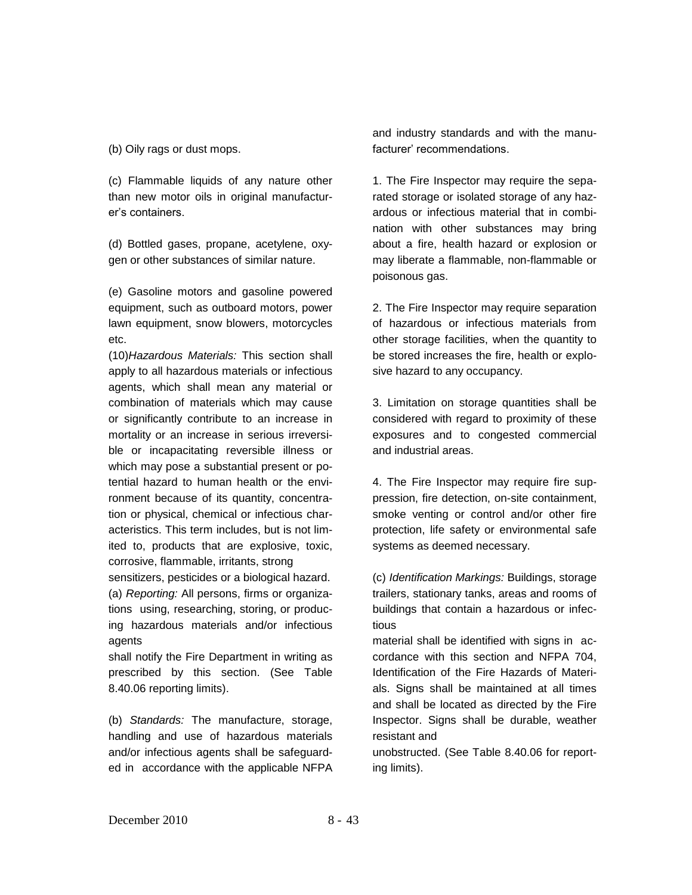(b) Oily rags or dust mops.

(c) Flammable liquids of any nature other than new motor oils in original manufacturer's containers.

(d) Bottled gases, propane, acetylene, oxygen or other substances of similar nature.

(e) Gasoline motors and gasoline powered equipment, such as outboard motors, power lawn equipment, snow blowers, motorcycles etc.

(10)*Hazardous Materials:* This section shall apply to all hazardous materials or infectious agents, which shall mean any material or combination of materials which may cause or significantly contribute to an increase in mortality or an increase in serious irreversible or incapacitating reversible illness or which may pose a substantial present or potential hazard to human health or the environment because of its quantity, concentration or physical, chemical or infectious characteristics. This term includes, but is not limited to, products that are explosive, toxic, corrosive, flammable, irritants, strong sensitizers, pesticides or a biological hazard.

(a) *Reporting:* All persons, firms or organizations using, researching, storing, or producing hazardous materials and/or infectious agents shall notify the Fire Department in writing as prescribed by this section. (See Table 8.40.06 reporting limits).

(b) *Standards:* The manufacture, storage, handling and use of hazardous materials and/or infectious agents shall be safeguarded in accordance with the applicable NFPA and industry standards and with the manufacturer' recommendations.

1. The Fire Inspector may require the separated storage or isolated storage of any hazardous or infectious material that in combination with other substances may bring about a fire, health hazard or explosion or may liberate a flammable, non-flammable or poisonous gas.

2. The Fire Inspector may require separation of hazardous or infectious materials from other storage facilities, when the quantity to be stored increases the fire, health or explosive hazard to any occupancy.

3. Limitation on storage quantities shall be considered with regard to proximity of these exposures and to congested commercial and industrial areas.

4. The Fire Inspector may require fire suppression, fire detection, on-site containment, smoke venting or control and/or other fire protection, life safety or environmental safe systems as deemed necessary.

(c) *Identification Markings:* Buildings, storage trailers, stationary tanks, areas and rooms of buildings that contain a hazardous or infectious material shall be identified with signs in accordance with this section and NFPA 704, Identification of the Fire Hazards of Materials. Signs shall be maintained at all times and shall be located as directed by the Fire Inspector. Signs shall be durable, weather resistant and unobstructed. (See Table 8.40.06 for reporting limits).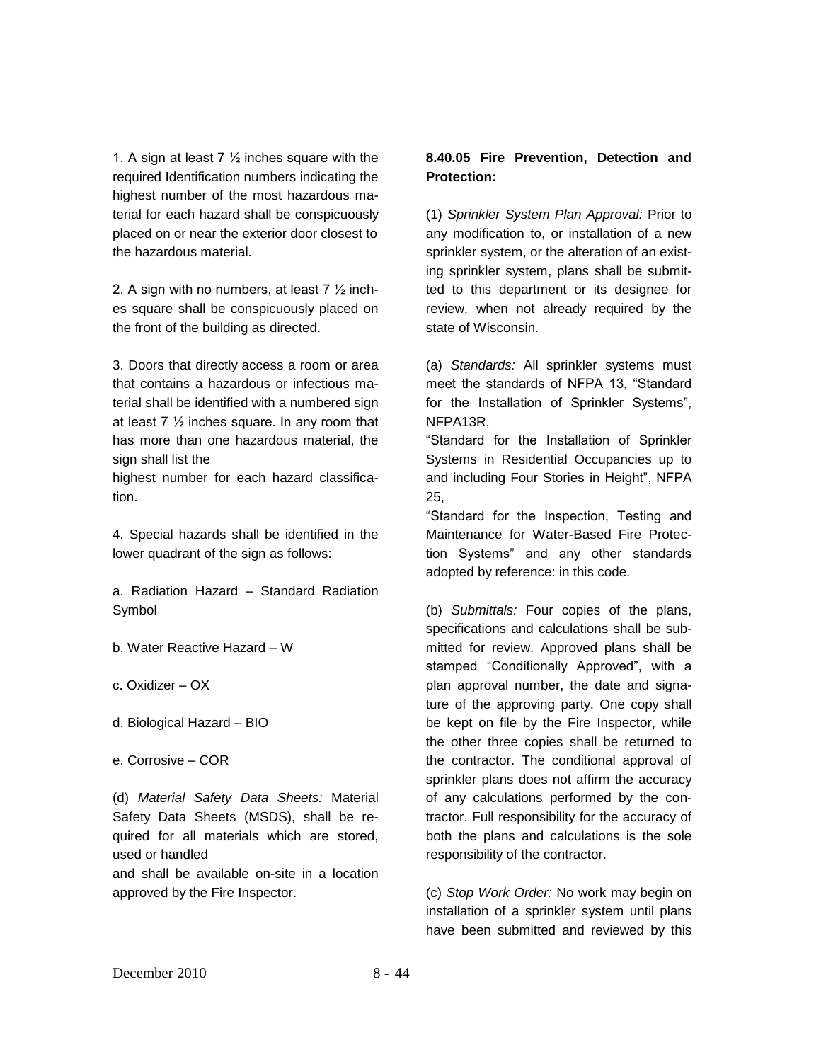1. A sign at least 7 ½ inches square with the required Identification numbers indicating the highest number of the most hazardous material for each hazard shall be conspicuously placed on or near the exterior door closest to the hazardous material.

2. A sign with no numbers, at least 7 ½ inches square shall be conspicuously placed on the front of the building as directed.

3. Doors that directly access a room or area that contains a hazardous or infectious material shall be identified with a numbered sign at least 7 ½ inches square. In any room that has more than one hazardous material, the sign shall list the highest number for each hazard classification.

4. Special hazards shall be identified in the lower quadrant of the sign as follows:

a. Radiation Hazard – Standard Radiation Symbol

b. Water Reactive Hazard – W

c. Oxidizer – OX

d. Biological Hazard – BIO

e. Corrosive – COR

(d) *Material Safety Data Sheets:* Material Safety Data Sheets (MSDS), shall be required for all materials which are stored, used or handled and shall be available on-site in a location approved by the Fire Inspector.

**8.40.05 Fire Prevention, Detection and Protection:**

(1) *Sprinkler System Plan Approval:* Prior to any modification to, or installation of a new sprinkler system, or the alteration of an existing sprinkler system, plans shall be submitted to this department or its designee for review, when not already required by the state of Wisconsin.

(a) *Standards:* All sprinkler systems must meet the standards of NFPA 13, "Standard for the Installation of Sprinkler Systems", NFPA13R, "Standard for the Installation of Sprinkler Systems in Residential Occupancies up to and including Four Stories in Height", NFPA 25, "Standard for the Inspection, Testing and Maintenance for Water-Based Fire Protection Systems" and any other standards adopted by reference: in this code.

(b) *Submittals:* Four copies of the plans, specifications and calculations shall be submitted for review. Approved plans shall be stamped "Conditionally Approved", with a plan approval number, the date and signature of the approving party. One copy shall be kept on file by the Fire Inspector, while the other three copies shall be returned to the contractor. The conditional approval of sprinkler plans does not affirm the accuracy of any calculations performed by the contractor. Full responsibility for the accuracy of both the plans and calculations is the sole responsibility of the contractor.

(c) *Stop Work Order:* No work may begin on installation of a sprinkler system until plans have been submitted and reviewed by this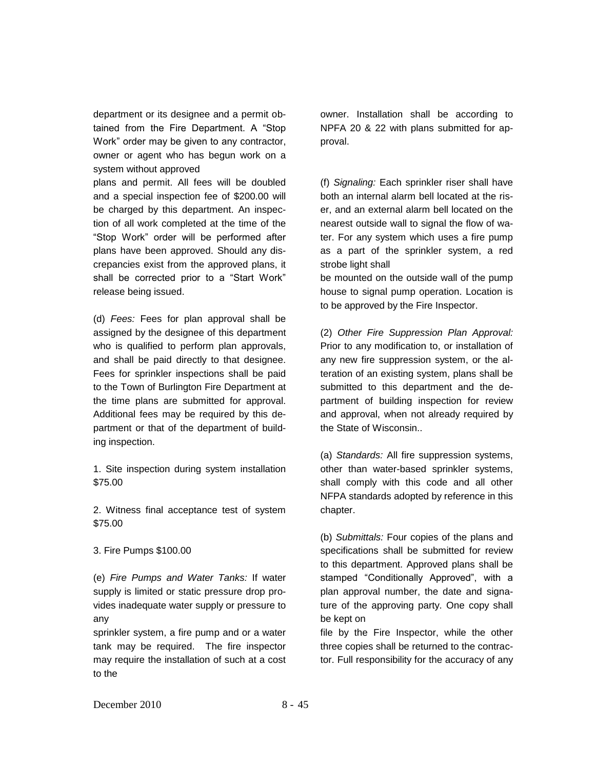department or its designee and a permit obtained from the Fire Department. A "Stop Work" order may be given to any contractor, owner or agent who has begun work on a system without approved plans and permit. All fees will be doubled and a special inspection fee of $200.00 will be charged by this department. An inspection of all work completed at the time of the "Stop Work" order will be performed after plans have been approved. Should any discrepancies exist from the approved plans, it shall be corrected prior to a "Start Work" release being issued.

(d) *Fees:* Fees for plan approval shall be assigned by the designee of this department who is qualified to perform plan approvals, and shall be paid directly to that designee. Fees for sprinkler inspections shall be paid to the Town of Burlington Fire Department at the time plans are submitted for approval. Additional fees may be required by this department or that of the department of building inspection.

1. Site inspection during system installation $75.00

2. Witness final acceptance test of system $75.00

3. Fire Pumps $100.00

(e) *Fire Pumps and Water Tanks:* If water supply is limited or static pressure drop provides inadequate water supply or pressure to any sprinkler system, a fire pump and or a water tank may be required. The fire inspector may require the installation of such at a cost to the owner. Installation shall be according to NPFA 20 & 22 with plans submitted for approval.

(f) *Signaling:* Each sprinkler riser shall have both an internal alarm bell located at the riser, and an external alarm bell located on the nearest outside wall to signal the flow of water. For any system which uses a fire pump as a part of the sprinkler system, a red strobe light shall be mounted on the outside wall of the pump house to signal pump operation. Location is to be approved by the Fire Inspector.

(2) *Other Fire Suppression Plan Approval:* Prior to any modification to, or installation of any new fire suppression system, or the alteration of an existing system, plans shall be submitted to this department and the department of building inspection for review and approval, when not already required by the State of Wisconsin..

(a) *Standards:* All fire suppression systems, other than water-based sprinkler systems, shall comply with this code and all other NFPA standards adopted by reference in this chapter.

(b) *Submittals:* Four copies of the plans and specifications shall be submitted for review to this department. Approved plans shall be stamped "Conditionally Approved", with a plan approval number, the date and signature of the approving party. One copy shall be kept on file by the Fire Inspector, while the other three copies shall be returned to the contractor. Full responsibility for the accuracy of any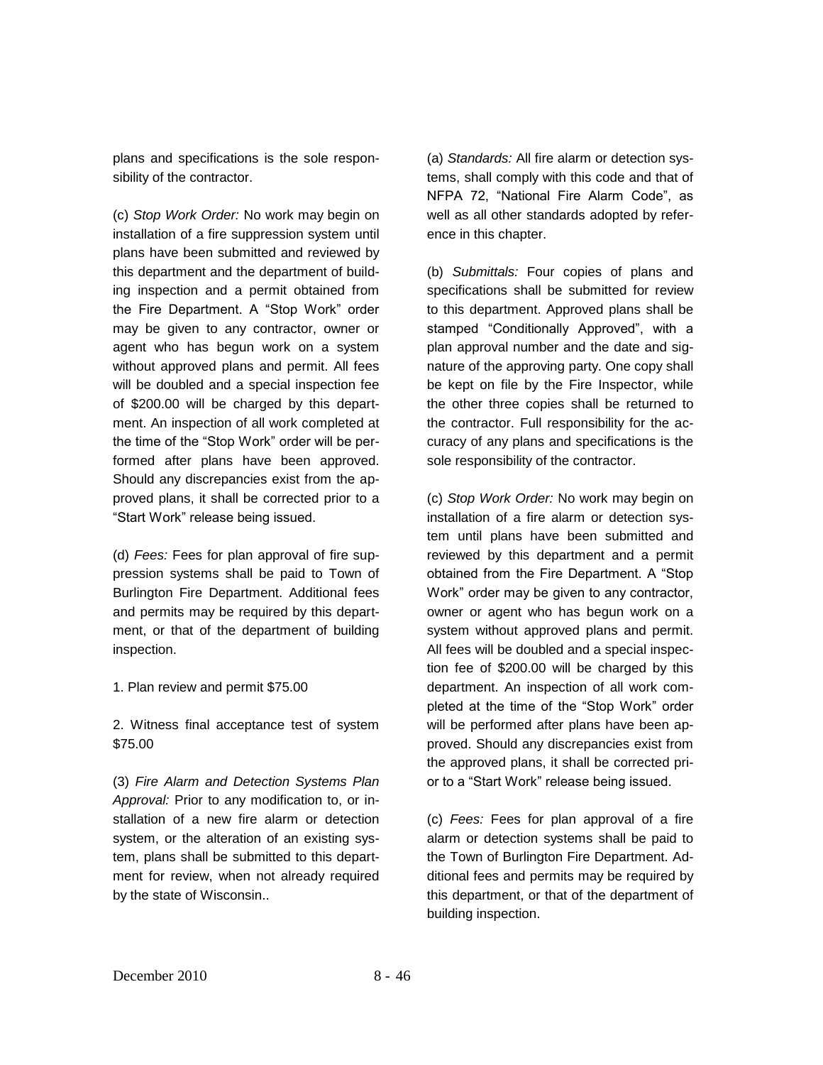plans and specifications is the sole responsibility of the contractor.

(c) *Stop Work Order:* No work may begin on installation of a fire suppression system until plans have been submitted and reviewed by this department and the department of building inspection and a permit obtained from the Fire Department. A "Stop Work" order may be given to any contractor, owner or agent who has begun work on a system without approved plans and permit. All fees will be doubled and a special inspection fee of $200.00 will be charged by this department. An inspection of all work completed at the time of the "Stop Work" order will be performed after plans have been approved. Should any discrepancies exist from the approved plans, it shall be corrected prior to a "Start Work" release being issued.

(d) *Fees:* Fees for plan approval of fire suppression systems shall be paid to Town of Burlington Fire Department. Additional fees and permits may be required by this department, or that of the department of building inspection.

1. Plan review and permit $75.00

2. Witness final acceptance test of system $75.00

(3) *Fire Alarm and Detection Systems Plan Approval:* Prior to any modification to, or installation of a new fire alarm or detection system, or the alteration of an existing system, plans shall be submitted to this department for review, when not already required by the state of Wisconsin..

(a) *Standards:* All fire alarm or detection systems, shall comply with this code and that of NFPA 72, "National Fire Alarm Code", as well as all other standards adopted by reference in this chapter.

(b) *Submittals:* Four copies of plans and specifications shall be submitted for review to this department. Approved plans shall be stamped "Conditionally Approved", with a plan approval number and the date and signature of the approving party. One copy shall be kept on file by the Fire Inspector, while the other three copies shall be returned to the contractor. Full responsibility for the accuracy of any plans and specifications is the sole responsibility of the contractor.

(c) *Stop Work Order:* No work may begin on installation of a fire alarm or detection system until plans have been submitted and reviewed by this department and a permit obtained from the Fire Department. A "Stop Work" order may be given to any contractor, owner or agent who has begun work on a system without approved plans and permit. All fees will be doubled and a special inspection fee of $200.00 will be charged by this department. An inspection of all work completed at the time of the "Stop Work" order will be performed after plans have been approved. Should any discrepancies exist from the approved plans, it shall be corrected prior to a "Start Work" release being issued.

(c) *Fees:* Fees for plan approval of a fire alarm or detection systems shall be paid to the Town of Burlington Fire Department. Additional fees and permits may be required by this department, or that of the department of building inspection.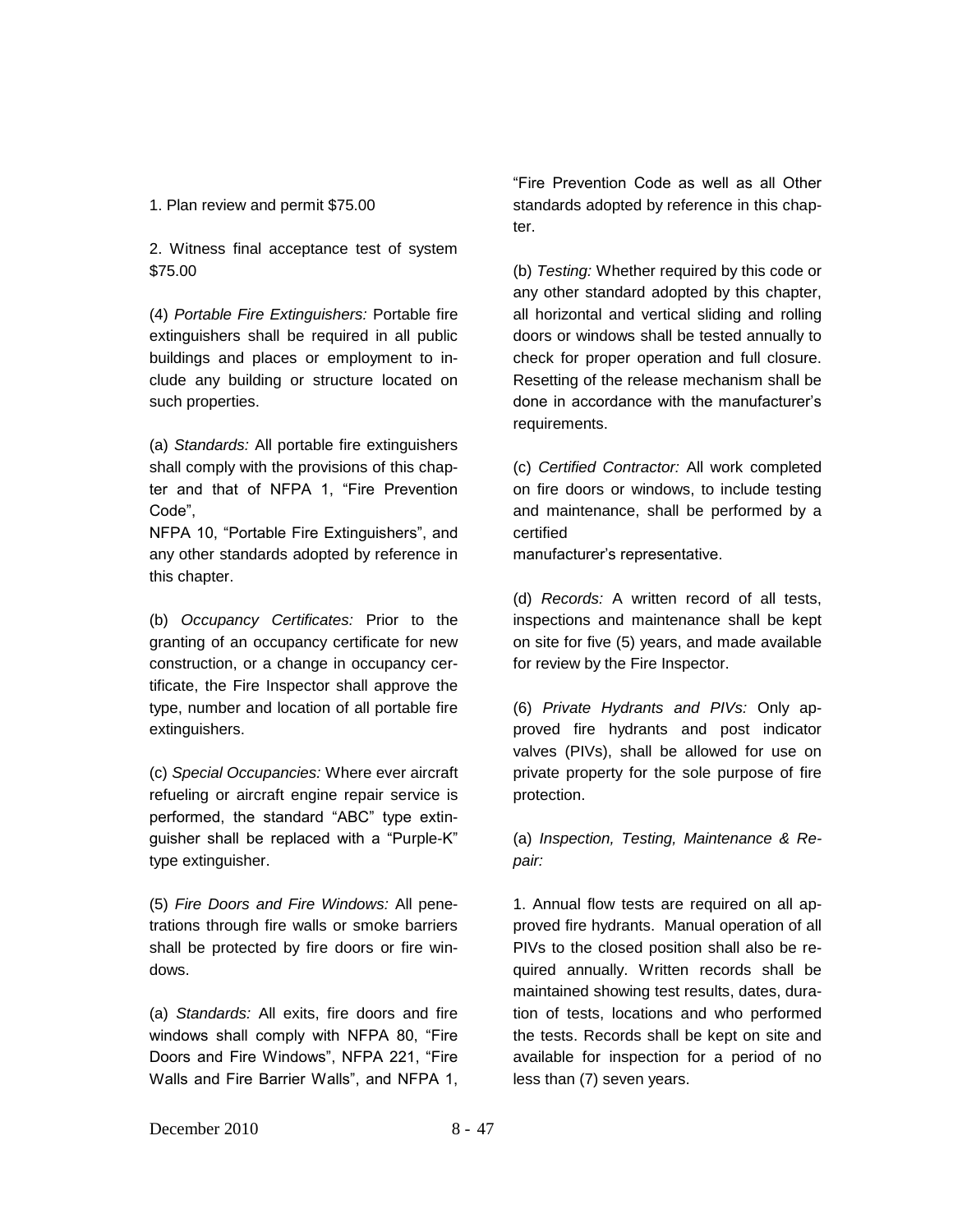1. Plan review and permit $75.00

2. Witness final acceptance test of system $75.00

(4) *Portable Fire Extinguishers:* Portable fire extinguishers shall be required in all public buildings and places or employment to include any building or structure located on such properties.

(a) *Standards:* All portable fire extinguishers shall comply with the provisions of this chapter and that of NFPA 1, "Fire Prevention Code",
NFPA 10, "Portable Fire Extinguishers", and any other standards adopted by reference in this chapter.

(b) *Occupancy Certificates:* Prior to the granting of an occupancy certificate for new construction, or a change in occupancy certificate, the Fire Inspector shall approve the type, number and location of all portable fire extinguishers.

(c) *Special Occupancies:* Where ever aircraft refueling or aircraft engine repair service is performed, the standard "ABC" type extinguisher shall be replaced with a "Purple-K" type extinguisher.

(5) *Fire Doors and Fire Windows:* All penetrations through fire walls or smoke barriers shall be protected by fire doors or fire windows.

(a) *Standards:* All exits, fire doors and fire windows shall comply with NFPA 80, "Fire Doors and Fire Windows", NFPA 221, "Fire Walls and Fire Barrier Walls", and NFPA 1, "Fire Prevention Code as well as all Other standards adopted by reference in this chapter.

(b) *Testing:* Whether required by this code or any other standard adopted by this chapter, all horizontal and vertical sliding and rolling doors or windows shall be tested annually to check for proper operation and full closure. Resetting of the release mechanism shall be done in accordance with the manufacturer's requirements.

(c) *Certified Contractor:* All work completed on fire doors or windows, to include testing and maintenance, shall be performed by a certified
manufacturer's representative.

(d) *Records:* A written record of all tests, inspections and maintenance shall be kept on site for five (5) years, and made available for review by the Fire Inspector.

(6) *Private Hydrants and PIVs:* Only approved fire hydrants and post indicator valves (PIVs), shall be allowed for use on private property for the sole purpose of fire protection.

(a) *Inspection, Testing, Maintenance & Repair:*

1. Annual flow tests are required on all approved fire hydrants. Manual operation of all PIVs to the closed position shall also be required annually. Written records shall be maintained showing test results, dates, duration of tests, locations and who performed the tests. Records shall be kept on site and available for inspection for a period of no less than (7) seven years.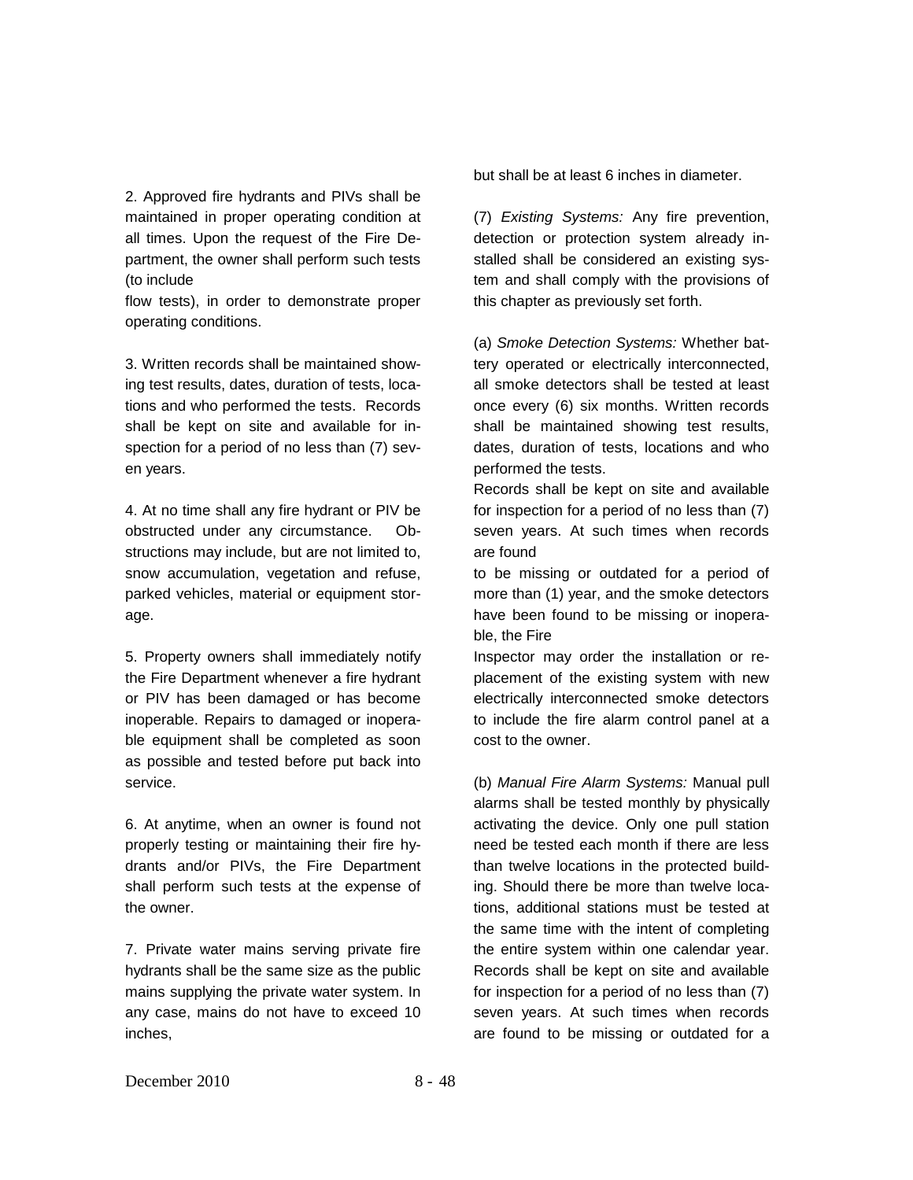2. Approved fire hydrants and PIVs shall be maintained in proper operating condition at all times. Upon the request of the Fire Department, the owner shall perform such tests (to include flow tests), in order to demonstrate proper operating conditions.

3. Written records shall be maintained showing test results, dates, duration of tests, locations and who performed the tests. Records shall be kept on site and available for inspection for a period of no less than (7) seven years.

4. At no time shall any fire hydrant or PIV be obstructed under any circumstance. Obstructions may include, but are not limited to, snow accumulation, vegetation and refuse, parked vehicles, material or equipment storage.

5. Property owners shall immediately notify the Fire Department whenever a fire hydrant or PIV has been damaged or has become inoperable. Repairs to damaged or inoperable equipment shall be completed as soon as possible and tested before put back into service.

6. At anytime, when an owner is found not properly testing or maintaining their fire hydrants and/or PIVs, the Fire Department shall perform such tests at the expense of the owner.

7. Private water mains serving private fire hydrants shall be the same size as the public mains supplying the private water system. In any case, mains do not have to exceed 10 inches, but shall be at least 6 inches in diameter.

(7) *Existing Systems:* Any fire prevention, detection or protection system already installed shall be considered an existing system and shall comply with the provisions of this chapter as previously set forth.

(a) *Smoke Detection Systems:* Whether battery operated or electrically interconnected, all smoke detectors shall be tested at least once every (6) six months. Written records shall be maintained showing test results, dates, duration of tests, locations and who performed the tests.
Records shall be kept on site and available for inspection for a period of no less than (7) seven years. At such times when records are found to be missing or outdated for a period of more than (1) year, and the smoke detectors have been found to be missing or inoperable, the Fire Inspector may order the installation or replacement of the existing system with new electrically interconnected smoke detectors to include the fire alarm control panel at a cost to the owner.

(b) *Manual Fire Alarm Systems:* Manual pull alarms shall be tested monthly by physically activating the device. Only one pull station need be tested each month if there are less than twelve locations in the protected building. Should there be more than twelve locations, additional stations must be tested at the same time with the intent of completing the entire system within one calendar year. Records shall be kept on site and available for inspection for a period of no less than (7) seven years. At such times when records are found to be missing or outdated for a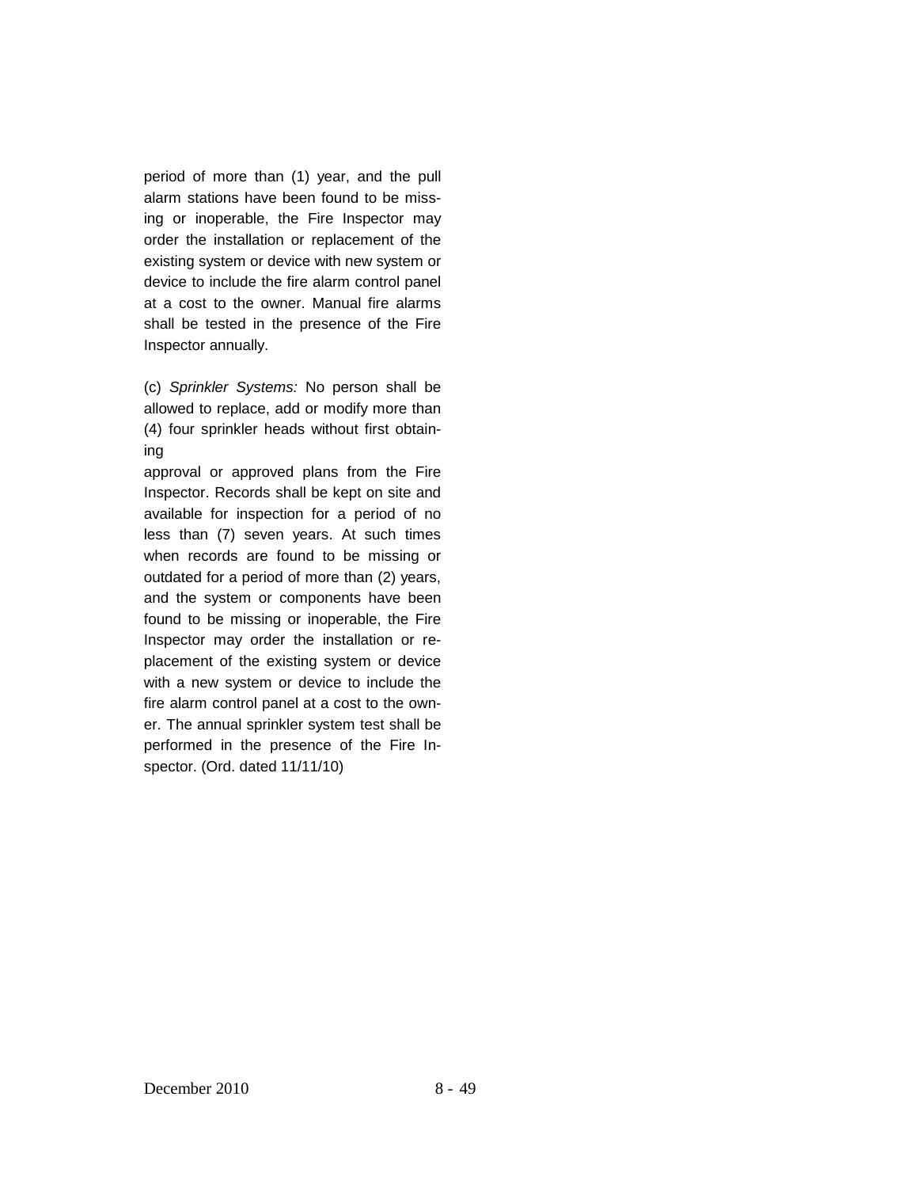period of more than (1) year, and the pull alarm stations have been found to be missing or inoperable, the Fire Inspector may order the installation or replacement of the existing system or device with new system or device to include the fire alarm control panel at a cost to the owner. Manual fire alarms shall be tested in the presence of the Fire Inspector annually.

(c) *Sprinkler Systems:* No person shall be allowed to replace, add or modify more than (4) four sprinkler heads without first obtaining approval or approved plans from the Fire Inspector. Records shall be kept on site and available for inspection for a period of no less than (7) seven years. At such times when records are found to be missing or outdated for a period of more than (2) years, and the system or components have been found to be missing or inoperable, the Fire Inspector may order the installation or replacement of the existing system or device with a new system or device to include the fire alarm control panel at a cost to the owner. The annual sprinkler system test shall be performed in the presence of the Fire Inspector. (Ord. dated 11/11/10)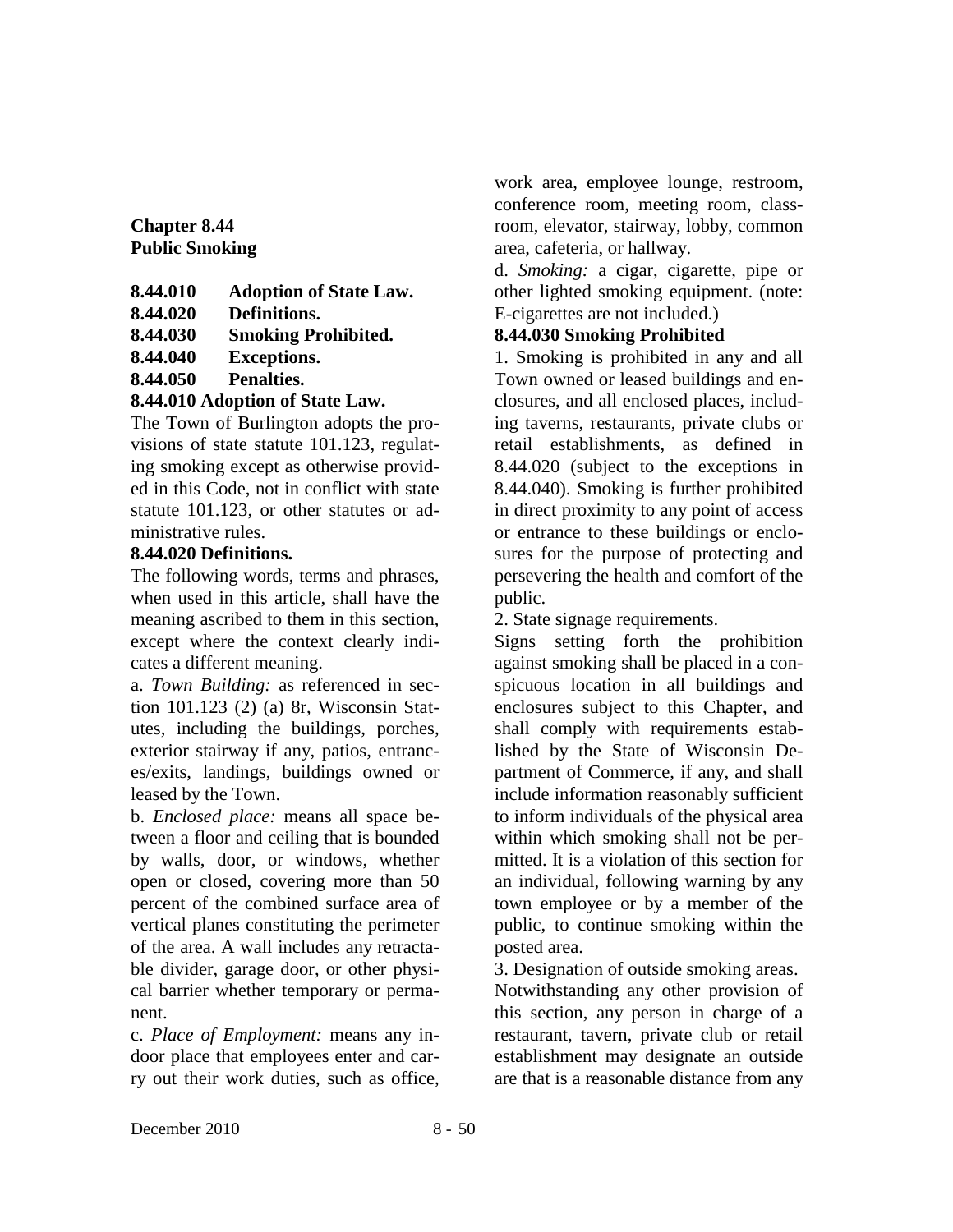**Chapter 8.44**
**Public Smoking**

**8.44.010 Adoption of State Law.**
**8.44.020 Definitions.**
**8.44.030 Smoking Prohibited.**
**8.44.040 Exceptions.**
**8.44.050 Penalties.**

**8.44.010 Adoption of State Law.**

The Town of Burlington adopts the provisions of state statute 101.123, regulating smoking except as otherwise provided in this Code, not in conflict with state statute 101.123, or other statutes or administrative rules.

**8.44.020 Definitions.**

The following words, terms and phrases, when used in this article, shall have the meaning ascribed to them in this section, except where the context clearly indicates a different meaning.

a. *Town Building:* as referenced in section 101.123 (2) (a) 8r, Wisconsin Statutes, including the buildings, porches, exterior stairway if any, patios, entrances/exits, landings, buildings owned or leased by the Town.

b. *Enclosed place:* means all space between a floor and ceiling that is bounded by walls, door, or windows, whether open or closed, covering more than 50 percent of the combined surface area of vertical planes constituting the perimeter of the area. A wall includes any retractable divider, garage door, or other physical barrier whether temporary or permanent.

c. *Place of Employment:* means any indoor place that employees enter and carry out their work duties, such as office, work area, employee lounge, restroom, conference room, meeting room, classroom, elevator, stairway, lobby, common area, cafeteria, or hallway.

d. *Smoking:* a cigar, cigarette, pipe or other lighted smoking equipment. (note: E-cigarettes are not included.)

**8.44.030 Smoking Prohibited**

1. Smoking is prohibited in any and all Town owned or leased buildings and enclosures, and all enclosed places, including taverns, restaurants, private clubs or retail establishments, as defined in 8.44.020 (subject to the exceptions in 8.44.040). Smoking is further prohibited in direct proximity to any point of access or entrance to these buildings or enclosures for the purpose of protecting and persevering the health and comfort of the public.

2. State signage requirements.

Signs setting forth the prohibition against smoking shall be placed in a conspicuous location in all buildings and enclosures subject to this Chapter, and shall comply with requirements established by the State of Wisconsin Department of Commerce, if any, and shall include information reasonably sufficient to inform individuals of the physical area within which smoking shall not be permitted. It is a violation of this section for an individual, following warning by any town employee or by a member of the public, to continue smoking within the posted area.

3. Designation of outside smoking areas.

Notwithstanding any other provision of this section, any person in charge of a restaurant, tavern, private club or retail establishment may designate an outside are that is a reasonable distance from any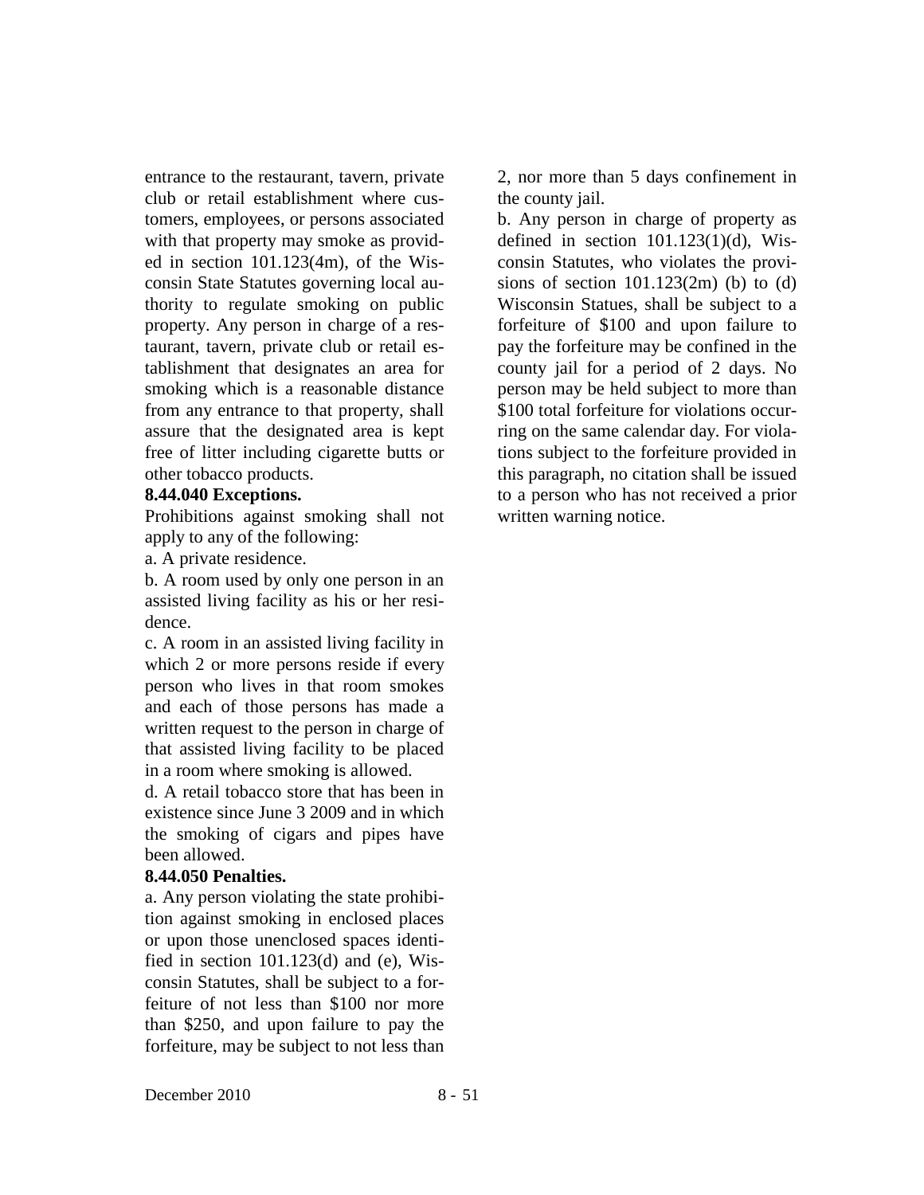entrance to the restaurant, tavern, private club or retail establishment where customers, employees, or persons associated with that property may smoke as provided in section 101.123(4m), of the Wisconsin State Statutes governing local authority to regulate smoking on public property. Any person in charge of a restaurant, tavern, private club or retail establishment that designates an area for smoking which is a reasonable distance from any entrance to that property, shall assure that the designated area is kept free of litter including cigarette butts or other tobacco products.

**8.44.040 Exceptions.**

Prohibitions against smoking shall not apply to any of the following:

a. A private residence.

b. A room used by only one person in an assisted living facility as his or her residence.

c. A room in an assisted living facility in which 2 or more persons reside if every person who lives in that room smokes and each of those persons has made a written request to the person in charge of that assisted living facility to be placed in a room where smoking is allowed.

d. A retail tobacco store that has been in existence since June 3 2009 and in which the smoking of cigars and pipes have been allowed.

**8.44.050 Penalties.**

a. Any person violating the state prohibition against smoking in enclosed places or upon those unenclosed spaces identified in section 101.123(d) and (e), Wisconsin Statutes, shall be subject to a forfeiture of not less than $100 nor more than $250, and upon failure to pay the forfeiture, may be subject to not less than 2, nor more than 5 days confinement in the county jail.

b. Any person in charge of property as defined in section 101.123(1)(d), Wisconsin Statutes, who violates the provisions of section 101.123(2m) (b) to (d) Wisconsin Statues, shall be subject to a forfeiture of $100 and upon failure to pay the forfeiture may be confined in the county jail for a period of 2 days. No person may be held subject to more than $100 total forfeiture for violations occurring on the same calendar day. For violations subject to the forfeiture provided in this paragraph, no citation shall be issued to a person who has not received a prior written warning notice.